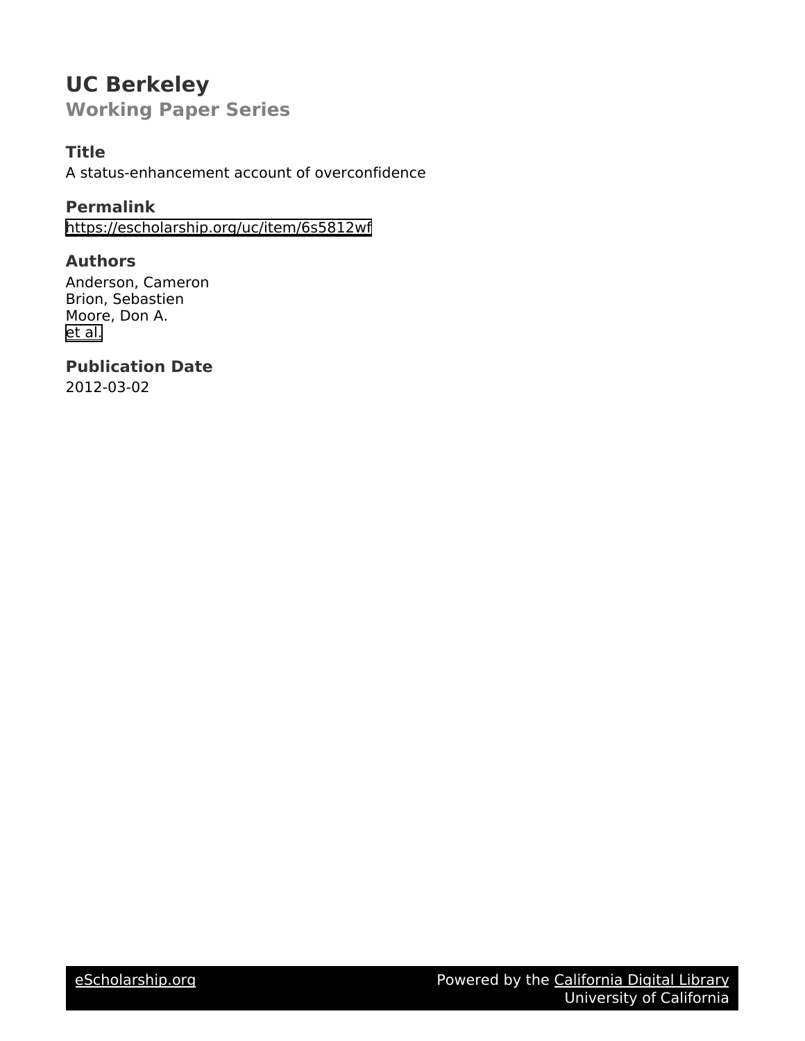# UC Berkeley

## Working Paper Series

### Title

A status-enhancement account of overconfidence

### Permalink

https://escholarship.org/uc/item/6s5812wf

### Authors

Anderson, Cameron
Brion, Sebastien
Moore, Don A.
et al.

### Publication Date

2012-03-02

eScholarship.org Powered by the California Digital Library
University of California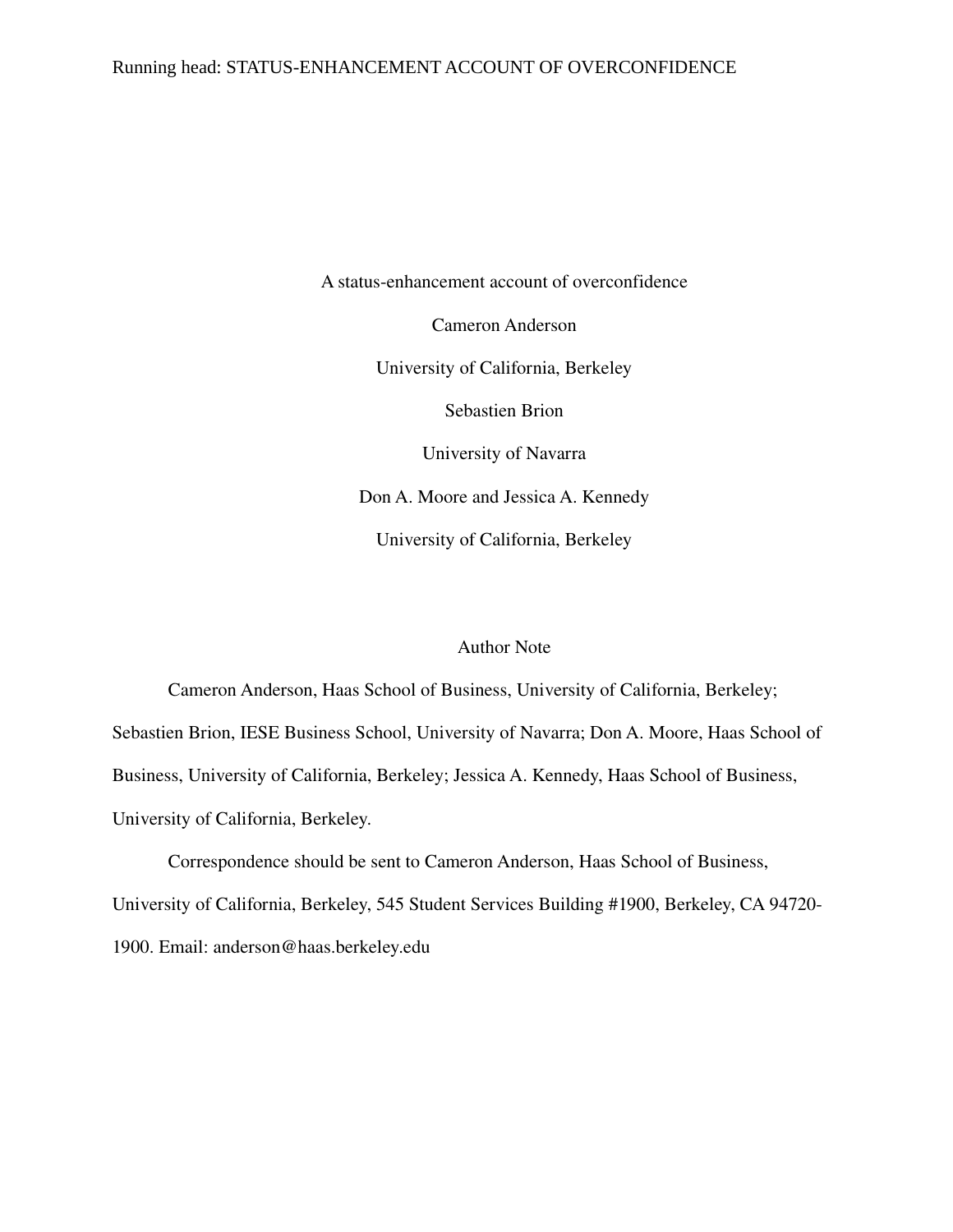# A status-enhancement account of overconfidence

Cameron Anderson

University of California, Berkeley

Sebastien Brion

University of Navarra

Don A. Moore and Jessica A. Kennedy

University of California, Berkeley

## Author Note

Cameron Anderson, Haas School of Business, University of California, Berkeley; Sebastien Brion, IESE Business School, University of Navarra; Don A. Moore, Haas School of Business, University of California, Berkeley; Jessica A. Kennedy, Haas School of Business, University of California, Berkeley.

Correspondence should be sent to Cameron Anderson, Haas School of Business, University of California, Berkeley, 545 Student Services Building #1900, Berkeley, CA 94720-1900. Email: anderson@haas.berkeley.edu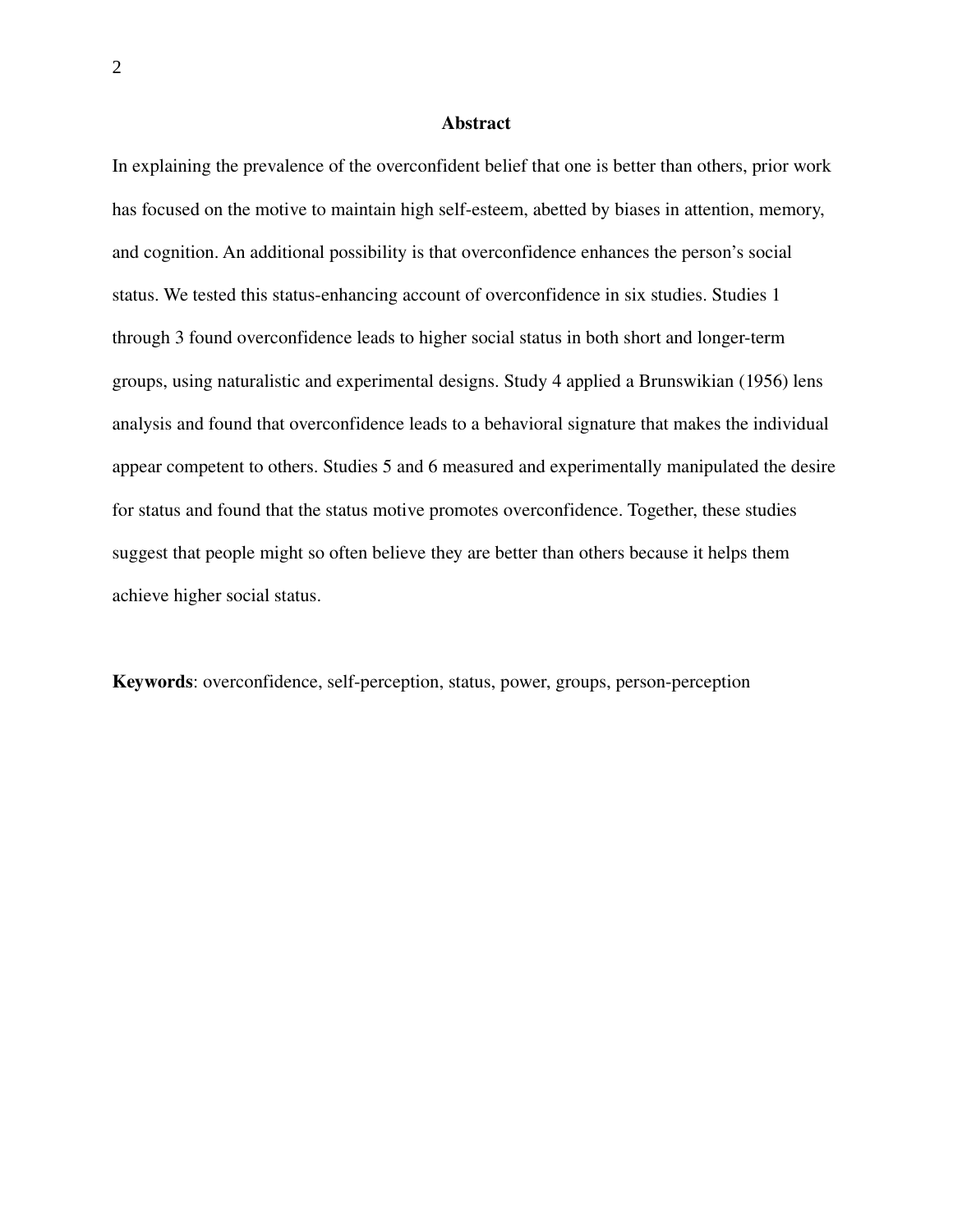## Abstract

In explaining the prevalence of the overconfident belief that one is better than others, prior work has focused on the motive to maintain high self-esteem, abetted by biases in attention, memory, and cognition. An additional possibility is that overconfidence enhances the person's social status. We tested this status-enhancing account of overconfidence in six studies. Studies 1 through 3 found overconfidence leads to higher social status in both short and longer-term groups, using naturalistic and experimental designs. Study 4 applied a Brunswikian (1956) lens analysis and found that overconfidence leads to a behavioral signature that makes the individual appear competent to others. Studies 5 and 6 measured and experimentally manipulated the desire for status and found that the status motive promotes overconfidence. Together, these studies suggest that people might so often believe they are better than others because it helps them achieve higher social status.

**Keywords**: overconfidence, self-perception, status, power, groups, person-perception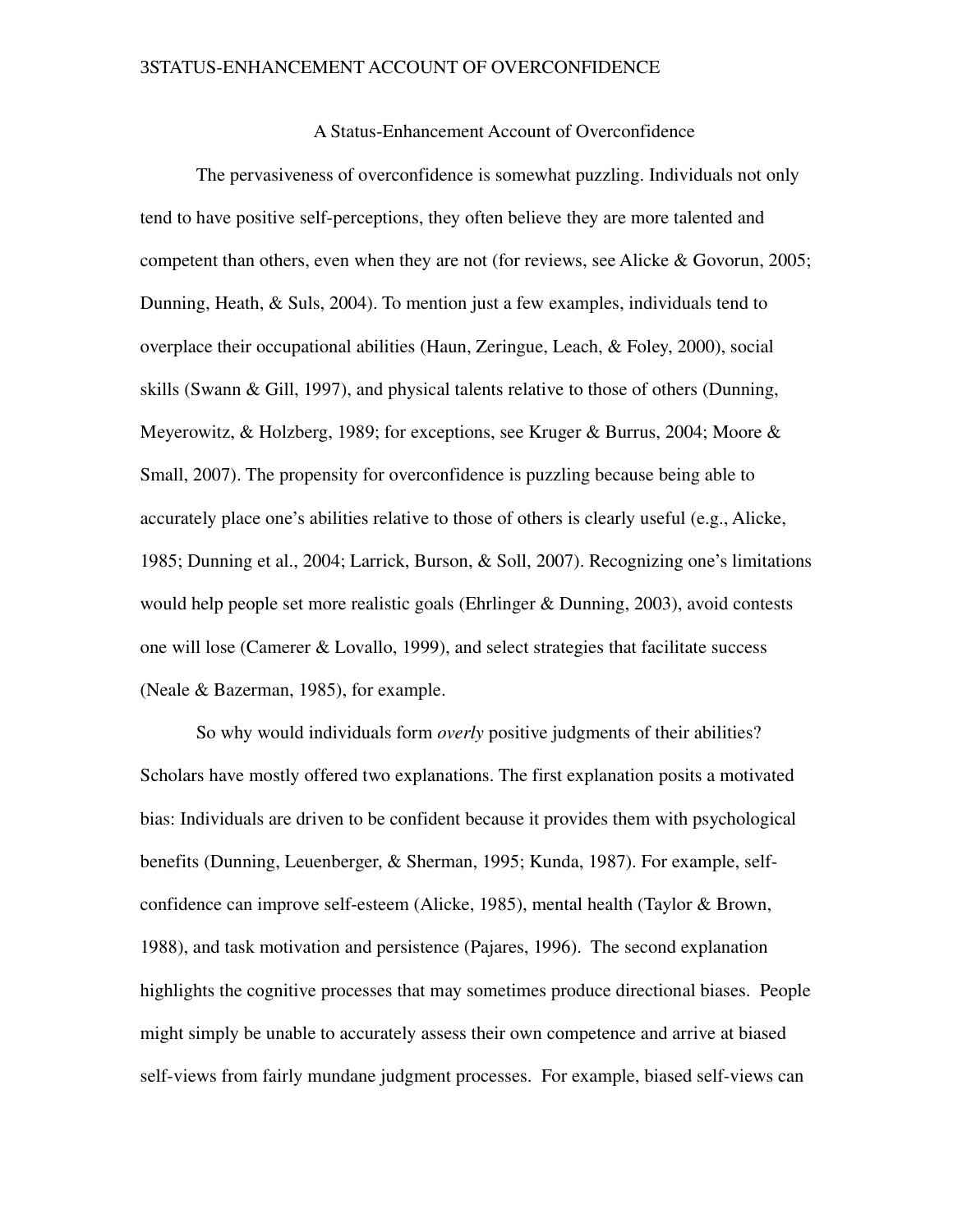## A Status-Enhancement Account of Overconfidence

The pervasiveness of overconfidence is somewhat puzzling. Individuals not only tend to have positive self-perceptions, they often believe they are more talented and competent than others, even when they are not (for reviews, see Alicke & Govorun, 2005; Dunning, Heath, & Suls, 2004). To mention just a few examples, individuals tend to overplace their occupational abilities (Haun, Zeringue, Leach, & Foley, 2000), social skills (Swann & Gill, 1997), and physical talents relative to those of others (Dunning, Meyerowitz, & Holzberg, 1989; for exceptions, see Kruger & Burrus, 2004; Moore & Small, 2007). The propensity for overconfidence is puzzling because being able to accurately place one's abilities relative to those of others is clearly useful (e.g., Alicke, 1985; Dunning et al., 2004; Larrick, Burson, & Soll, 2007). Recognizing one's limitations would help people set more realistic goals (Ehrlinger & Dunning, 2003), avoid contests one will lose (Camerer & Lovallo, 1999), and select strategies that facilitate success (Neale & Bazerman, 1985), for example.

So why would individuals form *overly* positive judgments of their abilities? Scholars have mostly offered two explanations. The first explanation posits a motivated bias: Individuals are driven to be confident because it provides them with psychological benefits (Dunning, Leuenberger, & Sherman, 1995; Kunda, 1987). For example, self-confidence can improve self-esteem (Alicke, 1985), mental health (Taylor & Brown, 1988), and task motivation and persistence (Pajares, 1996). The second explanation highlights the cognitive processes that may sometimes produce directional biases. People might simply be unable to accurately assess their own competence and arrive at biased self-views from fairly mundane judgment processes. For example, biased self-views can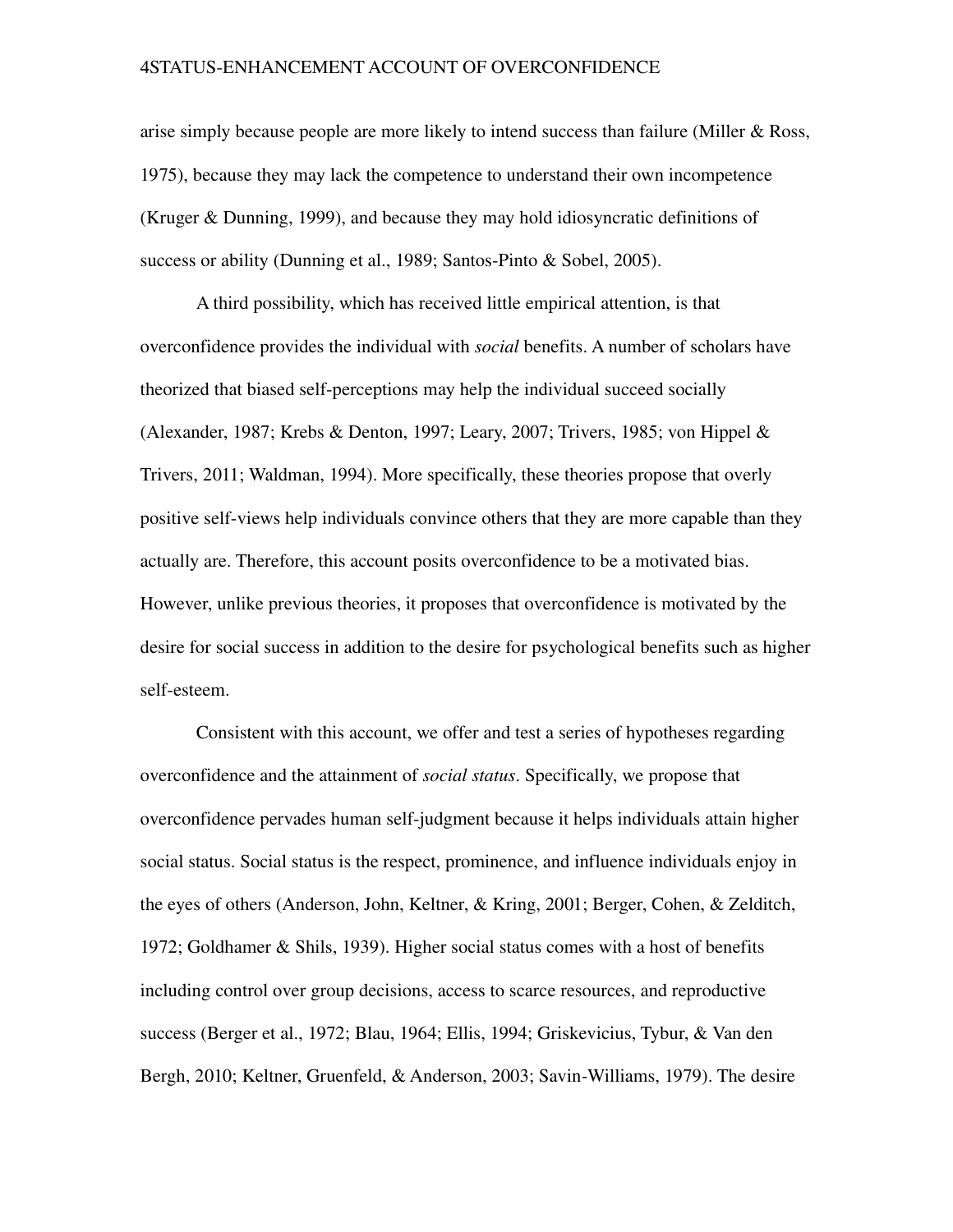arise simply because people are more likely to intend success than failure (Miller & Ross, 1975), because they may lack the competence to understand their own incompetence (Kruger & Dunning, 1999), and because they may hold idiosyncratic definitions of success or ability (Dunning et al., 1989; Santos-Pinto & Sobel, 2005).

A third possibility, which has received little empirical attention, is that overconfidence provides the individual with *social* benefits. A number of scholars have theorized that biased self-perceptions may help the individual succeed socially (Alexander, 1987; Krebs & Denton, 1997; Leary, 2007; Trivers, 1985; von Hippel & Trivers, 2011; Waldman, 1994). More specifically, these theories propose that overly positive self-views help individuals convince others that they are more capable than they actually are. Therefore, this account posits overconfidence to be a motivated bias. However, unlike previous theories, it proposes that overconfidence is motivated by the desire for social success in addition to the desire for psychological benefits such as higher self-esteem.

Consistent with this account, we offer and test a series of hypotheses regarding overconfidence and the attainment of *social status*. Specifically, we propose that overconfidence pervades human self-judgment because it helps individuals attain higher social status. Social status is the respect, prominence, and influence individuals enjoy in the eyes of others (Anderson, John, Keltner, & Kring, 2001; Berger, Cohen, & Zelditch, 1972; Goldhamer & Shils, 1939). Higher social status comes with a host of benefits including control over group decisions, access to scarce resources, and reproductive success (Berger et al., 1972; Blau, 1964; Ellis, 1994; Griskevicius, Tybur, & Van den Bergh, 2010; Keltner, Gruenfeld, & Anderson, 2003; Savin-Williams, 1979). The desire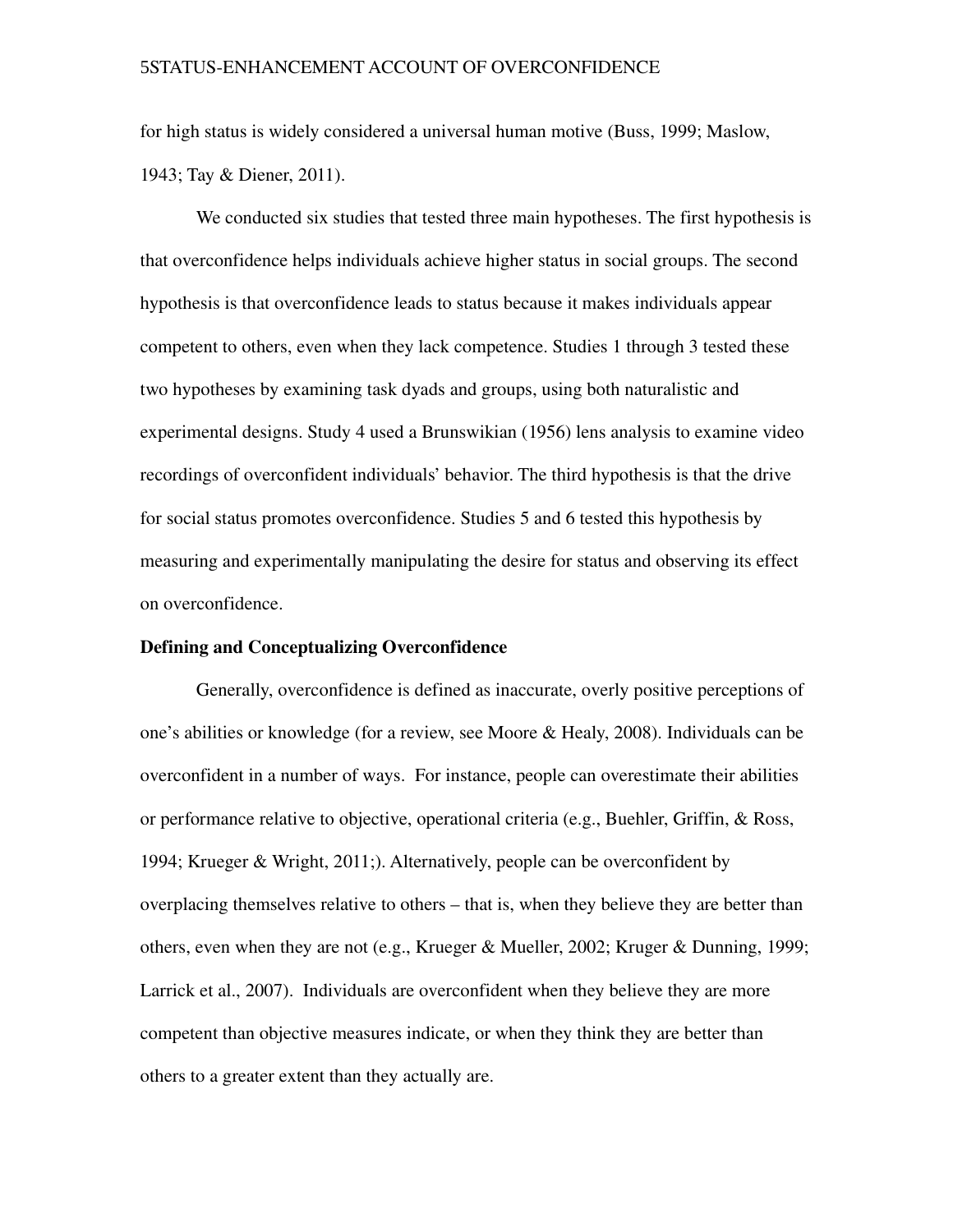for high status is widely considered a universal human motive (Buss, 1999; Maslow, 1943; Tay & Diener, 2011).

We conducted six studies that tested three main hypotheses. The first hypothesis is that overconfidence helps individuals achieve higher status in social groups. The second hypothesis is that overconfidence leads to status because it makes individuals appear competent to others, even when they lack competence. Studies 1 through 3 tested these two hypotheses by examining task dyads and groups, using both naturalistic and experimental designs. Study 4 used a Brunswikian (1956) lens analysis to examine video recordings of overconfident individuals' behavior. The third hypothesis is that the drive for social status promotes overconfidence. Studies 5 and 6 tested this hypothesis by measuring and experimentally manipulating the desire for status and observing its effect on overconfidence.

**Defining and Conceptualizing Overconfidence**

Generally, overconfidence is defined as inaccurate, overly positive perceptions of one's abilities or knowledge (for a review, see Moore & Healy, 2008). Individuals can be overconfident in a number of ways. For instance, people can overestimate their abilities or performance relative to objective, operational criteria (e.g., Buehler, Griffin, & Ross, 1994; Krueger & Wright, 2011;). Alternatively, people can be overconfident by overplacing themselves relative to others – that is, when they believe they are better than others, even when they are not (e.g., Krueger & Mueller, 2002; Kruger & Dunning, 1999; Larrick et al., 2007). Individuals are overconfident when they believe they are more competent than objective measures indicate, or when they think they are better than others to a greater extent than they actually are.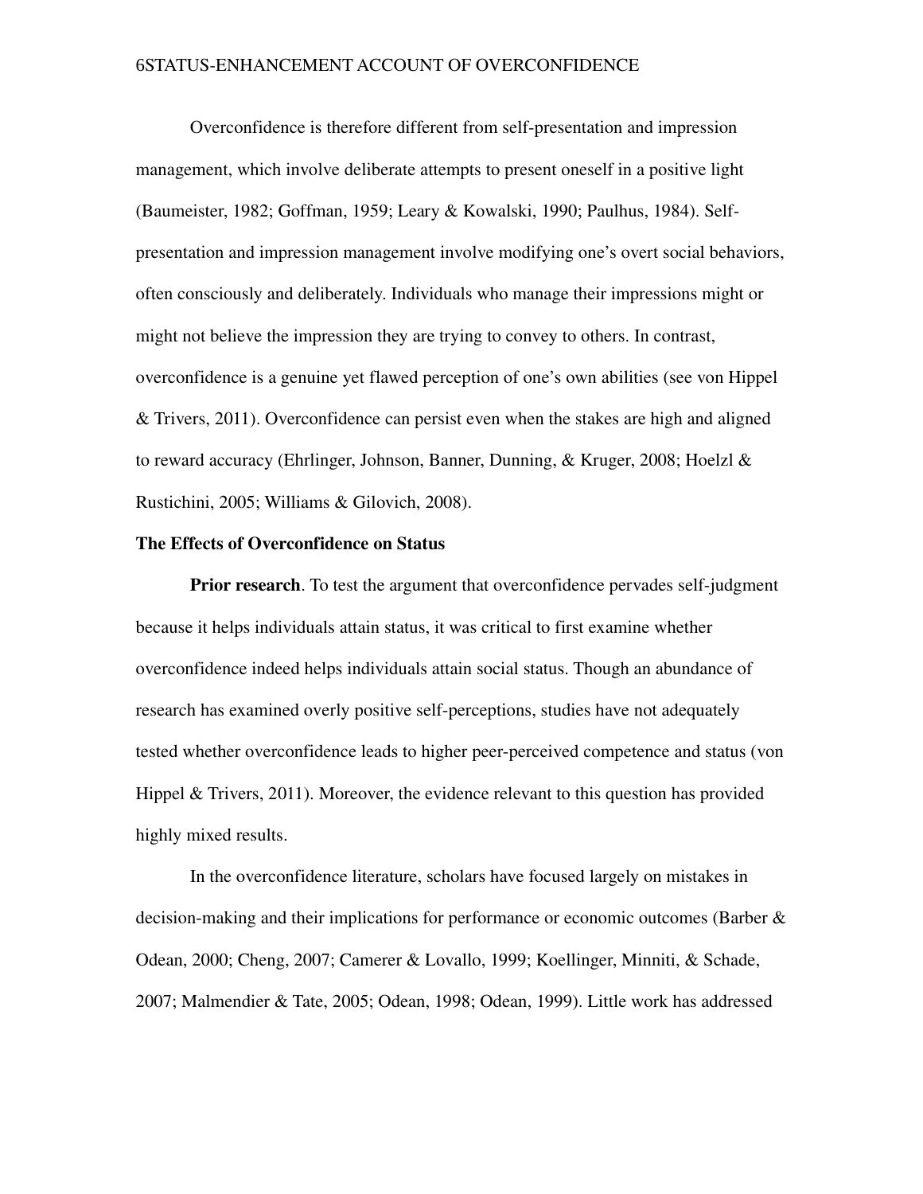Overconfidence is therefore different from self-presentation and impression management, which involve deliberate attempts to present oneself in a positive light (Baumeister, 1982; Goffman, 1959; Leary & Kowalski, 1990; Paulhus, 1984). Self-presentation and impression management involve modifying one's overt social behaviors, often consciously and deliberately. Individuals who manage their impressions might or might not believe the impression they are trying to convey to others. In contrast, overconfidence is a genuine yet flawed perception of one's own abilities (see von Hippel & Trivers, 2011). Overconfidence can persist even when the stakes are high and aligned to reward accuracy (Ehrlinger, Johnson, Banner, Dunning, & Kruger, 2008; Hoelzl & Rustichini, 2005; Williams & Gilovich, 2008).

## The Effects of Overconfidence on Status

**Prior research**. To test the argument that overconfidence pervades self-judgment because it helps individuals attain status, it was critical to first examine whether overconfidence indeed helps individuals attain social status. Though an abundance of research has examined overly positive self-perceptions, studies have not adequately tested whether overconfidence leads to higher peer-perceived competence and status (von Hippel & Trivers, 2011). Moreover, the evidence relevant to this question has provided highly mixed results.

In the overconfidence literature, scholars have focused largely on mistakes in decision-making and their implications for performance or economic outcomes (Barber & Odean, 2000; Cheng, 2007; Camerer & Lovallo, 1999; Koellinger, Minniti, & Schade, 2007; Malmendier & Tate, 2005; Odean, 1998; Odean, 1999). Little work has addressed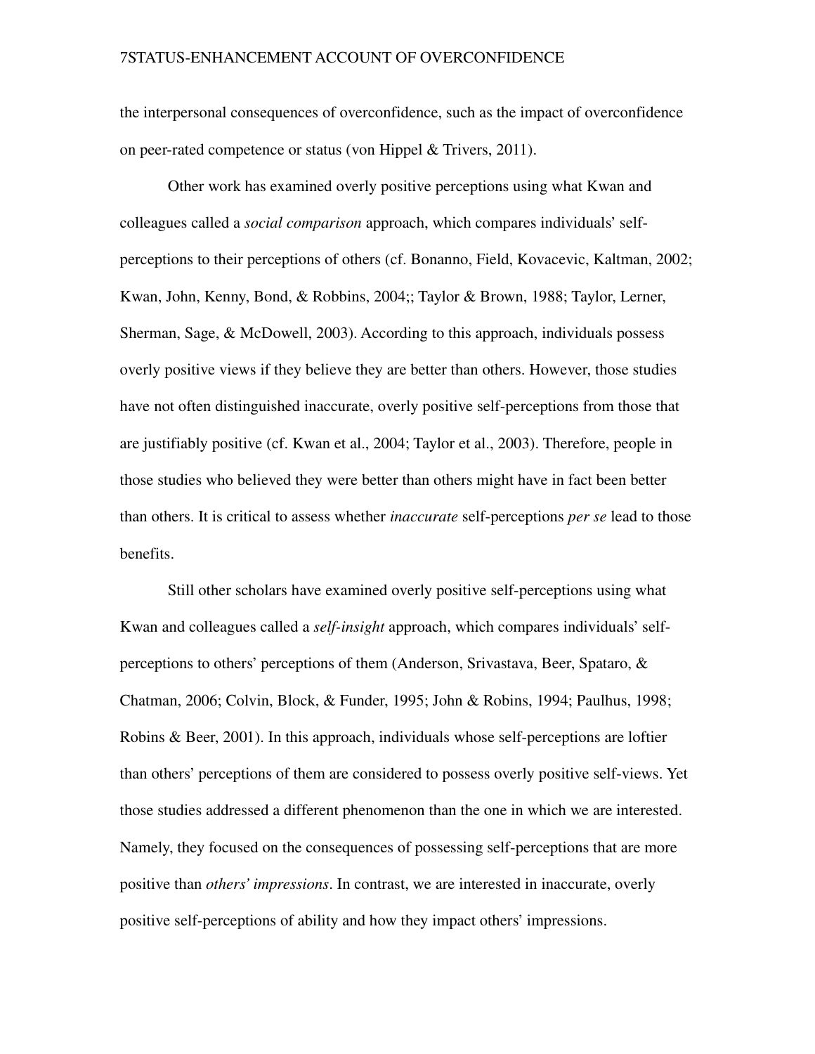the interpersonal consequences of overconfidence, such as the impact of overconfidence on peer-rated competence or status (von Hippel & Trivers, 2011).

Other work has examined overly positive perceptions using what Kwan and colleagues called a *social comparison* approach, which compares individuals' self-perceptions to their perceptions of others (cf. Bonanno, Field, Kovacevic, Kaltman, 2002; Kwan, John, Kenny, Bond, & Robbins, 2004;; Taylor & Brown, 1988; Taylor, Lerner, Sherman, Sage, & McDowell, 2003). According to this approach, individuals possess overly positive views if they believe they are better than others. However, those studies have not often distinguished inaccurate, overly positive self-perceptions from those that are justifiably positive (cf. Kwan et al., 2004; Taylor et al., 2003). Therefore, people in those studies who believed they were better than others might have in fact been better than others. It is critical to assess whether *inaccurate* self-perceptions *per se* lead to those benefits.

Still other scholars have examined overly positive self-perceptions using what Kwan and colleagues called a *self-insight* approach, which compares individuals' self-perceptions to others' perceptions of them (Anderson, Srivastava, Beer, Spataro, & Chatman, 2006; Colvin, Block, & Funder, 1995; John & Robins, 1994; Paulhus, 1998; Robins & Beer, 2001). In this approach, individuals whose self-perceptions are loftier than others' perceptions of them are considered to possess overly positive self-views. Yet those studies addressed a different phenomenon than the one in which we are interested. Namely, they focused on the consequences of possessing self-perceptions that are more positive than *others' impressions*. In contrast, we are interested in inaccurate, overly positive self-perceptions of ability and how they impact others' impressions.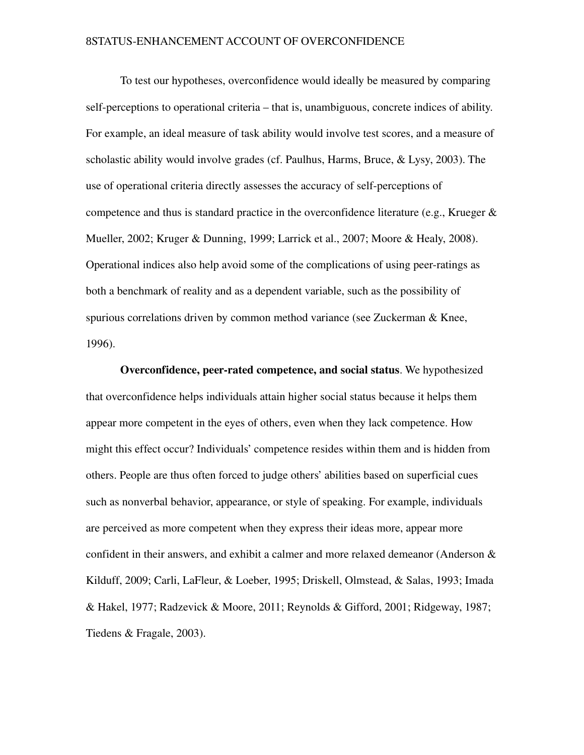To test our hypotheses, overconfidence would ideally be measured by comparing self-perceptions to operational criteria – that is, unambiguous, concrete indices of ability. For example, an ideal measure of task ability would involve test scores, and a measure of scholastic ability would involve grades (cf. Paulhus, Harms, Bruce, & Lysy, 2003). The use of operational criteria directly assesses the accuracy of self-perceptions of competence and thus is standard practice in the overconfidence literature (e.g., Krueger & Mueller, 2002; Kruger & Dunning, 1999; Larrick et al., 2007; Moore & Healy, 2008). Operational indices also help avoid some of the complications of using peer-ratings as both a benchmark of reality and as a dependent variable, such as the possibility of spurious correlations driven by common method variance (see Zuckerman & Knee, 1996).

**Overconfidence, peer-rated competence, and social status**. We hypothesized that overconfidence helps individuals attain higher social status because it helps them appear more competent in the eyes of others, even when they lack competence. How might this effect occur? Individuals' competence resides within them and is hidden from others. People are thus often forced to judge others' abilities based on superficial cues such as nonverbal behavior, appearance, or style of speaking. For example, individuals are perceived as more competent when they express their ideas more, appear more confident in their answers, and exhibit a calmer and more relaxed demeanor (Anderson & Kilduff, 2009; Carli, LaFleur, & Loeber, 1995; Driskell, Olmstead, & Salas, 1993; Imada & Hakel, 1977; Radzevick & Moore, 2011; Reynolds & Gifford, 2001; Ridgeway, 1987; Tiedens & Fragale, 2003).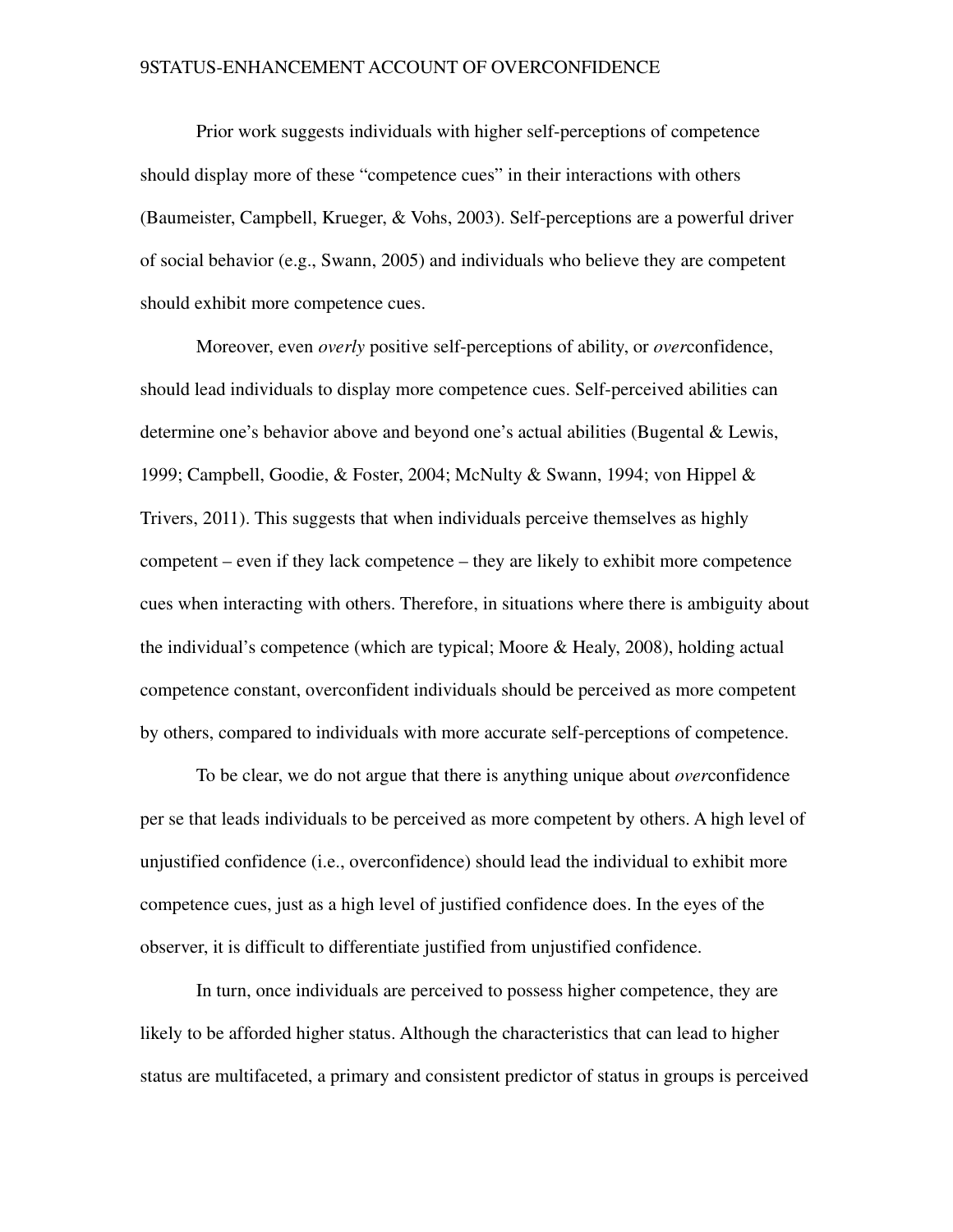Prior work suggests individuals with higher self-perceptions of competence should display more of these "competence cues" in their interactions with others (Baumeister, Campbell, Krueger, & Vohs, 2003). Self-perceptions are a powerful driver of social behavior (e.g., Swann, 2005) and individuals who believe they are competent should exhibit more competence cues.

Moreover, even *overly* positive self-perceptions of ability, or *over*confidence, should lead individuals to display more competence cues. Self-perceived abilities can determine one's behavior above and beyond one's actual abilities (Bugental & Lewis, 1999; Campbell, Goodie, & Foster, 2004; McNulty & Swann, 1994; von Hippel & Trivers, 2011). This suggests that when individuals perceive themselves as highly competent – even if they lack competence – they are likely to exhibit more competence cues when interacting with others. Therefore, in situations where there is ambiguity about the individual's competence (which are typical; Moore & Healy, 2008), holding actual competence constant, overconfident individuals should be perceived as more competent by others, compared to individuals with more accurate self-perceptions of competence.

To be clear, we do not argue that there is anything unique about *over*confidence per se that leads individuals to be perceived as more competent by others. A high level of unjustified confidence (i.e., overconfidence) should lead the individual to exhibit more competence cues, just as a high level of justified confidence does. In the eyes of the observer, it is difficult to differentiate justified from unjustified confidence.

In turn, once individuals are perceived to possess higher competence, they are likely to be afforded higher status. Although the characteristics that can lead to higher status are multifaceted, a primary and consistent predictor of status in groups is perceived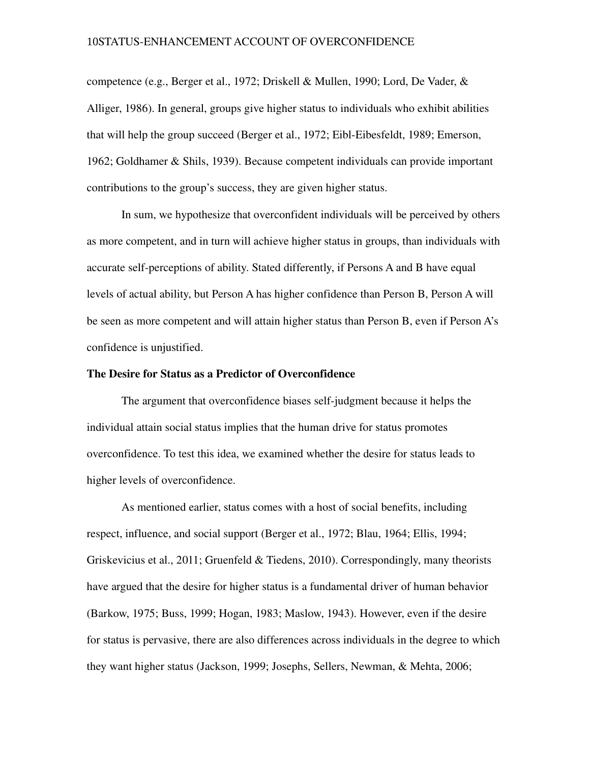competence (e.g., Berger et al., 1972; Driskell & Mullen, 1990; Lord, De Vader, & Alliger, 1986). In general, groups give higher status to individuals who exhibit abilities that will help the group succeed (Berger et al., 1972; Eibl-Eibesfeldt, 1989; Emerson, 1962; Goldhamer & Shils, 1939). Because competent individuals can provide important contributions to the group's success, they are given higher status.

In sum, we hypothesize that overconfident individuals will be perceived by others as more competent, and in turn will achieve higher status in groups, than individuals with accurate self-perceptions of ability. Stated differently, if Persons A and B have equal levels of actual ability, but Person A has higher confidence than Person B, Person A will be seen as more competent and will attain higher status than Person B, even if Person A's confidence is unjustified.

**The Desire for Status as a Predictor of Overconfidence**

The argument that overconfidence biases self-judgment because it helps the individual attain social status implies that the human drive for status promotes overconfidence. To test this idea, we examined whether the desire for status leads to higher levels of overconfidence.

As mentioned earlier, status comes with a host of social benefits, including respect, influence, and social support (Berger et al., 1972; Blau, 1964; Ellis, 1994; Griskevicius et al., 2011; Gruenfeld & Tiedens, 2010). Correspondingly, many theorists have argued that the desire for higher status is a fundamental driver of human behavior (Barkow, 1975; Buss, 1999; Hogan, 1983; Maslow, 1943). However, even if the desire for status is pervasive, there are also differences across individuals in the degree to which they want higher status (Jackson, 1999; Josephs, Sellers, Newman, & Mehta, 2006;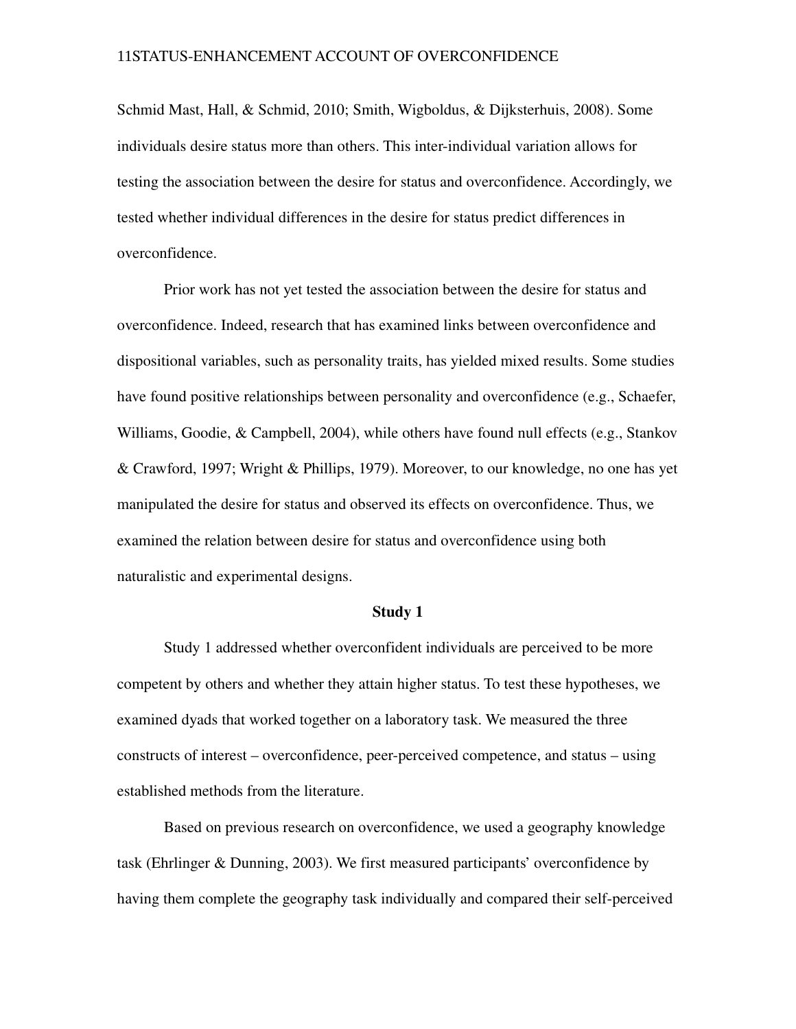Schmid Mast, Hall, & Schmid, 2010; Smith, Wigboldus, & Dijksterhuis, 2008). Some individuals desire status more than others. This inter-individual variation allows for testing the association between the desire for status and overconfidence. Accordingly, we tested whether individual differences in the desire for status predict differences in overconfidence.

Prior work has not yet tested the association between the desire for status and overconfidence. Indeed, research that has examined links between overconfidence and dispositional variables, such as personality traits, has yielded mixed results. Some studies have found positive relationships between personality and overconfidence (e.g., Schaefer, Williams, Goodie, & Campbell, 2004), while others have found null effects (e.g., Stankov & Crawford, 1997; Wright & Phillips, 1979). Moreover, to our knowledge, no one has yet manipulated the desire for status and observed its effects on overconfidence. Thus, we examined the relation between desire for status and overconfidence using both naturalistic and experimental designs.

## Study 1

Study 1 addressed whether overconfident individuals are perceived to be more competent by others and whether they attain higher status. To test these hypotheses, we examined dyads that worked together on a laboratory task. We measured the three constructs of interest – overconfidence, peer-perceived competence, and status – using established methods from the literature.

Based on previous research on overconfidence, we used a geography knowledge task (Ehrlinger & Dunning, 2003). We first measured participants' overconfidence by having them complete the geography task individually and compared their self-perceived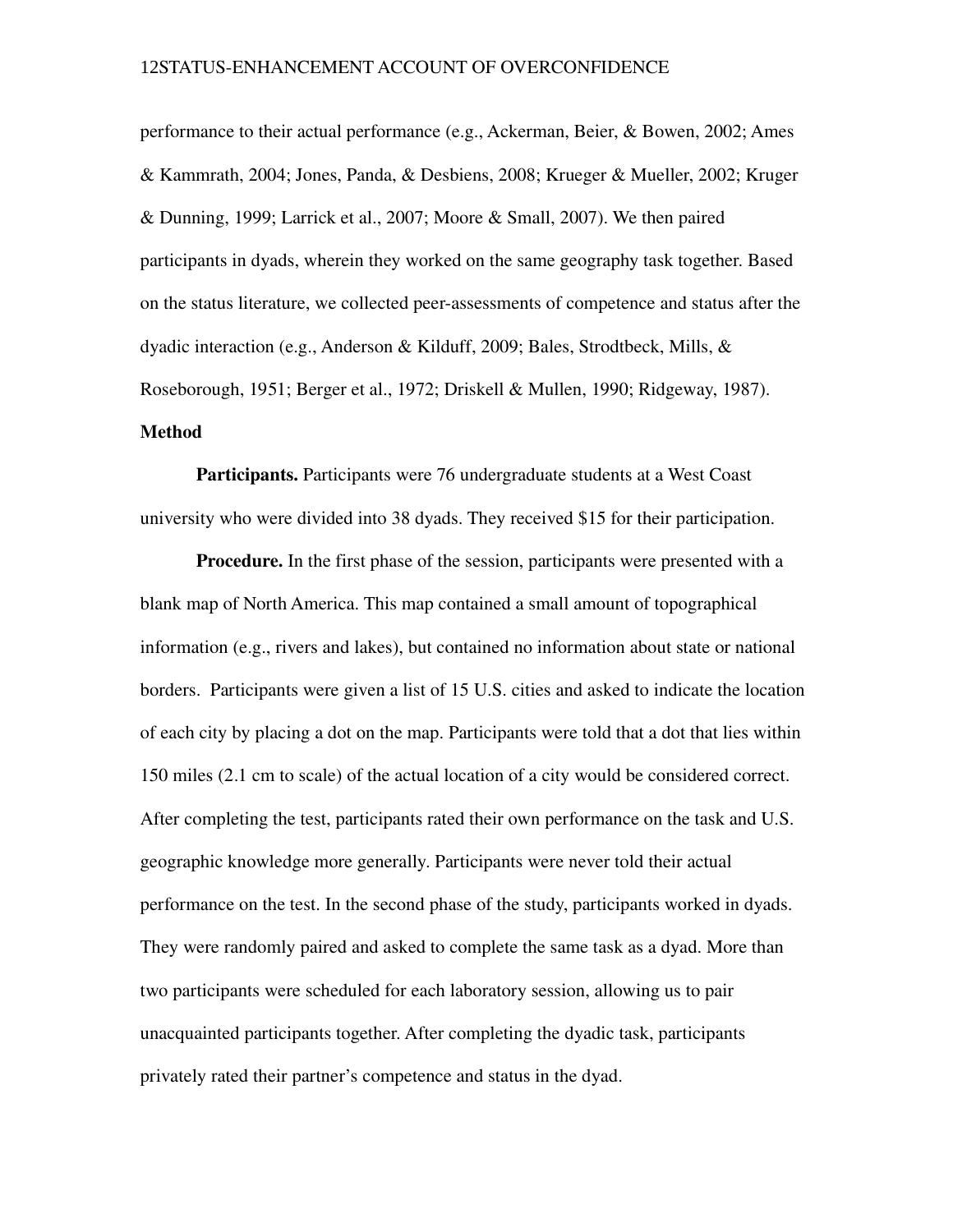performance to their actual performance (e.g., Ackerman, Beier, & Bowen, 2002; Ames & Kammrath, 2004; Jones, Panda, & Desbiens, 2008; Krueger & Mueller, 2002; Kruger & Dunning, 1999; Larrick et al., 2007; Moore & Small, 2007). We then paired participants in dyads, wherein they worked on the same geography task together. Based on the status literature, we collected peer-assessments of competence and status after the dyadic interaction (e.g., Anderson & Kilduff, 2009; Bales, Strodtbeck, Mills, & Roseborough, 1951; Berger et al., 1972; Driskell & Mullen, 1990; Ridgeway, 1987).

## Method

**Participants.** Participants were 76 undergraduate students at a West Coast university who were divided into 38 dyads. They received $15 for their participation.

**Procedure.** In the first phase of the session, participants were presented with a blank map of North America. This map contained a small amount of topographical information (e.g., rivers and lakes), but contained no information about state or national borders. Participants were given a list of 15 U.S. cities and asked to indicate the location of each city by placing a dot on the map. Participants were told that a dot that lies within 150 miles (2.1 cm to scale) of the actual location of a city would be considered correct. After completing the test, participants rated their own performance on the task and U.S. geographic knowledge more generally. Participants were never told their actual performance on the test. In the second phase of the study, participants worked in dyads. They were randomly paired and asked to complete the same task as a dyad. More than two participants were scheduled for each laboratory session, allowing us to pair unacquainted participants together. After completing the dyadic task, participants privately rated their partner's competence and status in the dyad.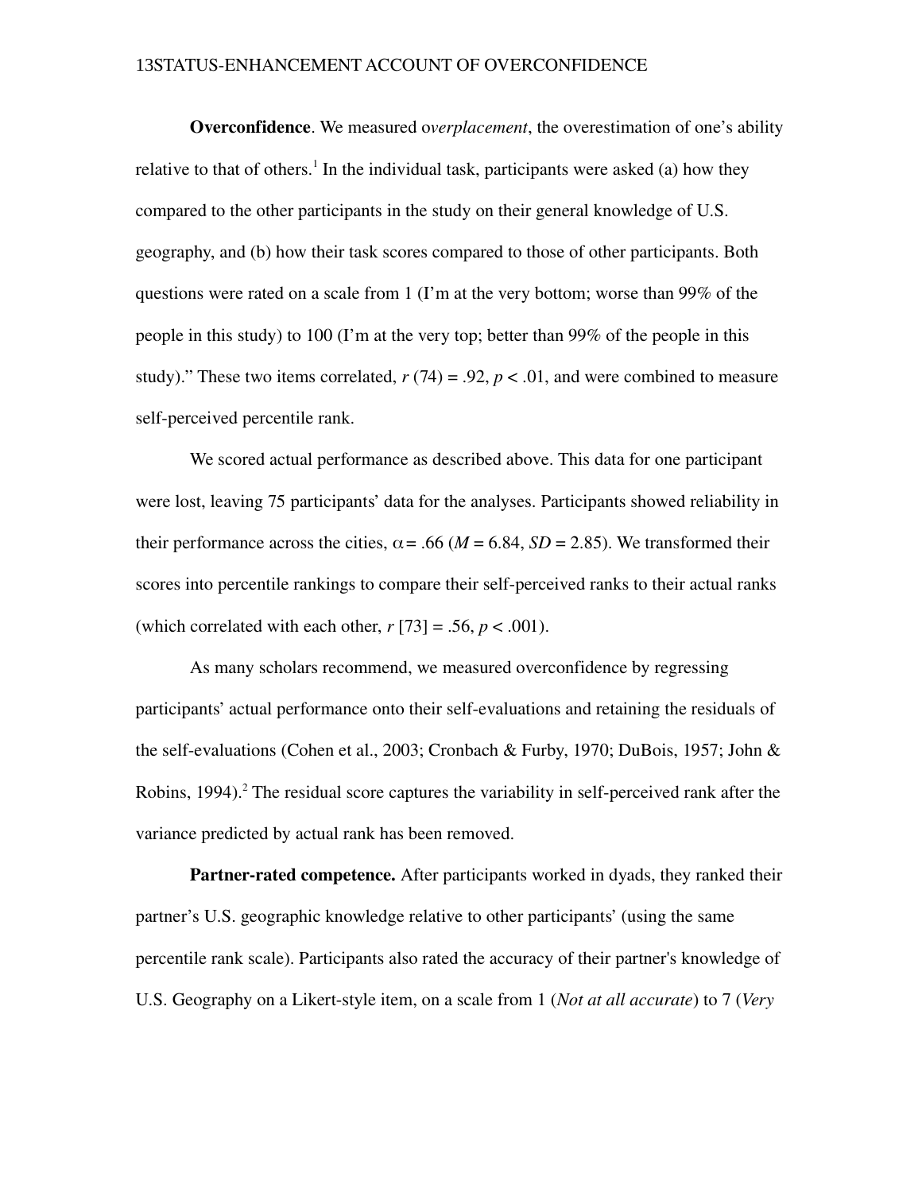**Overconfidence**. We measured o*verplacement*, the overestimation of one's ability relative to that of others.[1] In the individual task, participants were asked (a) how they compared to the other participants in the study on their general knowledge of U.S. geography, and (b) how their task scores compared to those of other participants. Both questions were rated on a scale from 1 (I'm at the very bottom; worse than 99% of the people in this study) to 100 (I'm at the very top; better than 99% of the people in this study)." These two items correlated, $r$ (74) = .92, $p < .01$, and were combined to measure self-perceived percentile rank.

We scored actual performance as described above. This data for one participant were lost, leaving 75 participants' data for the analyses. Participants showed reliability in their performance across the cities, $\alpha = .66$ ($M = 6.84$, $SD = 2.85$). We transformed their scores into percentile rankings to compare their self-perceived ranks to their actual ranks (which correlated with each other, $r$ [73] = .56, $p < .001$).

As many scholars recommend, we measured overconfidence by regressing participants' actual performance onto their self-evaluations and retaining the residuals of the self-evaluations (Cohen et al., 2003; Cronbach & Furby, 1970; DuBois, 1957; John & Robins, 1994).[2] The residual score captures the variability in self-perceived rank after the variance predicted by actual rank has been removed.

**Partner-rated competence.** After participants worked in dyads, they ranked their partner's U.S. geographic knowledge relative to other participants' (using the same percentile rank scale). Participants also rated the accuracy of their partner's knowledge of U.S. Geography on a Likert-style item, on a scale from 1 (*Not at all accurate*) to 7 (*Very*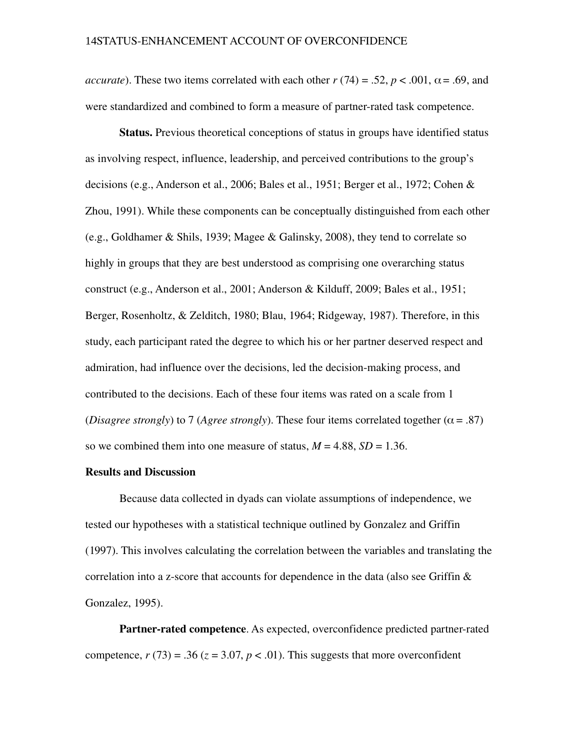*accurate*). These two items correlated with each other $r$ (74) = .52, $p < .001$, $\alpha = .69$, and were standardized and combined to form a measure of partner-rated task competence.

**Status.** Previous theoretical conceptions of status in groups have identified status as involving respect, influence, leadership, and perceived contributions to the group's decisions (e.g., Anderson et al., 2006; Bales et al., 1951; Berger et al., 1972; Cohen & Zhou, 1991). While these components can be conceptually distinguished from each other (e.g., Goldhamer & Shils, 1939; Magee & Galinsky, 2008), they tend to correlate so highly in groups that they are best understood as comprising one overarching status construct (e.g., Anderson et al., 2001; Anderson & Kilduff, 2009; Bales et al., 1951; Berger, Rosenholtz, & Zelditch, 1980; Blau, 1964; Ridgeway, 1987). Therefore, in this study, each participant rated the degree to which his or her partner deserved respect and admiration, had influence over the decisions, led the decision-making process, and contributed to the decisions. Each of these four items was rated on a scale from 1 (*Disagree strongly*) to 7 (*Agree strongly*). These four items correlated together ($\alpha = .87$) so we combined them into one measure of status, $M = 4.88$, $SD = 1.36$.

## Results and Discussion

Because data collected in dyads can violate assumptions of independence, we tested our hypotheses with a statistical technique outlined by Gonzalez and Griffin (1997). This involves calculating the correlation between the variables and translating the correlation into a z-score that accounts for dependence in the data (also see Griffin & Gonzalez, 1995).

**Partner-rated competence**. As expected, overconfidence predicted partner-rated competence, $r$ (73) = .36 ($z = 3.07$, $p < .01$). This suggests that more overconfident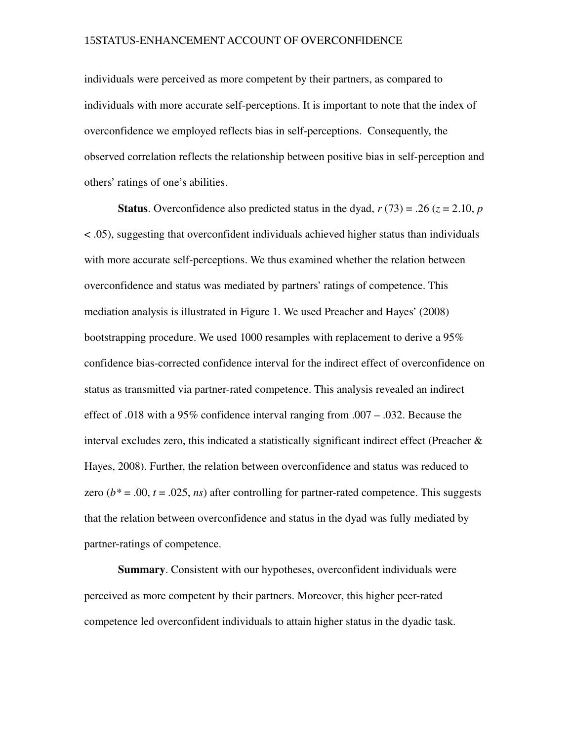individuals were perceived as more competent by their partners, as compared to individuals with more accurate self-perceptions. It is important to note that the index of overconfidence we employed reflects bias in self-perceptions. Consequently, the observed correlation reflects the relationship between positive bias in self-perception and others' ratings of one's abilities.

**Status**. Overconfidence also predicted status in the dyad, $r$ (73) = .26 ($z$ = 2.10, $p$ < .05), suggesting that overconfident individuals achieved higher status than individuals with more accurate self-perceptions. We thus examined whether the relation between overconfidence and status was mediated by partners' ratings of competence. This mediation analysis is illustrated in Figure 1. We used Preacher and Hayes' (2008) bootstrapping procedure. We used 1000 resamples with replacement to derive a 95% confidence bias-corrected confidence interval for the indirect effect of overconfidence on status as transmitted via partner-rated competence. This analysis revealed an indirect effect of .018 with a 95% confidence interval ranging from .007 – .032. Because the interval excludes zero, this indicated a statistically significant indirect effect (Preacher & Hayes, 2008). Further, the relation between overconfidence and status was reduced to zero ($b^*$ = .00, $t$ = .025, *ns*) after controlling for partner-rated competence. This suggests that the relation between overconfidence and status in the dyad was fully mediated by partner-ratings of competence.

**Summary**. Consistent with our hypotheses, overconfident individuals were perceived as more competent by their partners. Moreover, this higher peer-rated competence led overconfident individuals to attain higher status in the dyadic task.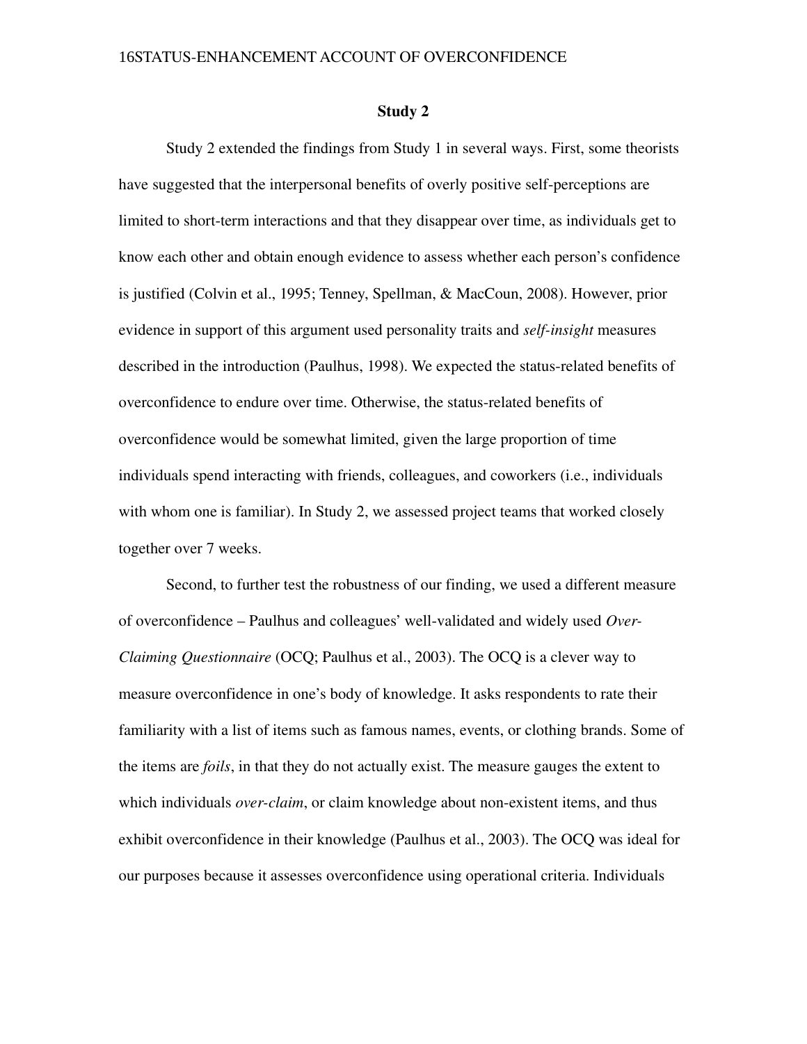## Study 2

Study 2 extended the findings from Study 1 in several ways. First, some theorists have suggested that the interpersonal benefits of overly positive self-perceptions are limited to short-term interactions and that they disappear over time, as individuals get to know each other and obtain enough evidence to assess whether each person's confidence is justified (Colvin et al., 1995; Tenney, Spellman, & MacCoun, 2008). However, prior evidence in support of this argument used personality traits and *self-insight* measures described in the introduction (Paulhus, 1998). We expected the status-related benefits of overconfidence to endure over time. Otherwise, the status-related benefits of overconfidence would be somewhat limited, given the large proportion of time individuals spend interacting with friends, colleagues, and coworkers (i.e., individuals with whom one is familiar). In Study 2, we assessed project teams that worked closely together over 7 weeks.

Second, to further test the robustness of our finding, we used a different measure of overconfidence – Paulhus and colleagues' well-validated and widely used *Over-Claiming Questionnaire* (OCQ; Paulhus et al., 2003). The OCQ is a clever way to measure overconfidence in one's body of knowledge. It asks respondents to rate their familiarity with a list of items such as famous names, events, or clothing brands. Some of the items are *foils*, in that they do not actually exist. The measure gauges the extent to which individuals *over-claim*, or claim knowledge about non-existent items, and thus exhibit overconfidence in their knowledge (Paulhus et al., 2003). The OCQ was ideal for our purposes because it assesses overconfidence using operational criteria. Individuals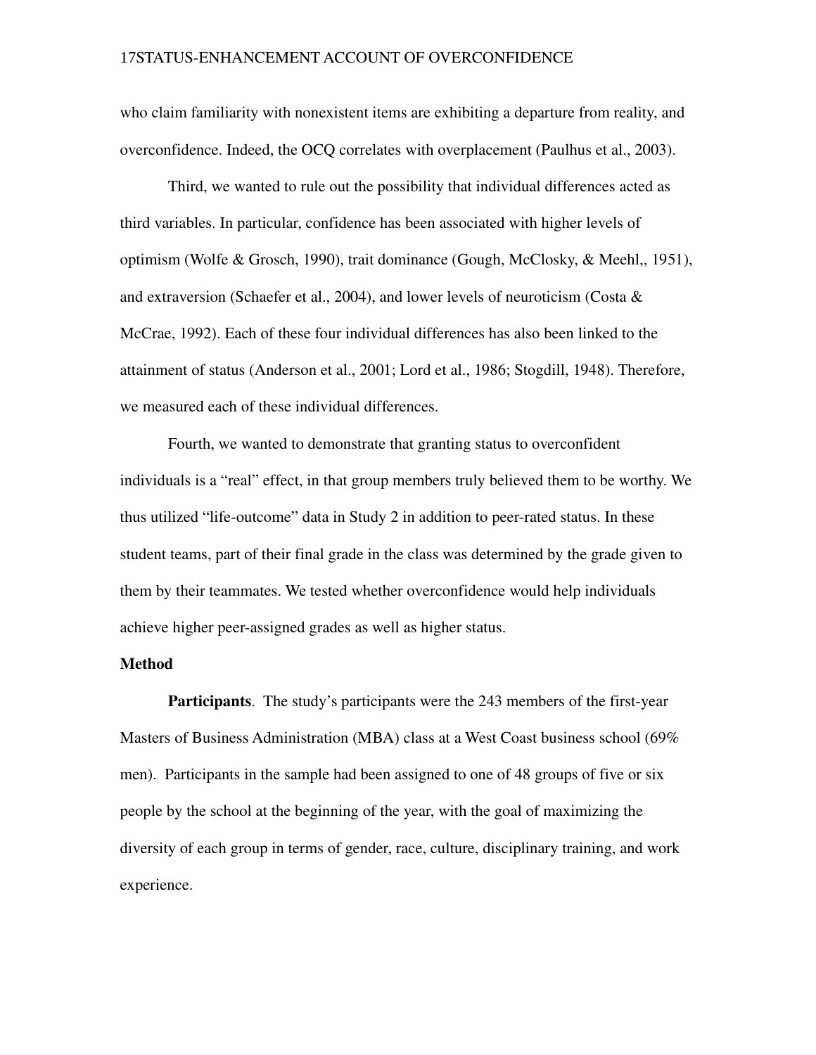who claim familiarity with nonexistent items are exhibiting a departure from reality, and overconfidence. Indeed, the OCQ correlates with overplacement (Paulhus et al., 2003).

Third, we wanted to rule out the possibility that individual differences acted as third variables. In particular, confidence has been associated with higher levels of optimism (Wolfe & Grosch, 1990), trait dominance (Gough, McClosky, & Meehl,, 1951), and extraversion (Schaefer et al., 2004), and lower levels of neuroticism (Costa & McCrae, 1992). Each of these four individual differences has also been linked to the attainment of status (Anderson et al., 2001; Lord et al., 1986; Stogdill, 1948). Therefore, we measured each of these individual differences.

Fourth, we wanted to demonstrate that granting status to overconfident individuals is a "real" effect, in that group members truly believed them to be worthy. We thus utilized "life-outcome" data in Study 2 in addition to peer-rated status. In these student teams, part of their final grade in the class was determined by the grade given to them by their teammates. We tested whether overconfidence would help individuals achieve higher peer-assigned grades as well as higher status.

## Method

**Participants**. The study's participants were the 243 members of the first-year Masters of Business Administration (MBA) class at a West Coast business school (69% men). Participants in the sample had been assigned to one of 48 groups of five or six people by the school at the beginning of the year, with the goal of maximizing the diversity of each group in terms of gender, race, culture, disciplinary training, and work experience.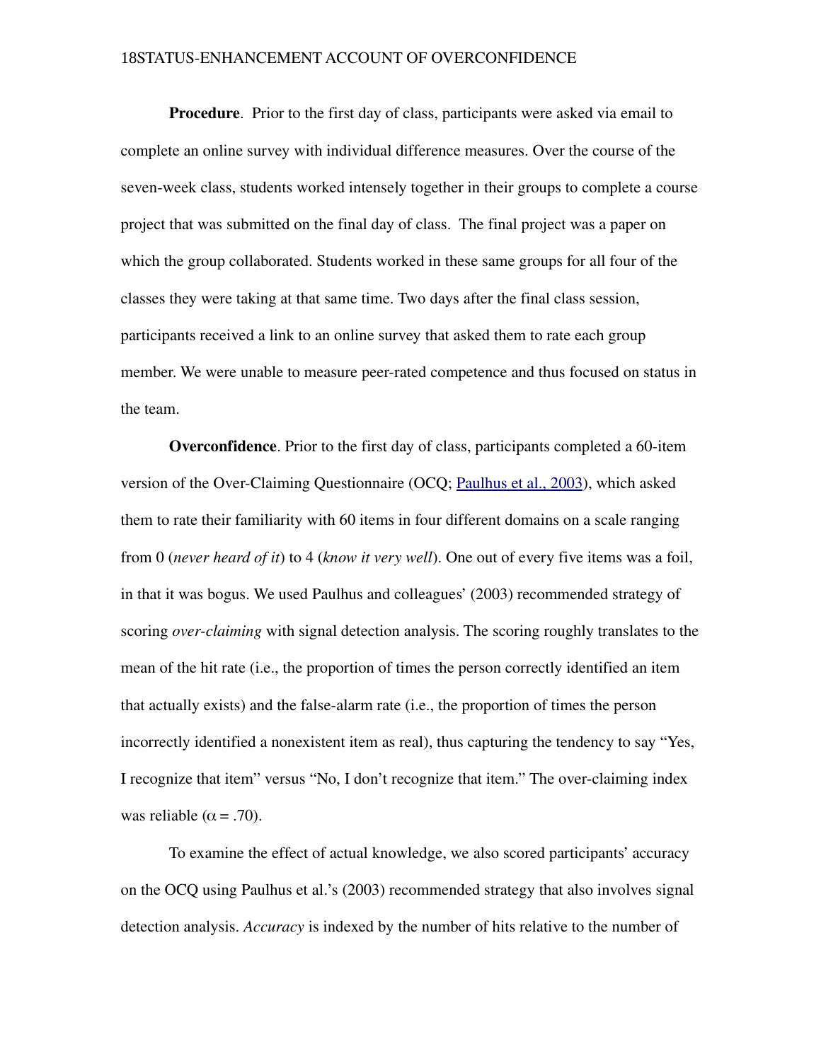**Procedure**. Prior to the first day of class, participants were asked via email to complete an online survey with individual difference measures. Over the course of the seven-week class, students worked intensely together in their groups to complete a course project that was submitted on the final day of class. The final project was a paper on which the group collaborated. Students worked in these same groups for all four of the classes they were taking at that same time. Two days after the final class session, participants received a link to an online survey that asked them to rate each group member. We were unable to measure peer-rated competence and thus focused on status in the team.

**Overconfidence**. Prior to the first day of class, participants completed a 60-item version of the Over-Claiming Questionnaire (OCQ; Paulhus et al., 2003), which asked them to rate their familiarity with 60 items in four different domains on a scale ranging from 0 (*never heard of it*) to 4 (*know it very well*). One out of every five items was a foil, in that it was bogus. We used Paulhus and colleagues' (2003) recommended strategy of scoring *over-claiming* with signal detection analysis. The scoring roughly translates to the mean of the hit rate (i.e., the proportion of times the person correctly identified an item that actually exists) and the false-alarm rate (i.e., the proportion of times the person incorrectly identified a nonexistent item as real), thus capturing the tendency to say "Yes, I recognize that item" versus "No, I don't recognize that item." The over-claiming index was reliable ($\alpha = .70$).

To examine the effect of actual knowledge, we also scored participants' accuracy on the OCQ using Paulhus et al.'s (2003) recommended strategy that also involves signal detection analysis. *Accuracy* is indexed by the number of hits relative to the number of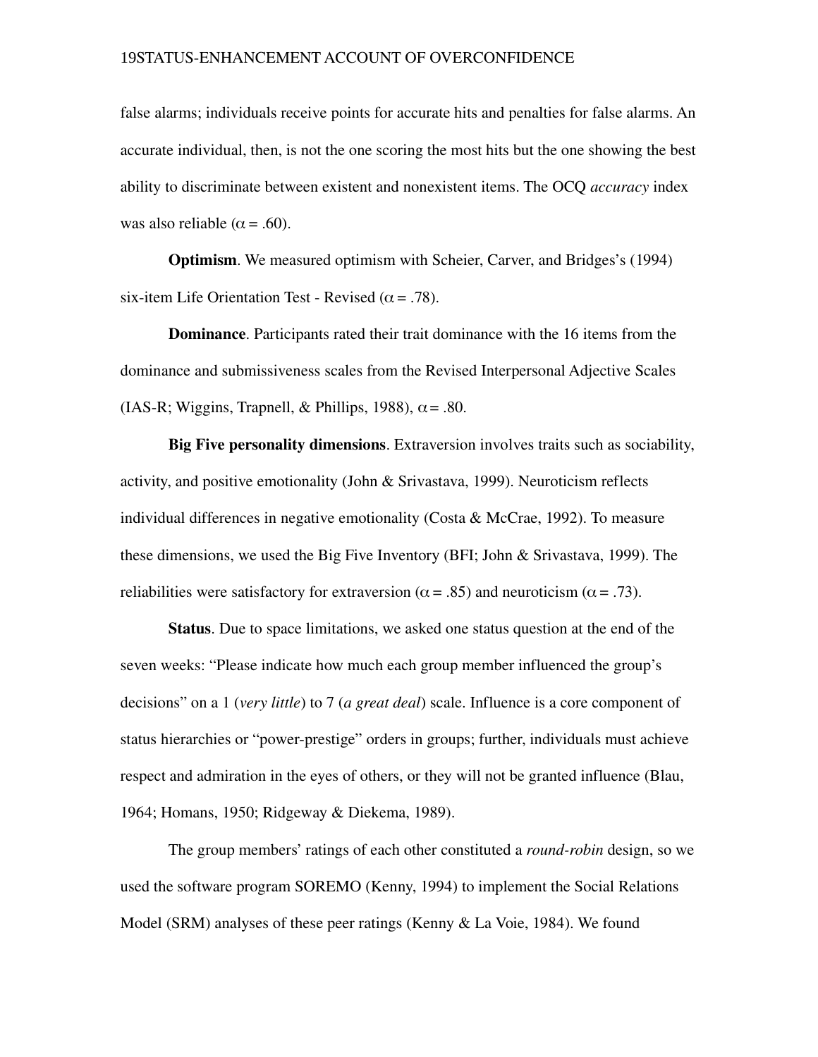false alarms; individuals receive points for accurate hits and penalties for false alarms. An accurate individual, then, is not the one scoring the most hits but the one showing the best ability to discriminate between existent and nonexistent items. The OCQ *accuracy* index was also reliable ($\alpha = .60$).

**Optimism**. We measured optimism with Scheier, Carver, and Bridges's (1994) six-item Life Orientation Test - Revised ($\alpha = .78$).

**Dominance**. Participants rated their trait dominance with the 16 items from the dominance and submissiveness scales from the Revised Interpersonal Adjective Scales (IAS-R; Wiggins, Trapnell, & Phillips, 1988), $\alpha = .80$.

**Big Five personality dimensions**. Extraversion involves traits such as sociability, activity, and positive emotionality (John & Srivastava, 1999). Neuroticism reflects individual differences in negative emotionality (Costa & McCrae, 1992). To measure these dimensions, we used the Big Five Inventory (BFI; John & Srivastava, 1999). The reliabilities were satisfactory for extraversion ($\alpha = .85$) and neuroticism ($\alpha = .73$).

**Status**. Due to space limitations, we asked one status question at the end of the seven weeks: "Please indicate how much each group member influenced the group's decisions" on a 1 (*very little*) to 7 (*a great deal*) scale. Influence is a core component of status hierarchies or "power-prestige" orders in groups; further, individuals must achieve respect and admiration in the eyes of others, or they will not be granted influence (Blau, 1964; Homans, 1950; Ridgeway & Diekema, 1989).

The group members' ratings of each other constituted a *round-robin* design, so we used the software program SOREMO (Kenny, 1994) to implement the Social Relations Model (SRM) analyses of these peer ratings (Kenny & La Voie, 1984). We found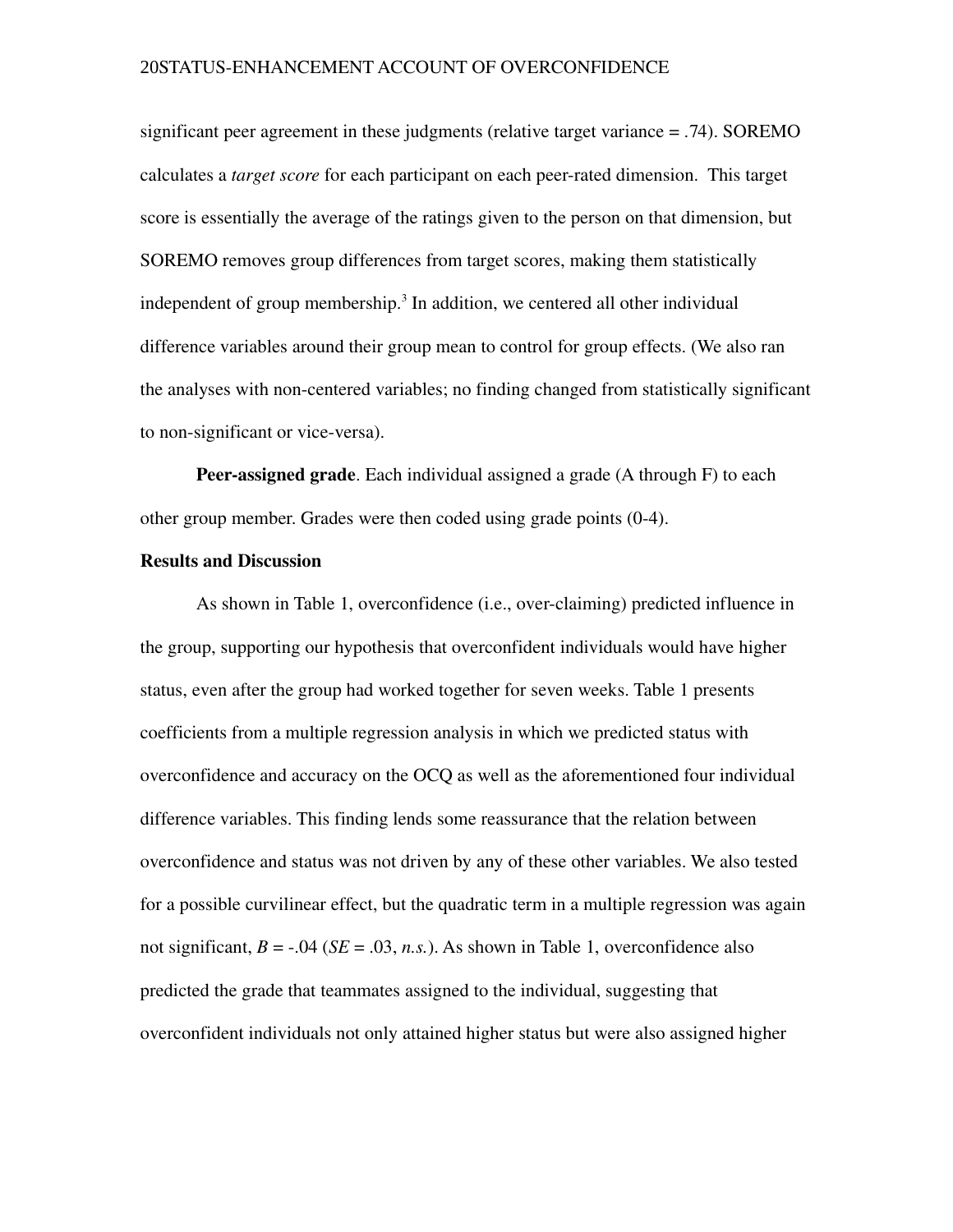significant peer agreement in these judgments (relative target variance = .74). SOREMO calculates a *target score* for each participant on each peer-rated dimension. This target score is essentially the average of the ratings given to the person on that dimension, but SOREMO removes group differences from target scores, making them statistically independent of group membership.[3] In addition, we centered all other individual difference variables around their group mean to control for group effects. (We also ran the analyses with non-centered variables; no finding changed from statistically significant to non-significant or vice-versa).

**Peer-assigned grade**. Each individual assigned a grade (A through F) to each other group member. Grades were then coded using grade points (0-4).

### Results and Discussion

As shown in Table 1, overconfidence (i.e., over-claiming) predicted influence in the group, supporting our hypothesis that overconfident individuals would have higher status, even after the group had worked together for seven weeks. Table 1 presents coefficients from a multiple regression analysis in which we predicted status with overconfidence and accuracy on the OCQ as well as the aforementioned four individual difference variables. This finding lends some reassurance that the relation between overconfidence and status was not driven by any of these other variables. We also tested for a possible curvilinear effect, but the quadratic term in a multiple regression was again not significant, $B = -.04$ ($SE = .03$, *n.s.*). As shown in Table 1, overconfidence also predicted the grade that teammates assigned to the individual, suggesting that overconfident individuals not only attained higher status but were also assigned higher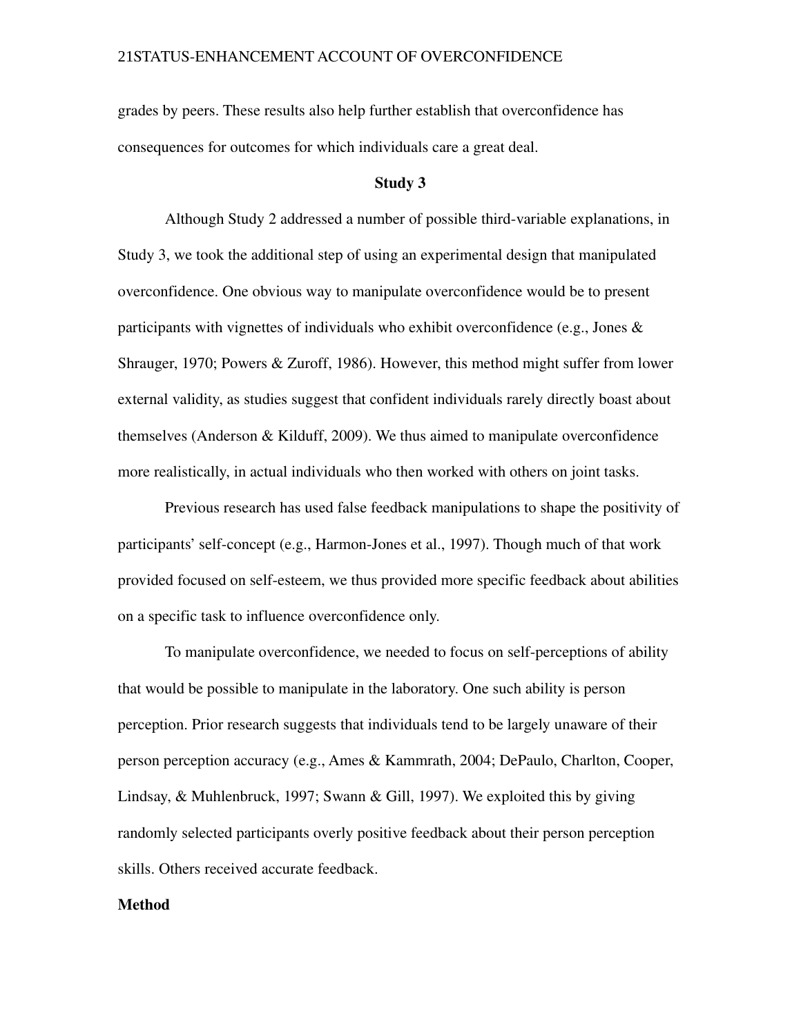grades by peers. These results also help further establish that overconfidence has consequences for outcomes for which individuals care a great deal.

## Study 3

Although Study 2 addressed a number of possible third-variable explanations, in Study 3, we took the additional step of using an experimental design that manipulated overconfidence. One obvious way to manipulate overconfidence would be to present participants with vignettes of individuals who exhibit overconfidence (e.g., Jones & Shrauger, 1970; Powers & Zuroff, 1986). However, this method might suffer from lower external validity, as studies suggest that confident individuals rarely directly boast about themselves (Anderson & Kilduff, 2009). We thus aimed to manipulate overconfidence more realistically, in actual individuals who then worked with others on joint tasks.

Previous research has used false feedback manipulations to shape the positivity of participants' self-concept (e.g., Harmon-Jones et al., 1997). Though much of that work provided focused on self-esteem, we thus provided more specific feedback about abilities on a specific task to influence overconfidence only.

To manipulate overconfidence, we needed to focus on self-perceptions of ability that would be possible to manipulate in the laboratory. One such ability is person perception. Prior research suggests that individuals tend to be largely unaware of their person perception accuracy (e.g., Ames & Kammrath, 2004; DePaulo, Charlton, Cooper, Lindsay, & Muhlenbruck, 1997; Swann & Gill, 1997). We exploited this by giving randomly selected participants overly positive feedback about their person perception skills. Others received accurate feedback.

### Method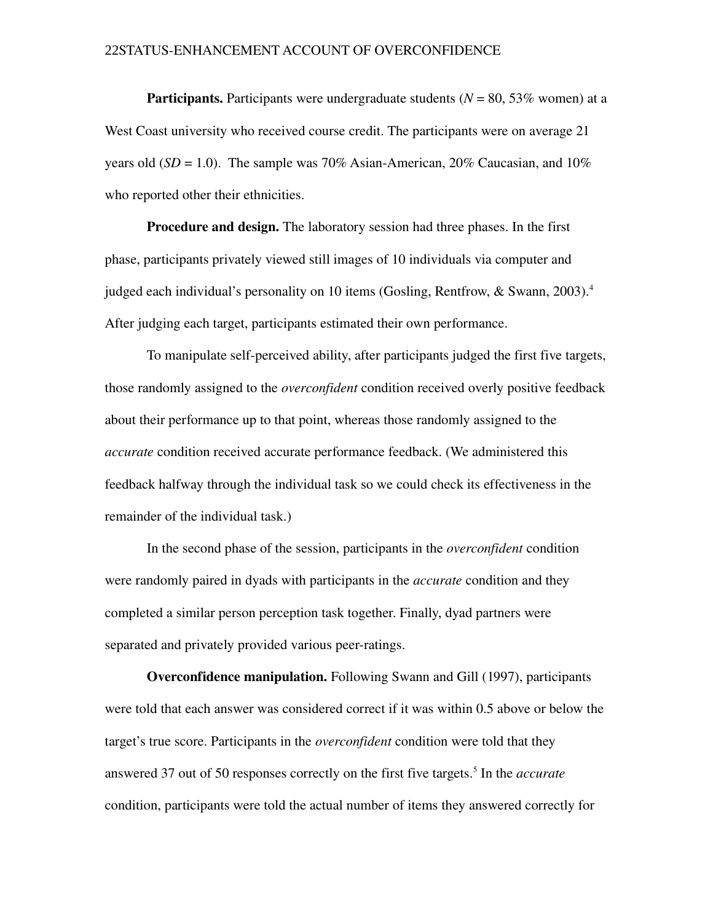**Participants.** Participants were undergraduate students (*N* = 80, 53% women) at a West Coast university who received course credit. The participants were on average 21 years old (*SD* = 1.0). The sample was 70% Asian-American, 20% Caucasian, and 10% who reported other their ethnicities.

**Procedure and design.** The laboratory session had three phases. In the first phase, participants privately viewed still images of 10 individuals via computer and judged each individual's personality on 10 items (Gosling, Rentfrow, & Swann, 2003).[4] After judging each target, participants estimated their own performance.

To manipulate self-perceived ability, after participants judged the first five targets, those randomly assigned to the *overconfident* condition received overly positive feedback about their performance up to that point, whereas those randomly assigned to the *accurate* condition received accurate performance feedback. (We administered this feedback halfway through the individual task so we could check its effectiveness in the remainder of the individual task.)

In the second phase of the session, participants in the *overconfident* condition were randomly paired in dyads with participants in the *accurate* condition and they completed a similar person perception task together. Finally, dyad partners were separated and privately provided various peer-ratings.

**Overconfidence manipulation.** Following Swann and Gill (1997), participants were told that each answer was considered correct if it was within 0.5 above or below the target's true score. Participants in the *overconfident* condition were told that they answered 37 out of 50 responses correctly on the first five targets.[5] In the *accurate* condition, participants were told the actual number of items they answered correctly for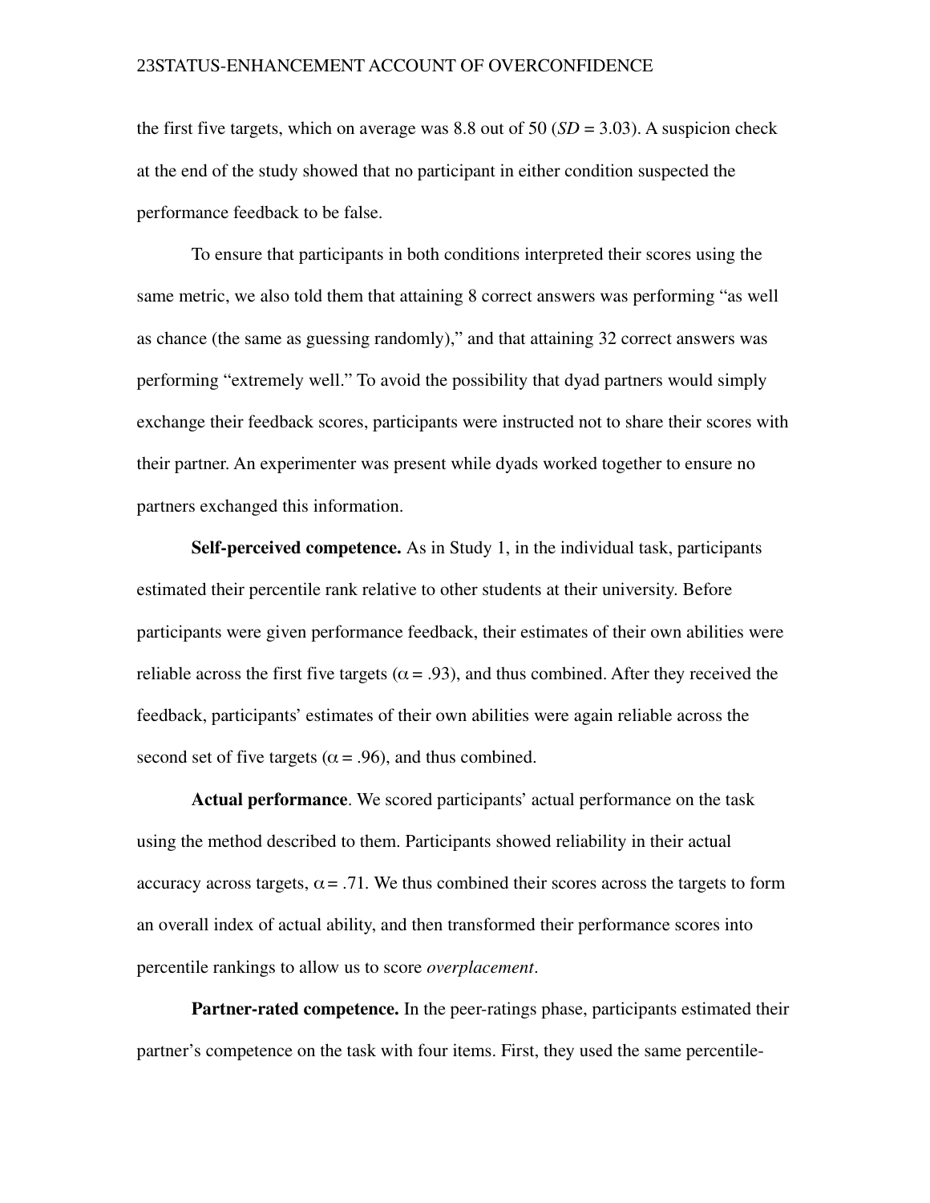the first five targets, which on average was 8.8 out of 50 (*SD* = 3.03). A suspicion check at the end of the study showed that no participant in either condition suspected the performance feedback to be false.

To ensure that participants in both conditions interpreted their scores using the same metric, we also told them that attaining 8 correct answers was performing "as well as chance (the same as guessing randomly)," and that attaining 32 correct answers was performing "extremely well." To avoid the possibility that dyad partners would simply exchange their feedback scores, participants were instructed not to share their scores with their partner. An experimenter was present while dyads worked together to ensure no partners exchanged this information.

**Self-perceived competence.** As in Study 1, in the individual task, participants estimated their percentile rank relative to other students at their university. Before participants were given performance feedback, their estimates of their own abilities were reliable across the first five targets ($\alpha = .93$), and thus combined. After they received the feedback, participants' estimates of their own abilities were again reliable across the second set of five targets ($\alpha = .96$), and thus combined.

**Actual performance**. We scored participants' actual performance on the task using the method described to them. Participants showed reliability in their actual accuracy across targets, $\alpha = .71$. We thus combined their scores across the targets to form an overall index of actual ability, and then transformed their performance scores into percentile rankings to allow us to score *overplacement*.

**Partner-rated competence.** In the peer-ratings phase, participants estimated their partner's competence on the task with four items. First, they used the same percentile-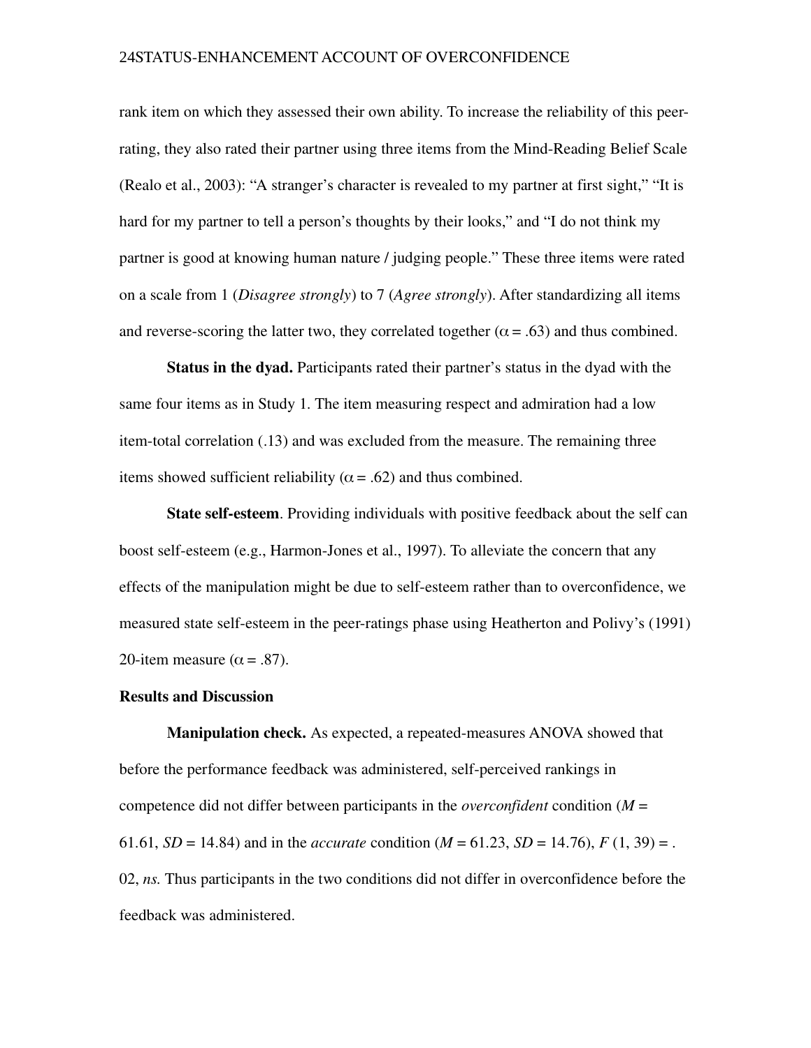rank item on which they assessed their own ability. To increase the reliability of this peer-rating, they also rated their partner using three items from the Mind-Reading Belief Scale (Realo et al., 2003): "A stranger's character is revealed to my partner at first sight," "It is hard for my partner to tell a person's thoughts by their looks," and "I do not think my partner is good at knowing human nature / judging people." These three items were rated on a scale from 1 (*Disagree strongly*) to 7 (*Agree strongly*). After standardizing all items and reverse-scoring the latter two, they correlated together ($\alpha = .63$) and thus combined.

**Status in the dyad.** Participants rated their partner's status in the dyad with the same four items as in Study 1. The item measuring respect and admiration had a low item-total correlation (.13) and was excluded from the measure. The remaining three items showed sufficient reliability ($\alpha = .62$) and thus combined.

**State self-esteem**. Providing individuals with positive feedback about the self can boost self-esteem (e.g., Harmon-Jones et al., 1997). To alleviate the concern that any effects of the manipulation might be due to self-esteem rather than to overconfidence, we measured state self-esteem in the peer-ratings phase using Heatherton and Polivy's (1991) 20-item measure ($\alpha = .87$).

## Results and Discussion

**Manipulation check.** As expected, a repeated-measures ANOVA showed that before the performance feedback was administered, self-perceived rankings in competence did not differ between participants in the *overconfident* condition ($M$ = 61.61, $SD$ = 14.84) and in the *accurate* condition ($M$ = 61.23, $SD$ = 14.76), $F$ (1, 39) = .02, *ns.* Thus participants in the two conditions did not differ in overconfidence before the feedback was administered.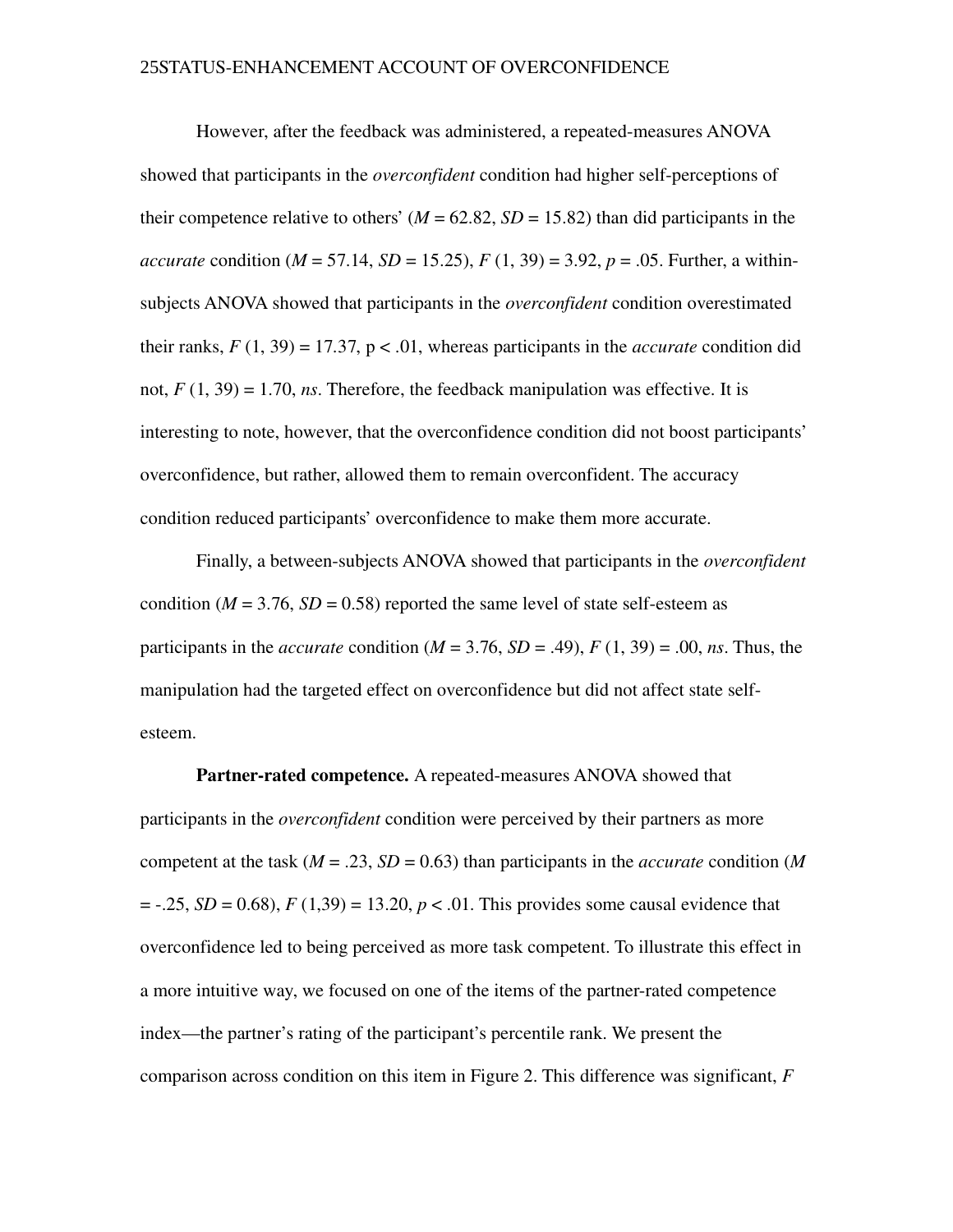However, after the feedback was administered, a repeated-measures ANOVA showed that participants in the *overconfident* condition had higher self-perceptions of their competence relative to others' ($M$ = 62.82, $SD$ = 15.82) than did participants in the *accurate* condition ($M$ = 57.14, $SD$ = 15.25), $F$ (1, 39) = 3.92, $p$ = .05. Further, a within-subjects ANOVA showed that participants in the *overconfident* condition overestimated their ranks, $F$ (1, 39) = 17.37, p < .01, whereas participants in the *accurate* condition did not, $F$ (1, 39) = 1.70, *ns*. Therefore, the feedback manipulation was effective. It is interesting to note, however, that the overconfidence condition did not boost participants' overconfidence, but rather, allowed them to remain overconfident. The accuracy condition reduced participants' overconfidence to make them more accurate.

Finally, a between-subjects ANOVA showed that participants in the *overconfident* condition ($M$ = 3.76, $SD$ = 0.58) reported the same level of state self-esteem as participants in the *accurate* condition ($M$ = 3.76, $SD$ = .49), $F$ (1, 39) = .00, *ns*. Thus, the manipulation had the targeted effect on overconfidence but did not affect state self-esteem.

**Partner-rated competence.** A repeated-measures ANOVA showed that participants in the *overconfident* condition were perceived by their partners as more competent at the task ($M$ = .23, $SD$ = 0.63) than participants in the *accurate* condition ($M$ = -.25, $SD$ = 0.68), $F$ (1,39) = 13.20, $p$ < .01. This provides some causal evidence that overconfidence led to being perceived as more task competent. To illustrate this effect in a more intuitive way, we focused on one of the items of the partner-rated competence index—the partner's rating of the participant's percentile rank. We present the comparison across condition on this item in Figure 2. This difference was significant, $F$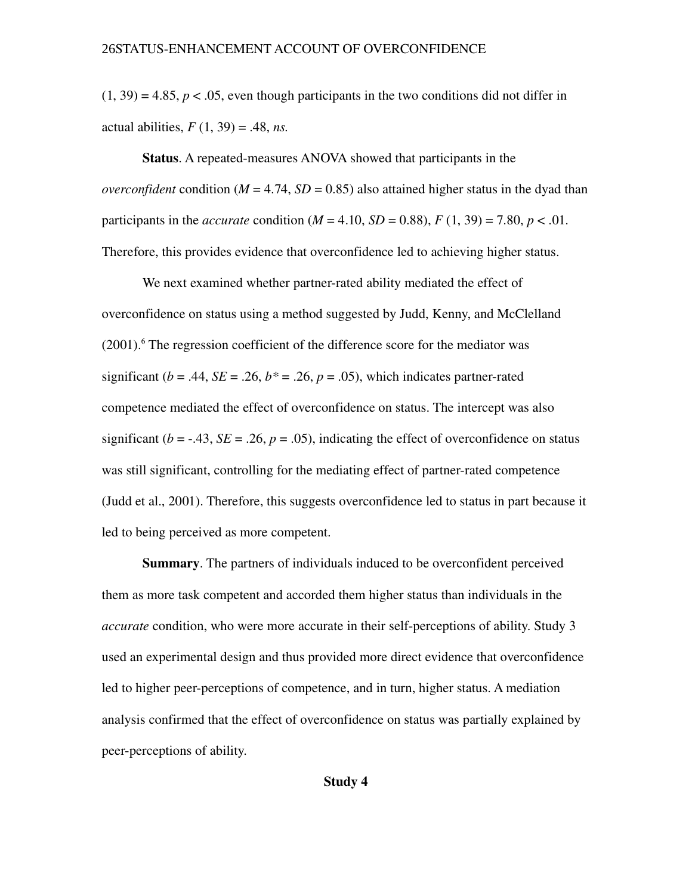$(1, 39) = 4.85$, $p < .05$, even though participants in the two conditions did not differ in actual abilities, $F(1, 39) = .48$, *ns.*

**Status**. A repeated-measures ANOVA showed that participants in the *overconfident* condition ($M = 4.74$, $SD = 0.85$) also attained higher status in the dyad than participants in the *accurate* condition ($M = 4.10$, $SD = 0.88$), $F(1, 39) = 7.80$, $p < .01$. Therefore, this provides evidence that overconfidence led to achieving higher status.

We next examined whether partner-rated ability mediated the effect of overconfidence on status using a method suggested by Judd, Kenny, and McClelland (2001).[6] The regression coefficient of the difference score for the mediator was significant ($b = .44$, $SE = .26$, $b^* = .26$, $p = .05$), which indicates partner-rated competence mediated the effect of overconfidence on status. The intercept was also significant ($b = -.43$, $SE = .26$, $p = .05$), indicating the effect of overconfidence on status was still significant, controlling for the mediating effect of partner-rated competence (Judd et al., 2001). Therefore, this suggests overconfidence led to status in part because it led to being perceived as more competent.

**Summary**. The partners of individuals induced to be overconfident perceived them as more task competent and accorded them higher status than individuals in the *accurate* condition, who were more accurate in their self-perceptions of ability. Study 3 used an experimental design and thus provided more direct evidence that overconfidence led to higher peer-perceptions of competence, and in turn, higher status. A mediation analysis confirmed that the effect of overconfidence on status was partially explained by peer-perceptions of ability.

## Study 4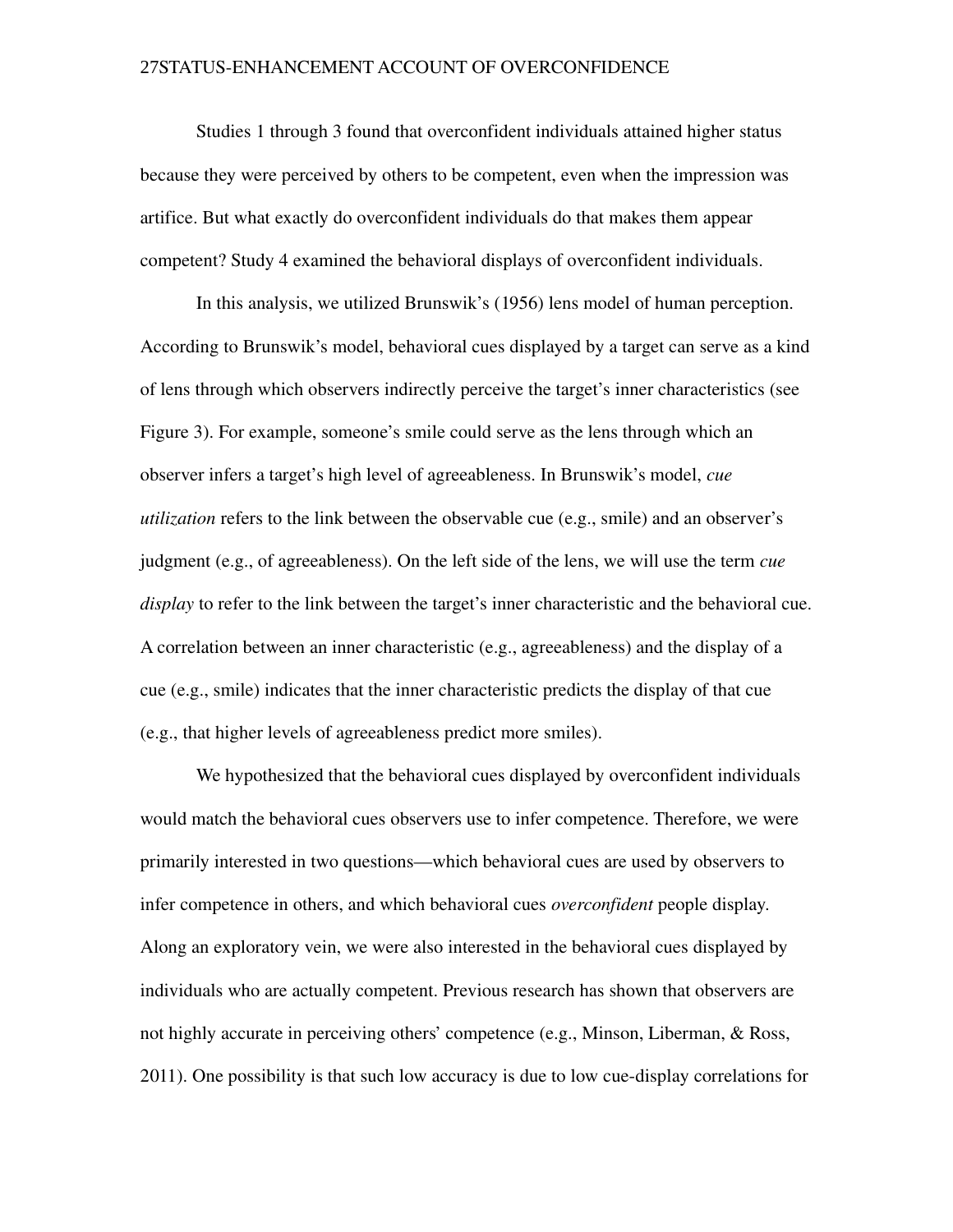Studies 1 through 3 found that overconfident individuals attained higher status because they were perceived by others to be competent, even when the impression was artifice. But what exactly do overconfident individuals do that makes them appear competent? Study 4 examined the behavioral displays of overconfident individuals.

In this analysis, we utilized Brunswik's (1956) lens model of human perception. According to Brunswik's model, behavioral cues displayed by a target can serve as a kind of lens through which observers indirectly perceive the target's inner characteristics (see Figure 3). For example, someone's smile could serve as the lens through which an observer infers a target's high level of agreeableness. In Brunswik's model, *cue utilization* refers to the link between the observable cue (e.g., smile) and an observer's judgment (e.g., of agreeableness). On the left side of the lens, we will use the term *cue display* to refer to the link between the target's inner characteristic and the behavioral cue. A correlation between an inner characteristic (e.g., agreeableness) and the display of a cue (e.g., smile) indicates that the inner characteristic predicts the display of that cue (e.g., that higher levels of agreeableness predict more smiles).

We hypothesized that the behavioral cues displayed by overconfident individuals would match the behavioral cues observers use to infer competence. Therefore, we were primarily interested in two questions—which behavioral cues are used by observers to infer competence in others, and which behavioral cues *overconfident* people display. Along an exploratory vein, we were also interested in the behavioral cues displayed by individuals who are actually competent. Previous research has shown that observers are not highly accurate in perceiving others' competence (e.g., Minson, Liberman, & Ross, 2011). One possibility is that such low accuracy is due to low cue-display correlations for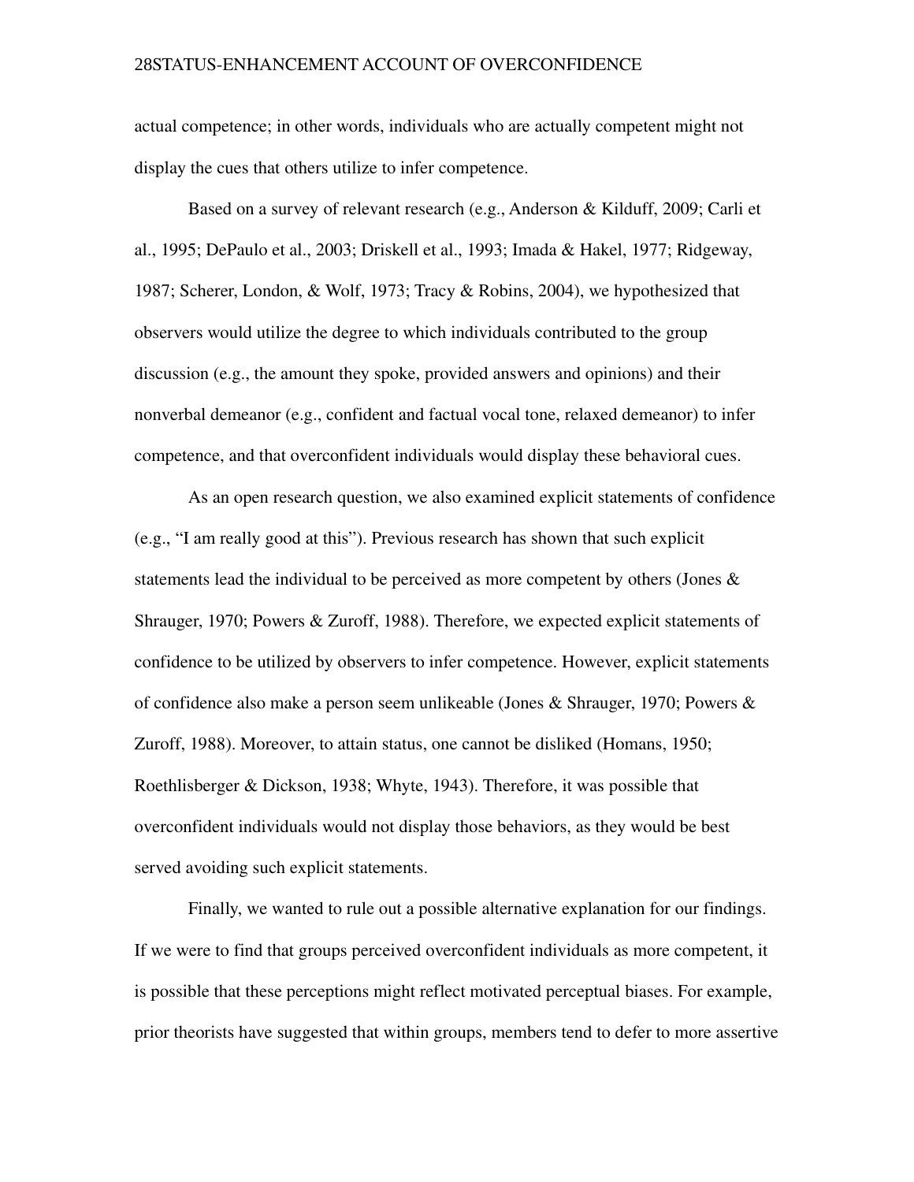actual competence; in other words, individuals who are actually competent might not display the cues that others utilize to infer competence.

Based on a survey of relevant research (e.g., Anderson & Kilduff, 2009; Carli et al., 1995; DePaulo et al., 2003; Driskell et al., 1993; Imada & Hakel, 1977; Ridgeway, 1987; Scherer, London, & Wolf, 1973; Tracy & Robins, 2004), we hypothesized that observers would utilize the degree to which individuals contributed to the group discussion (e.g., the amount they spoke, provided answers and opinions) and their nonverbal demeanor (e.g., confident and factual vocal tone, relaxed demeanor) to infer competence, and that overconfident individuals would display these behavioral cues.

As an open research question, we also examined explicit statements of confidence (e.g., "I am really good at this"). Previous research has shown that such explicit statements lead the individual to be perceived as more competent by others (Jones & Shrauger, 1970; Powers & Zuroff, 1988). Therefore, we expected explicit statements of confidence to be utilized by observers to infer competence. However, explicit statements of confidence also make a person seem unlikeable (Jones & Shrauger, 1970; Powers & Zuroff, 1988). Moreover, to attain status, one cannot be disliked (Homans, 1950; Roethlisberger & Dickson, 1938; Whyte, 1943). Therefore, it was possible that overconfident individuals would not display those behaviors, as they would be best served avoiding such explicit statements.

Finally, we wanted to rule out a possible alternative explanation for our findings. If we were to find that groups perceived overconfident individuals as more competent, it is possible that these perceptions might reflect motivated perceptual biases. For example, prior theorists have suggested that within groups, members tend to defer to more assertive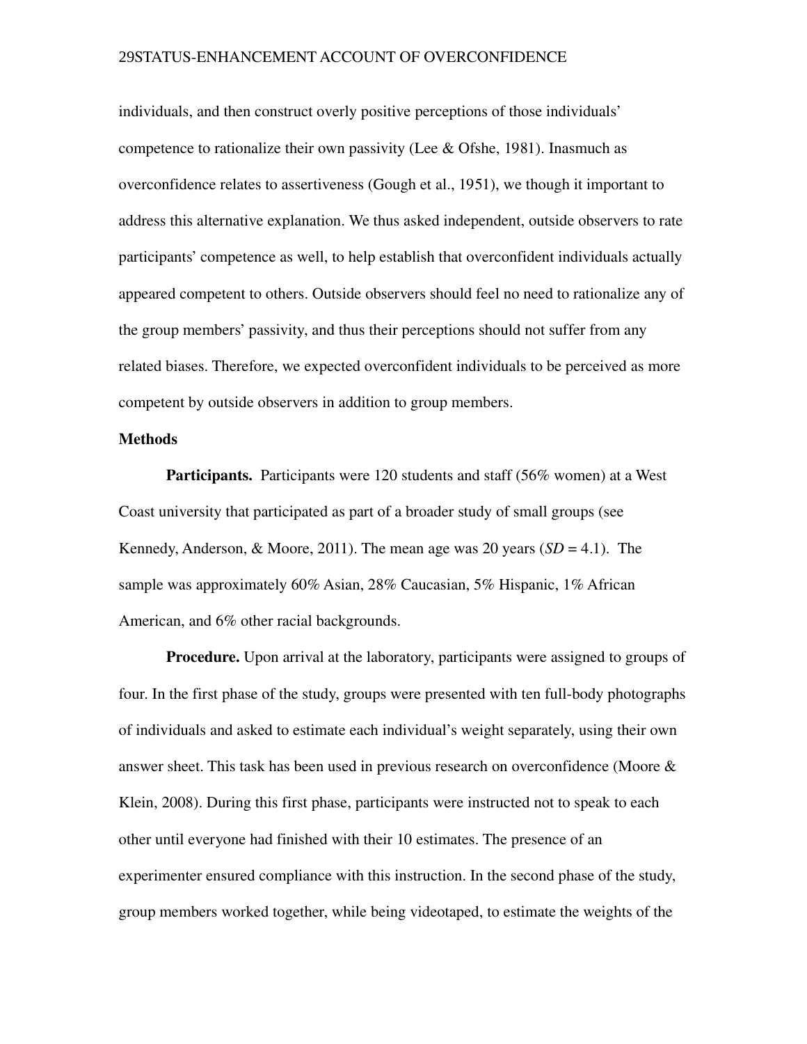individuals, and then construct overly positive perceptions of those individuals' competence to rationalize their own passivity (Lee & Ofshe, 1981). Inasmuch as overconfidence relates to assertiveness (Gough et al., 1951), we though it important to address this alternative explanation. We thus asked independent, outside observers to rate participants' competence as well, to help establish that overconfident individuals actually appeared competent to others. Outside observers should feel no need to rationalize any of the group members' passivity, and thus their perceptions should not suffer from any related biases. Therefore, we expected overconfident individuals to be perceived as more competent by outside observers in addition to group members.

### Methods

**Participants.** Participants were 120 students and staff (56% women) at a West Coast university that participated as part of a broader study of small groups (see Kennedy, Anderson, & Moore, 2011). The mean age was 20 years (*SD* = 4.1). The sample was approximately 60% Asian, 28% Caucasian, 5% Hispanic, 1% African American, and 6% other racial backgrounds.

**Procedure.** Upon arrival at the laboratory, participants were assigned to groups of four. In the first phase of the study, groups were presented with ten full-body photographs of individuals and asked to estimate each individual's weight separately, using their own answer sheet. This task has been used in previous research on overconfidence (Moore & Klein, 2008). During this first phase, participants were instructed not to speak to each other until everyone had finished with their 10 estimates. The presence of an experimenter ensured compliance with this instruction. In the second phase of the study, group members worked together, while being videotaped, to estimate the weights of the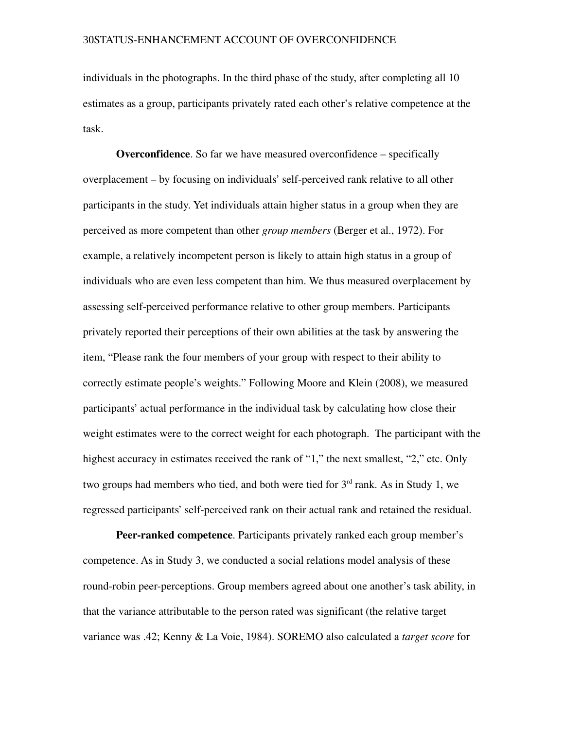individuals in the photographs. In the third phase of the study, after completing all 10 estimates as a group, participants privately rated each other's relative competence at the task.

**Overconfidence**. So far we have measured overconfidence – specifically overplacement – by focusing on individuals' self-perceived rank relative to all other participants in the study. Yet individuals attain higher status in a group when they are perceived as more competent than other *group members* (Berger et al., 1972). For example, a relatively incompetent person is likely to attain high status in a group of individuals who are even less competent than him. We thus measured overplacement by assessing self-perceived performance relative to other group members. Participants privately reported their perceptions of their own abilities at the task by answering the item, "Please rank the four members of your group with respect to their ability to correctly estimate people's weights." Following Moore and Klein (2008), we measured participants' actual performance in the individual task by calculating how close their weight estimates were to the correct weight for each photograph. The participant with the highest accuracy in estimates received the rank of "1," the next smallest, "2," etc. Only two groups had members who tied, and both were tied for 3rd rank. As in Study 1, we regressed participants' self-perceived rank on their actual rank and retained the residual.

**Peer-ranked competence**. Participants privately ranked each group member's competence. As in Study 3, we conducted a social relations model analysis of these round-robin peer-perceptions. Group members agreed about one another's task ability, in that the variance attributable to the person rated was significant (the relative target variance was .42; Kenny & La Voie, 1984). SOREMO also calculated a *target score* for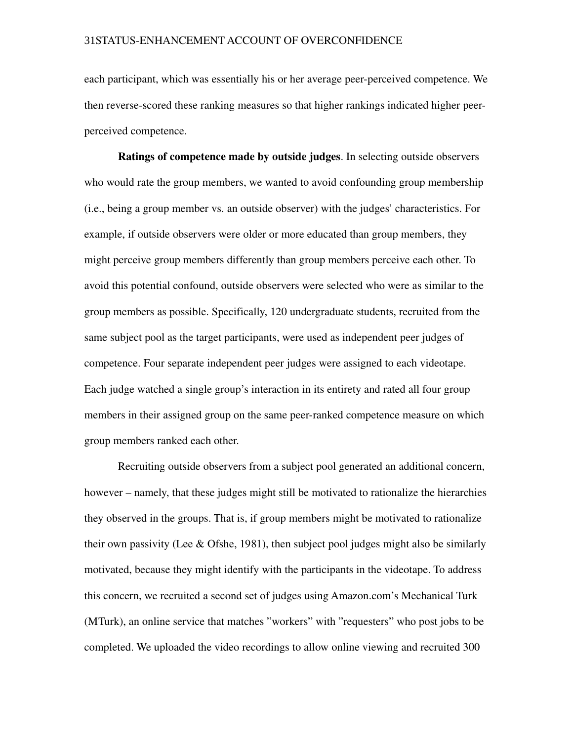each participant, which was essentially his or her average peer-perceived competence. We then reverse-scored these ranking measures so that higher rankings indicated higher peer-perceived competence.

**Ratings of competence made by outside judges**. In selecting outside observers who would rate the group members, we wanted to avoid confounding group membership (i.e., being a group member vs. an outside observer) with the judges' characteristics. For example, if outside observers were older or more educated than group members, they might perceive group members differently than group members perceive each other. To avoid this potential confound, outside observers were selected who were as similar to the group members as possible. Specifically, 120 undergraduate students, recruited from the same subject pool as the target participants, were used as independent peer judges of competence. Four separate independent peer judges were assigned to each videotape. Each judge watched a single group's interaction in its entirety and rated all four group members in their assigned group on the same peer-ranked competence measure on which group members ranked each other.

Recruiting outside observers from a subject pool generated an additional concern, however – namely, that these judges might still be motivated to rationalize the hierarchies they observed in the groups. That is, if group members might be motivated to rationalize their own passivity (Lee & Ofshe, 1981), then subject pool judges might also be similarly motivated, because they might identify with the participants in the videotape. To address this concern, we recruited a second set of judges using Amazon.com's Mechanical Turk (MTurk), an online service that matches "workers" with "requesters" who post jobs to be completed. We uploaded the video recordings to allow online viewing and recruited 300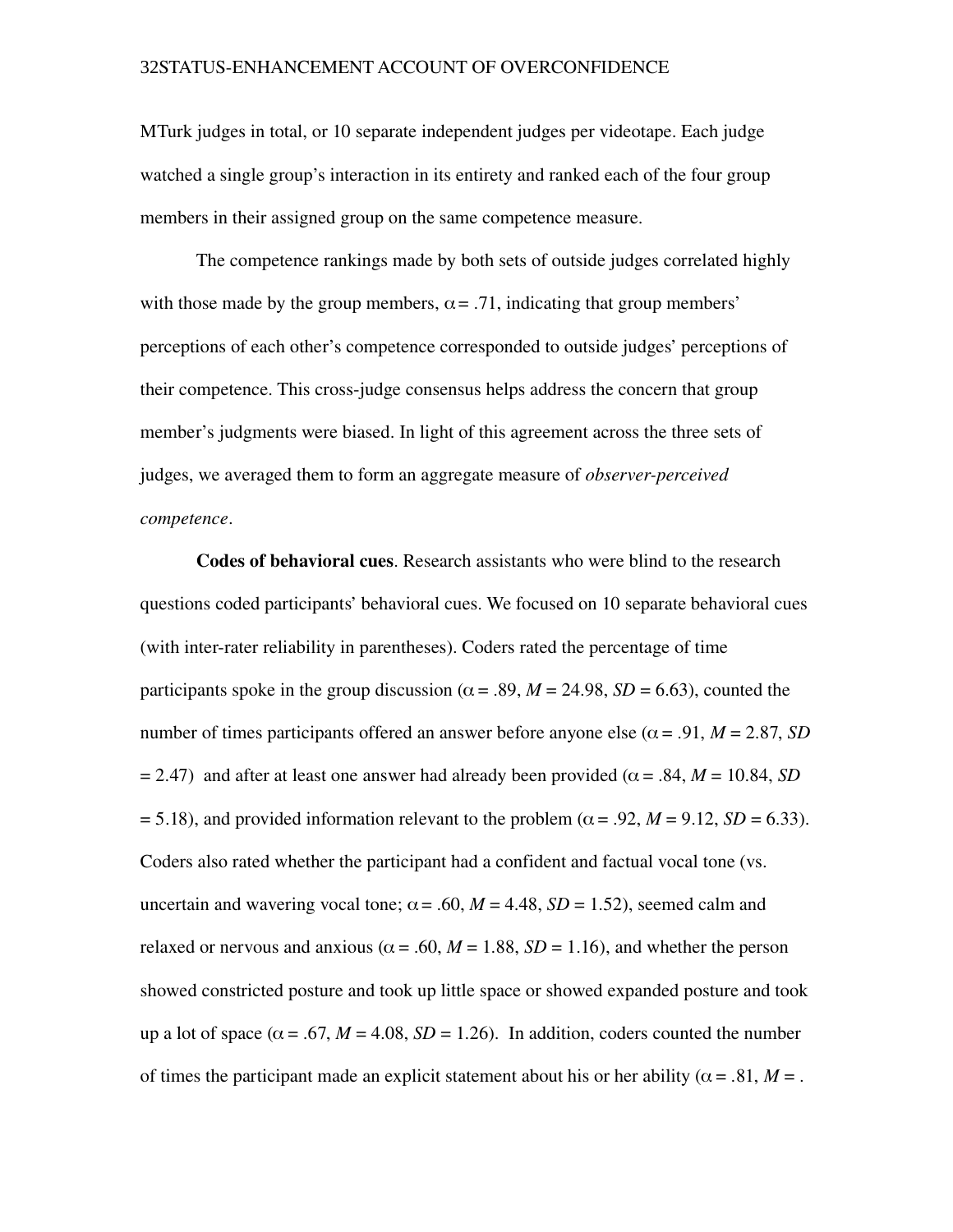MTurk judges in total, or 10 separate independent judges per videotape. Each judge watched a single group's interaction in its entirety and ranked each of the four group members in their assigned group on the same competence measure.

The competence rankings made by both sets of outside judges correlated highly with those made by the group members, $\alpha = .71$, indicating that group members' perceptions of each other's competence corresponded to outside judges' perceptions of their competence. This cross-judge consensus helps address the concern that group member's judgments were biased. In light of this agreement across the three sets of judges, we averaged them to form an aggregate measure of *observer-perceived competence*.

**Codes of behavioral cues**. Research assistants who were blind to the research questions coded participants' behavioral cues. We focused on 10 separate behavioral cues (with inter-rater reliability in parentheses). Coders rated the percentage of time participants spoke in the group discussion ($\alpha = .89$, $M = 24.98$, $SD = 6.63$), counted the number of times participants offered an answer before anyone else ($\alpha = .91$, $M = 2.87$, $SD = 2.47$) and after at least one answer had already been provided ($\alpha = .84$, $M = 10.84$, $SD = 5.18$), and provided information relevant to the problem ($\alpha = .92$, $M = 9.12$, $SD = 6.33$). Coders also rated whether the participant had a confident and factual vocal tone (vs. uncertain and wavering vocal tone; $\alpha = .60$, $M = 4.48$, $SD = 1.52$), seemed calm and relaxed or nervous and anxious ($\alpha = .60$, $M = 1.88$, $SD = 1.16$), and whether the person showed constricted posture and took up little space or showed expanded posture and took up a lot of space ($\alpha = .67$, $M = 4.08$, $SD = 1.26$). In addition, coders counted the number of times the participant made an explicit statement about his or her ability ($\alpha = .81$, $M = .$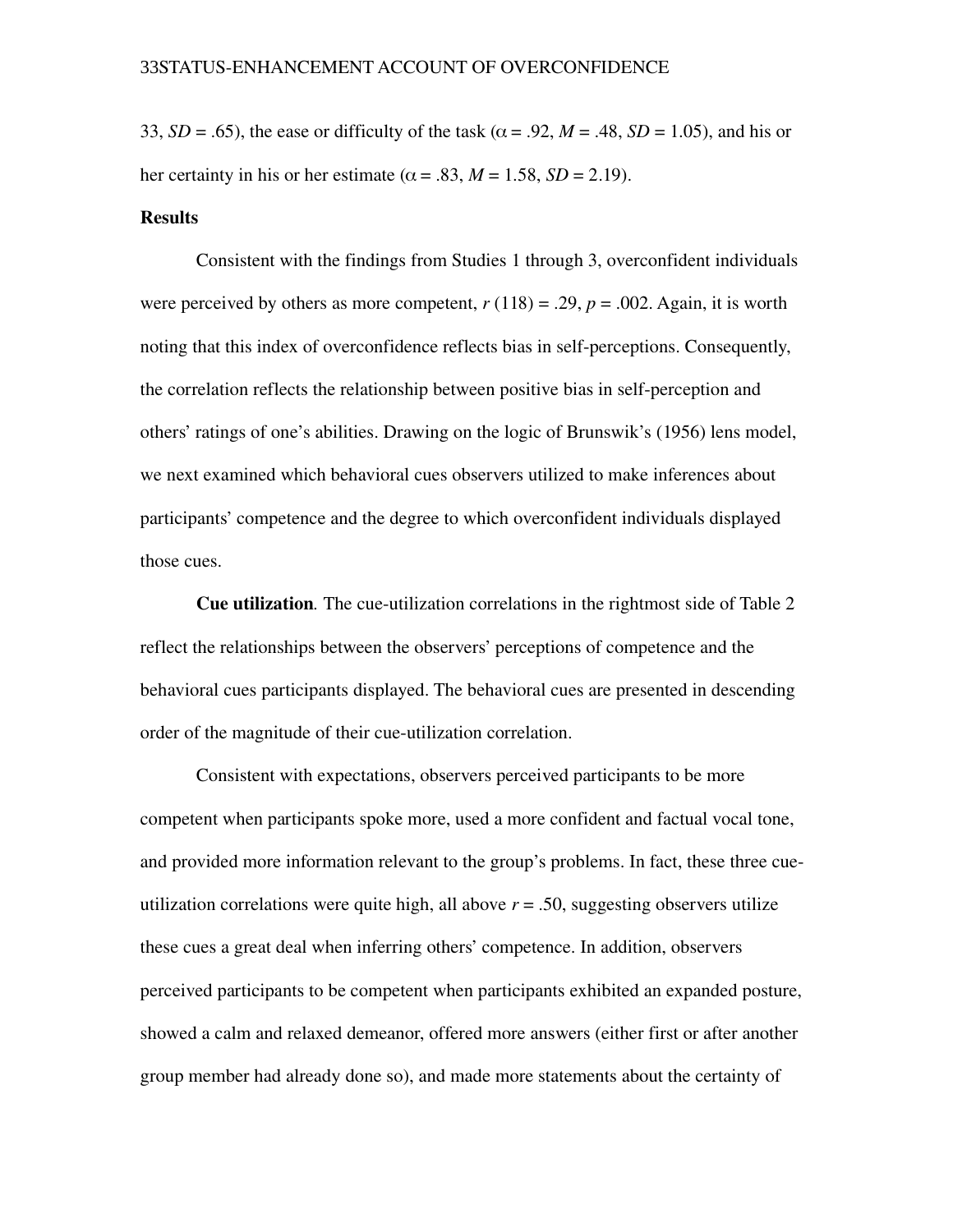33, *SD* = .65), the ease or difficulty of the task ($\alpha$ = .92, *M* = .48, *SD* = 1.05), and his or her certainty in his or her estimate ($\alpha$ = .83, *M* = 1.58, *SD* = 2.19).

## Results

Consistent with the findings from Studies 1 through 3, overconfident individuals were perceived by others as more competent, $r\,(118) = .29$, $p = .002$. Again, it is worth noting that this index of overconfidence reflects bias in self-perceptions. Consequently, the correlation reflects the relationship between positive bias in self-perception and others' ratings of one's abilities. Drawing on the logic of Brunswik's (1956) lens model, we next examined which behavioral cues observers utilized to make inferences about participants' competence and the degree to which overconfident individuals displayed those cues.

**Cue utilization***.* The cue-utilization correlations in the rightmost side of Table 2 reflect the relationships between the observers' perceptions of competence and the behavioral cues participants displayed. The behavioral cues are presented in descending order of the magnitude of their cue-utilization correlation.

Consistent with expectations, observers perceived participants to be more competent when participants spoke more, used a more confident and factual vocal tone, and provided more information relevant to the group's problems. In fact, these three cue-utilization correlations were quite high, all above $r = .50$, suggesting observers utilize these cues a great deal when inferring others' competence. In addition, observers perceived participants to be competent when participants exhibited an expanded posture, showed a calm and relaxed demeanor, offered more answers (either first or after another group member had already done so), and made more statements about the certainty of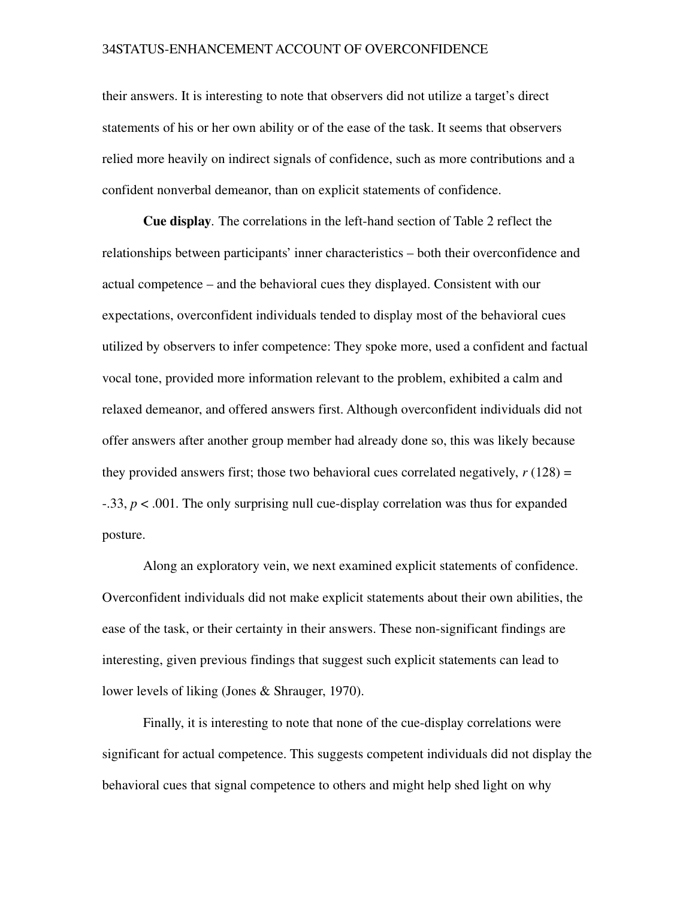their answers. It is interesting to note that observers did not utilize a target's direct statements of his or her own ability or of the ease of the task. It seems that observers relied more heavily on indirect signals of confidence, such as more contributions and a confident nonverbal demeanor, than on explicit statements of confidence.

**Cue display**. The correlations in the left-hand section of Table 2 reflect the relationships between participants' inner characteristics – both their overconfidence and actual competence – and the behavioral cues they displayed. Consistent with our expectations, overconfident individuals tended to display most of the behavioral cues utilized by observers to infer competence: They spoke more, used a confident and factual vocal tone, provided more information relevant to the problem, exhibited a calm and relaxed demeanor, and offered answers first. Although overconfident individuals did not offer answers after another group member had already done so, this was likely because they provided answers first; those two behavioral cues correlated negatively, $r\,(128) = -.33$, $p < .001$. The only surprising null cue-display correlation was thus for expanded posture.

Along an exploratory vein, we next examined explicit statements of confidence. Overconfident individuals did not make explicit statements about their own abilities, the ease of the task, or their certainty in their answers. These non-significant findings are interesting, given previous findings that suggest such explicit statements can lead to lower levels of liking (Jones & Shrauger, 1970).

Finally, it is interesting to note that none of the cue-display correlations were significant for actual competence. This suggests competent individuals did not display the behavioral cues that signal competence to others and might help shed light on why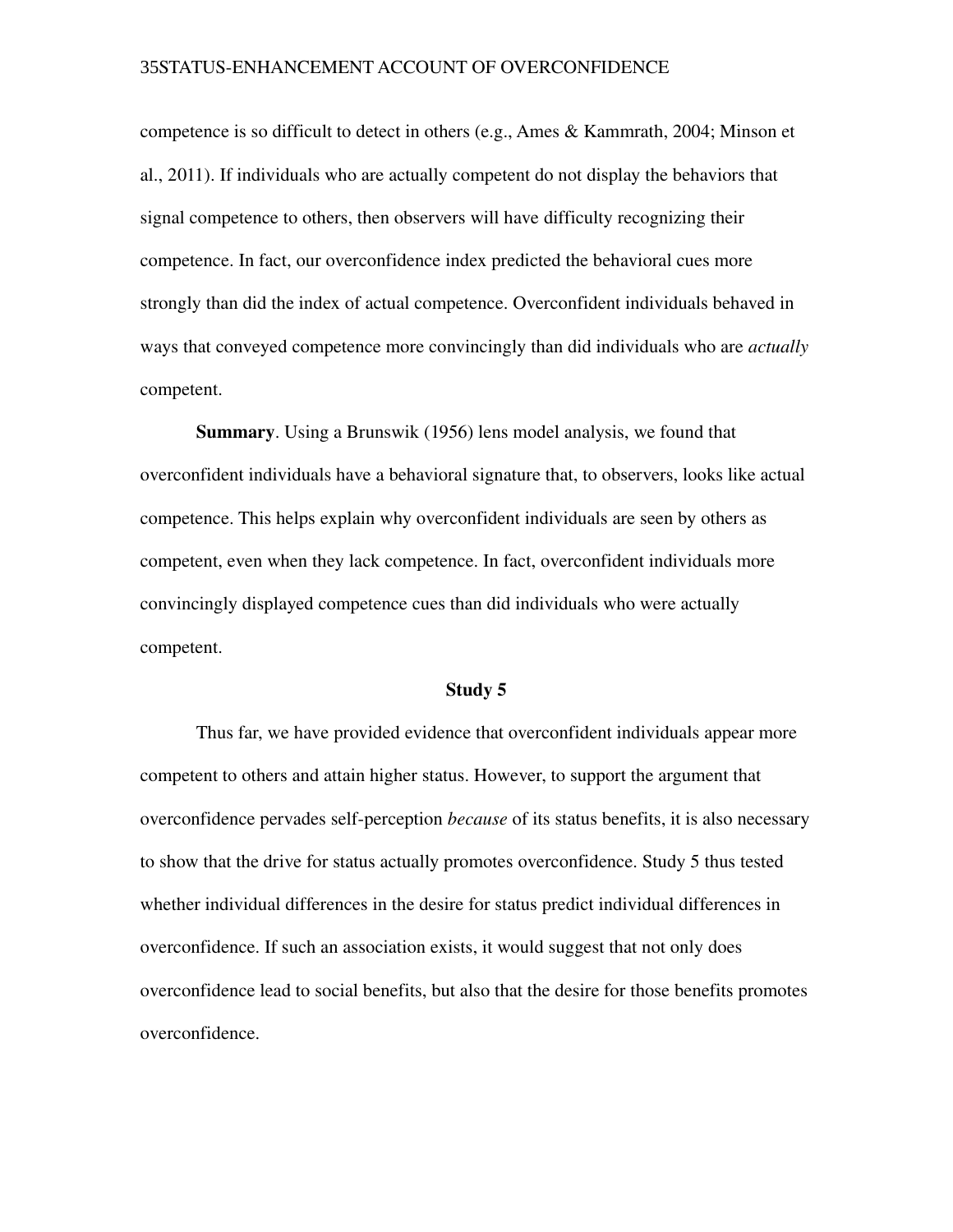competence is so difficult to detect in others (e.g., Ames & Kammrath, 2004; Minson et al., 2011). If individuals who are actually competent do not display the behaviors that signal competence to others, then observers will have difficulty recognizing their competence. In fact, our overconfidence index predicted the behavioral cues more strongly than did the index of actual competence. Overconfident individuals behaved in ways that conveyed competence more convincingly than did individuals who are *actually* competent.

**Summary**. Using a Brunswik (1956) lens model analysis, we found that overconfident individuals have a behavioral signature that, to observers, looks like actual competence. This helps explain why overconfident individuals are seen by others as competent, even when they lack competence. In fact, overconfident individuals more convincingly displayed competence cues than did individuals who were actually competent.

## Study 5

Thus far, we have provided evidence that overconfident individuals appear more competent to others and attain higher status. However, to support the argument that overconfidence pervades self-perception *because* of its status benefits, it is also necessary to show that the drive for status actually promotes overconfidence. Study 5 thus tested whether individual differences in the desire for status predict individual differences in overconfidence. If such an association exists, it would suggest that not only does overconfidence lead to social benefits, but also that the desire for those benefits promotes overconfidence.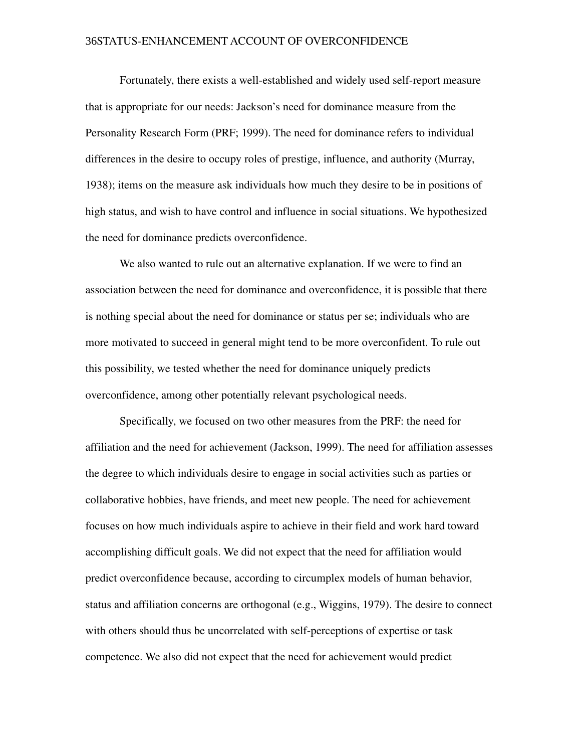Fortunately, there exists a well-established and widely used self-report measure that is appropriate for our needs: Jackson's need for dominance measure from the Personality Research Form (PRF; 1999). The need for dominance refers to individual differences in the desire to occupy roles of prestige, influence, and authority (Murray, 1938); items on the measure ask individuals how much they desire to be in positions of high status, and wish to have control and influence in social situations. We hypothesized the need for dominance predicts overconfidence.

We also wanted to rule out an alternative explanation. If we were to find an association between the need for dominance and overconfidence, it is possible that there is nothing special about the need for dominance or status per se; individuals who are more motivated to succeed in general might tend to be more overconfident. To rule out this possibility, we tested whether the need for dominance uniquely predicts overconfidence, among other potentially relevant psychological needs.

Specifically, we focused on two other measures from the PRF: the need for affiliation and the need for achievement (Jackson, 1999). The need for affiliation assesses the degree to which individuals desire to engage in social activities such as parties or collaborative hobbies, have friends, and meet new people. The need for achievement focuses on how much individuals aspire to achieve in their field and work hard toward accomplishing difficult goals. We did not expect that the need for affiliation would predict overconfidence because, according to circumplex models of human behavior, status and affiliation concerns are orthogonal (e.g., Wiggins, 1979). The desire to connect with others should thus be uncorrelated with self-perceptions of expertise or task competence. We also did not expect that the need for achievement would predict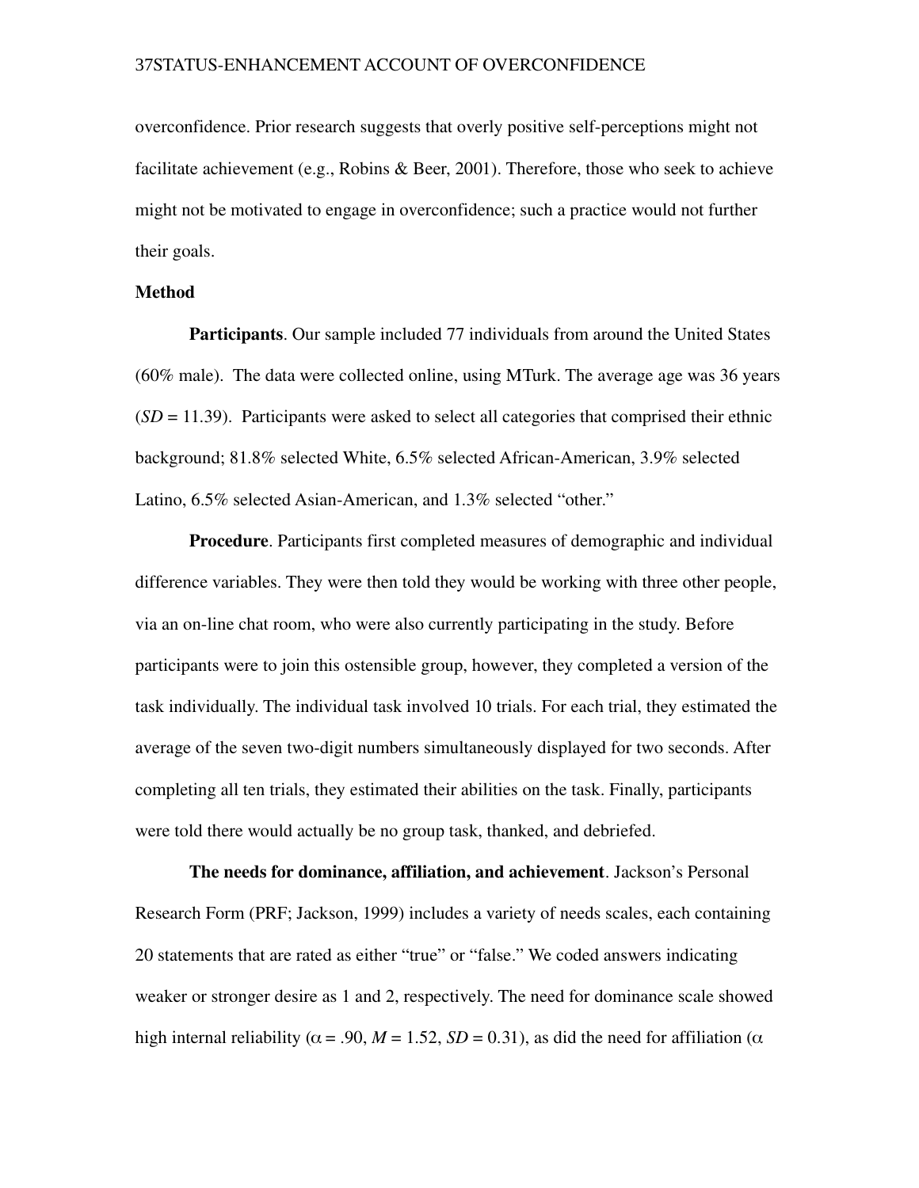overconfidence. Prior research suggests that overly positive self-perceptions might not facilitate achievement (e.g., Robins & Beer, 2001). Therefore, those who seek to achieve might not be motivated to engage in overconfidence; such a practice would not further their goals.

### Method

**Participants**. Our sample included 77 individuals from around the United States (60% male). The data were collected online, using MTurk. The average age was 36 years (*SD* = 11.39). Participants were asked to select all categories that comprised their ethnic background; 81.8% selected White, 6.5% selected African-American, 3.9% selected Latino, 6.5% selected Asian-American, and 1.3% selected "other."

**Procedure**. Participants first completed measures of demographic and individual difference variables. They were then told they would be working with three other people, via an on-line chat room, who were also currently participating in the study. Before participants were to join this ostensible group, however, they completed a version of the task individually. The individual task involved 10 trials. For each trial, they estimated the average of the seven two-digit numbers simultaneously displayed for two seconds. After completing all ten trials, they estimated their abilities on the task. Finally, participants were told there would actually be no group task, thanked, and debriefed.

**The needs for dominance, affiliation, and achievement**. Jackson's Personal Research Form (PRF; Jackson, 1999) includes a variety of needs scales, each containing 20 statements that are rated as either "true" or "false." We coded answers indicating weaker or stronger desire as 1 and 2, respectively. The need for dominance scale showed high internal reliability ($\alpha$ = .90, *M* = 1.52, *SD* = 0.31), as did the need for affiliation ($\alpha$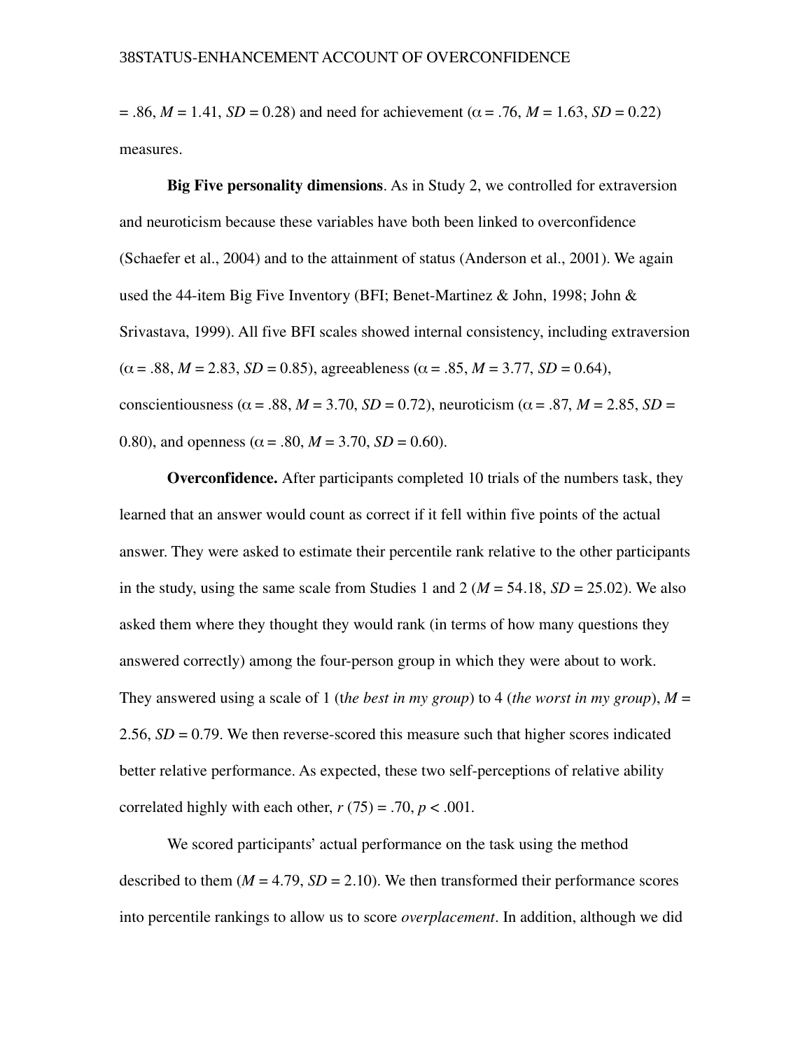= .86, *M* = 1.41, *SD* = 0.28) and need for achievement (α = .76, *M* = 1.63, *SD* = 0.22) measures.

**Big Five personality dimensions**. As in Study 2, we controlled for extraversion and neuroticism because these variables have both been linked to overconfidence (Schaefer et al., 2004) and to the attainment of status (Anderson et al., 2001). We again used the 44-item Big Five Inventory (BFI; Benet-Martinez & John, 1998; John & Srivastava, 1999). All five BFI scales showed internal consistency, including extraversion (α = .88, *M* = 2.83, *SD* = 0.85), agreeableness (α = .85, *M* = 3.77, *SD* = 0.64), conscientiousness (α = .88, *M* = 3.70, *SD* = 0.72), neuroticism (α = .87, *M* = 2.85, *SD* = 0.80), and openness (α = .80, *M* = 3.70, *SD* = 0.60).

**Overconfidence.** After participants completed 10 trials of the numbers task, they learned that an answer would count as correct if it fell within five points of the actual answer. They were asked to estimate their percentile rank relative to the other participants in the study, using the same scale from Studies 1 and 2 (*M* = 54.18, *SD* = 25.02). We also asked them where they thought they would rank (in terms of how many questions they answered correctly) among the four-person group in which they were about to work. They answered using a scale of 1 (t*he best in my group*) to 4 (*the worst in my group*), *M* = 2.56, *SD* = 0.79. We then reverse-scored this measure such that higher scores indicated better relative performance. As expected, these two self-perceptions of relative ability correlated highly with each other, $r$ (75) = .70, $p < .001$.

We scored participants' actual performance on the task using the method described to them (*M* = 4.79, *SD* = 2.10). We then transformed their performance scores into percentile rankings to allow us to score *overplacement*. In addition, although we did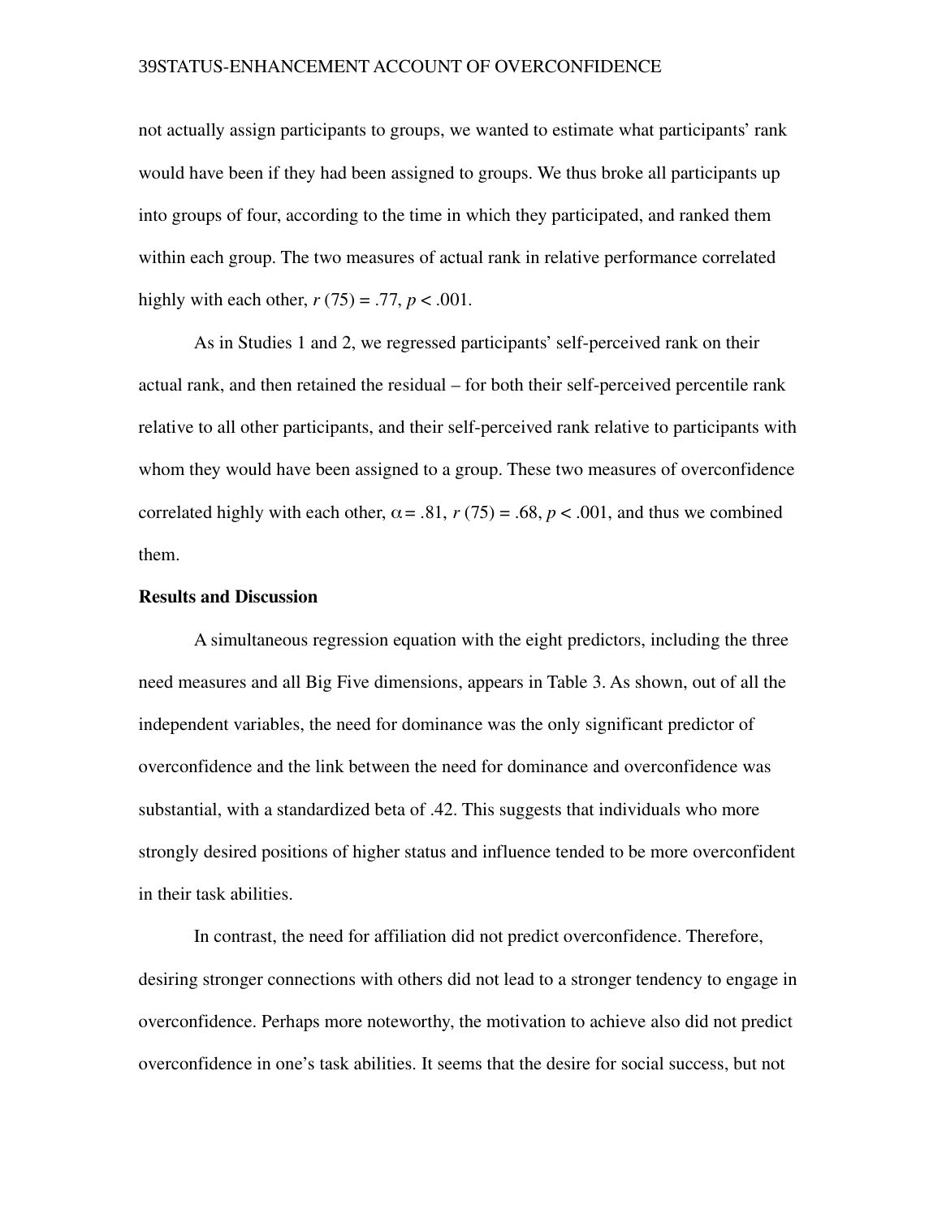not actually assign participants to groups, we wanted to estimate what participants' rank would have been if they had been assigned to groups. We thus broke all participants up into groups of four, according to the time in which they participated, and ranked them within each group. The two measures of actual rank in relative performance correlated highly with each other, $r$ (75) = .77, $p < .001$.

As in Studies 1 and 2, we regressed participants' self-perceived rank on their actual rank, and then retained the residual – for both their self-perceived percentile rank relative to all other participants, and their self-perceived rank relative to participants with whom they would have been assigned to a group. These two measures of overconfidence correlated highly with each other, $\alpha = .81$, $r$ (75) = .68, $p < .001$, and thus we combined them.

**Results and Discussion**

A simultaneous regression equation with the eight predictors, including the three need measures and all Big Five dimensions, appears in Table 3. As shown, out of all the independent variables, the need for dominance was the only significant predictor of overconfidence and the link between the need for dominance and overconfidence was substantial, with a standardized beta of .42. This suggests that individuals who more strongly desired positions of higher status and influence tended to be more overconfident in their task abilities.

In contrast, the need for affiliation did not predict overconfidence. Therefore, desiring stronger connections with others did not lead to a stronger tendency to engage in overconfidence. Perhaps more noteworthy, the motivation to achieve also did not predict overconfidence in one's task abilities. It seems that the desire for social success, but not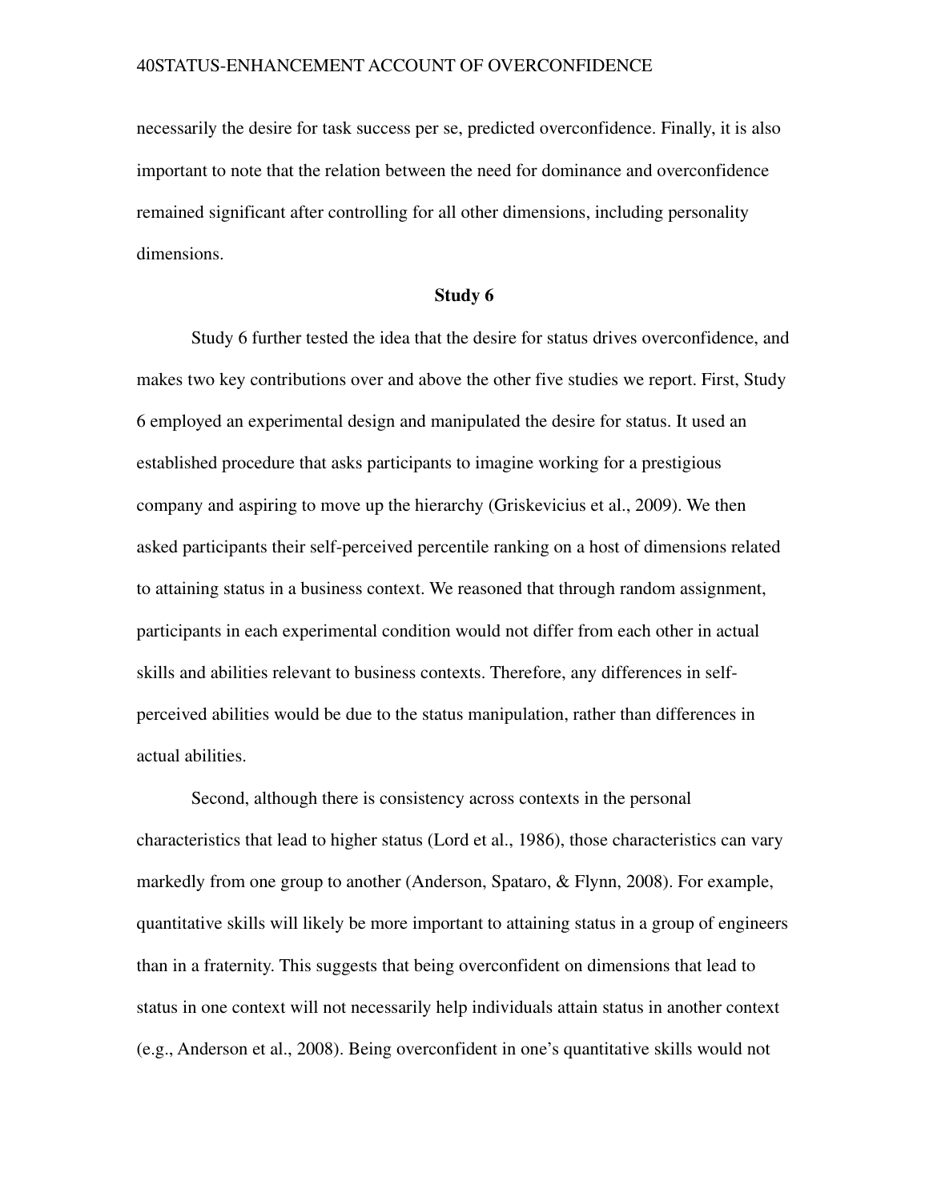necessarily the desire for task success per se, predicted overconfidence. Finally, it is also important to note that the relation between the need for dominance and overconfidence remained significant after controlling for all other dimensions, including personality dimensions.

## Study 6

Study 6 further tested the idea that the desire for status drives overconfidence, and makes two key contributions over and above the other five studies we report. First, Study 6 employed an experimental design and manipulated the desire for status. It used an established procedure that asks participants to imagine working for a prestigious company and aspiring to move up the hierarchy (Griskevicius et al., 2009). We then asked participants their self-perceived percentile ranking on a host of dimensions related to attaining status in a business context. We reasoned that through random assignment, participants in each experimental condition would not differ from each other in actual skills and abilities relevant to business contexts. Therefore, any differences in self-perceived abilities would be due to the status manipulation, rather than differences in actual abilities.

Second, although there is consistency across contexts in the personal characteristics that lead to higher status (Lord et al., 1986), those characteristics can vary markedly from one group to another (Anderson, Spataro, & Flynn, 2008). For example, quantitative skills will likely be more important to attaining status in a group of engineers than in a fraternity. This suggests that being overconfident on dimensions that lead to status in one context will not necessarily help individuals attain status in another context (e.g., Anderson et al., 2008). Being overconfident in one's quantitative skills would not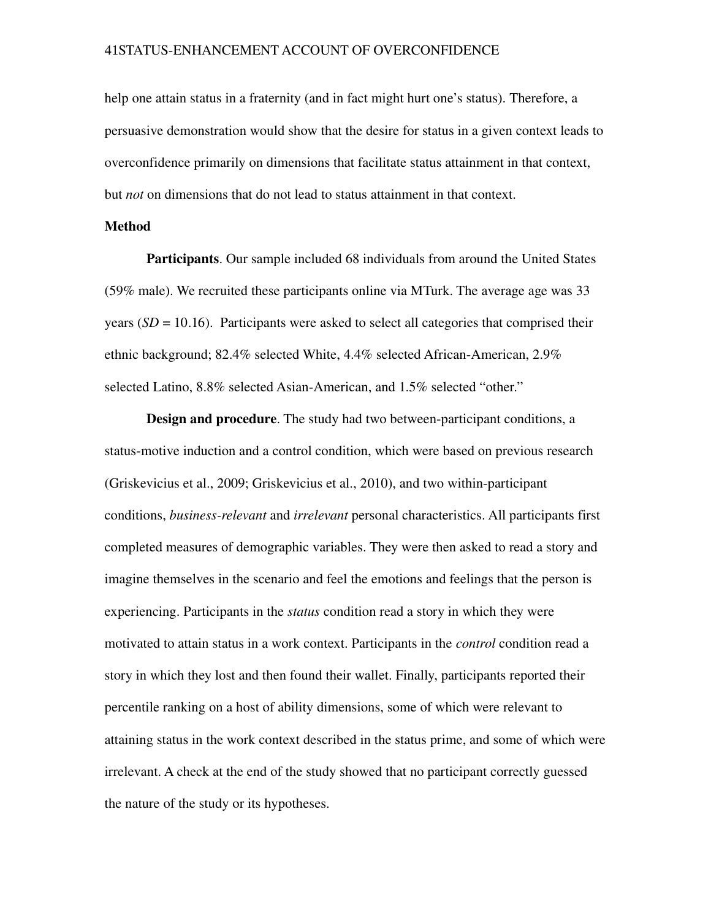help one attain status in a fraternity (and in fact might hurt one's status). Therefore, a persuasive demonstration would show that the desire for status in a given context leads to overconfidence primarily on dimensions that facilitate status attainment in that context, but *not* on dimensions that do not lead to status attainment in that context.

**Method**

**Participants**. Our sample included 68 individuals from around the United States (59% male). We recruited these participants online via MTurk. The average age was 33 years (*SD* = 10.16). Participants were asked to select all categories that comprised their ethnic background; 82.4% selected White, 4.4% selected African-American, 2.9% selected Latino, 8.8% selected Asian-American, and 1.5% selected "other."

**Design and procedure**. The study had two between-participant conditions, a status-motive induction and a control condition, which were based on previous research (Griskevicius et al., 2009; Griskevicius et al., 2010), and two within-participant conditions, *business-relevant* and *irrelevant* personal characteristics. All participants first completed measures of demographic variables. They were then asked to read a story and imagine themselves in the scenario and feel the emotions and feelings that the person is experiencing. Participants in the *status* condition read a story in which they were motivated to attain status in a work context. Participants in the *control* condition read a story in which they lost and then found their wallet. Finally, participants reported their percentile ranking on a host of ability dimensions, some of which were relevant to attaining status in the work context described in the status prime, and some of which were irrelevant. A check at the end of the study showed that no participant correctly guessed the nature of the study or its hypotheses.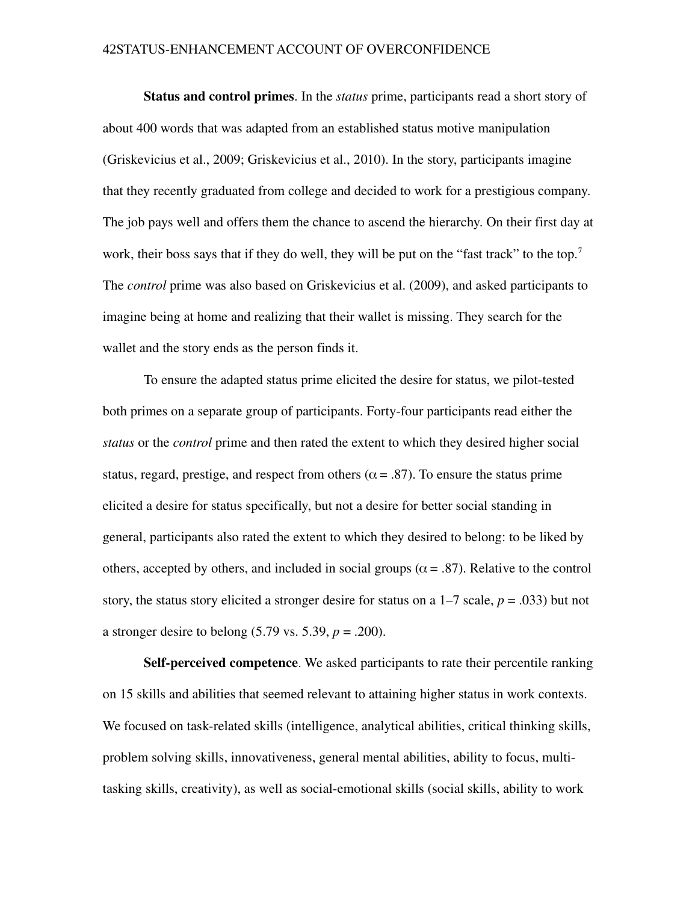**Status and control primes**. In the *status* prime, participants read a short story of about 400 words that was adapted from an established status motive manipulation (Griskevicius et al., 2009; Griskevicius et al., 2010). In the story, participants imagine that they recently graduated from college and decided to work for a prestigious company. The job pays well and offers them the chance to ascend the hierarchy. On their first day at work, their boss says that if they do well, they will be put on the "fast track" to the top.[7] The *control* prime was also based on Griskevicius et al. (2009), and asked participants to imagine being at home and realizing that their wallet is missing. They search for the wallet and the story ends as the person finds it.

To ensure the adapted status prime elicited the desire for status, we pilot-tested both primes on a separate group of participants. Forty-four participants read either the *status* or the *control* prime and then rated the extent to which they desired higher social status, regard, prestige, and respect from others ($\alpha = .87$). To ensure the status prime elicited a desire for status specifically, but not a desire for better social standing in general, participants also rated the extent to which they desired to belong: to be liked by others, accepted by others, and included in social groups ($\alpha = .87$). Relative to the control story, the status story elicited a stronger desire for status on a 1–7 scale, $p = .033$) but not a stronger desire to belong (5.79 vs. 5.39, $p = .200$).

**Self-perceived competence**. We asked participants to rate their percentile ranking on 15 skills and abilities that seemed relevant to attaining higher status in work contexts. We focused on task-related skills (intelligence, analytical abilities, critical thinking skills, problem solving skills, innovativeness, general mental abilities, ability to focus, multi-tasking skills, creativity), as well as social-emotional skills (social skills, ability to work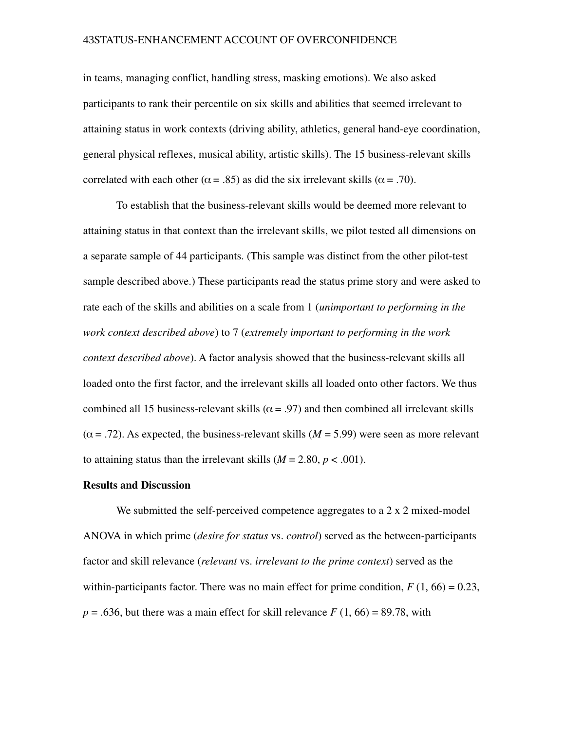in teams, managing conflict, handling stress, masking emotions). We also asked participants to rank their percentile on six skills and abilities that seemed irrelevant to attaining status in work contexts (driving ability, athletics, general hand-eye coordination, general physical reflexes, musical ability, artistic skills). The 15 business-relevant skills correlated with each other ($\alpha = .85$) as did the six irrelevant skills ($\alpha = .70$).

To establish that the business-relevant skills would be deemed more relevant to attaining status in that context than the irrelevant skills, we pilot tested all dimensions on a separate sample of 44 participants. (This sample was distinct from the other pilot-test sample described above.) These participants read the status prime story and were asked to rate each of the skills and abilities on a scale from 1 (*unimportant to performing in the work context described above*) to 7 (*extremely important to performing in the work context described above*). A factor analysis showed that the business-relevant skills all loaded onto the first factor, and the irrelevant skills all loaded onto other factors. We thus combined all 15 business-relevant skills ($\alpha = .97$) and then combined all irrelevant skills ($\alpha = .72$). As expected, the business-relevant skills ($M = 5.99$) were seen as more relevant to attaining status than the irrelevant skills ($M = 2.80$, $p < .001$).

**Results and Discussion**

We submitted the self-perceived competence aggregates to a 2 x 2 mixed-model ANOVA in which prime (*desire for status* vs. *control*) served as the between-participants factor and skill relevance (*relevant* vs. *irrelevant to the prime context*) served as the within-participants factor. There was no main effect for prime condition, $F(1, 66) = 0.23$, $p = .636$, but there was a main effect for skill relevance $F(1, 66) = 89.78$, with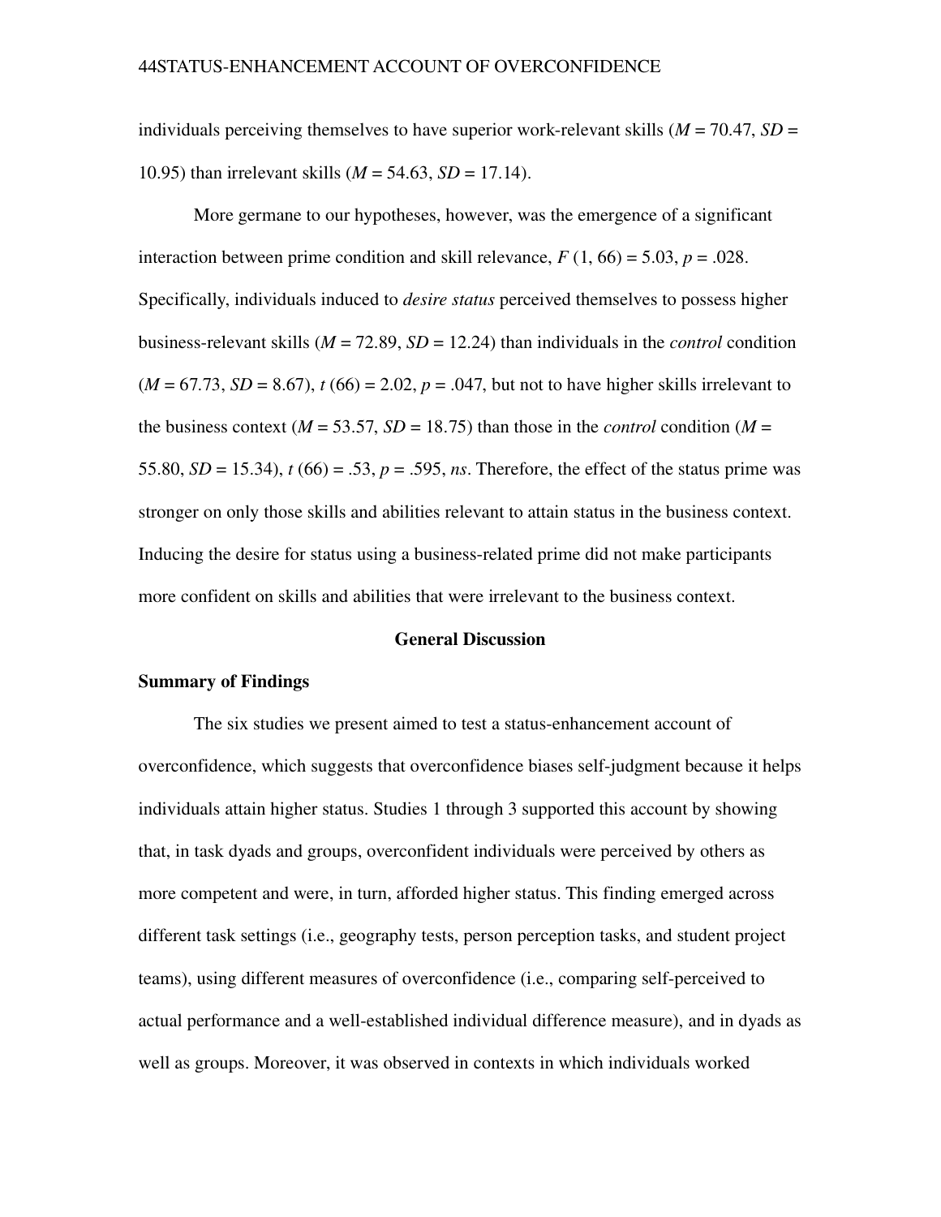individuals perceiving themselves to have superior work-relevant skills ($M$ = 70.47, $SD$ = 10.95) than irrelevant skills ($M$ = 54.63, $SD$ = 17.14).

More germane to our hypotheses, however, was the emergence of a significant interaction between prime condition and skill relevance, $F$ (1, 66) = 5.03, $p$ = .028. Specifically, individuals induced to *desire status* perceived themselves to possess higher business-relevant skills ($M$ = 72.89, $SD$ = 12.24) than individuals in the *control* condition ($M$ = 67.73, $SD$ = 8.67), $t$ (66) = 2.02, $p$ = .047, but not to have higher skills irrelevant to the business context ($M$ = 53.57, $SD$ = 18.75) than those in the *control* condition ($M$ = 55.80, $SD$ = 15.34), $t$ (66) = .53, $p$ = .595, *ns*. Therefore, the effect of the status prime was stronger on only those skills and abilities relevant to attain status in the business context. Inducing the desire for status using a business-related prime did not make participants more confident on skills and abilities that were irrelevant to the business context.

## General Discussion

### Summary of Findings

The six studies we present aimed to test a status-enhancement account of overconfidence, which suggests that overconfidence biases self-judgment because it helps individuals attain higher status. Studies 1 through 3 supported this account by showing that, in task dyads and groups, overconfident individuals were perceived by others as more competent and were, in turn, afforded higher status. This finding emerged across different task settings (i.e., geography tests, person perception tasks, and student project teams), using different measures of overconfidence (i.e., comparing self-perceived to actual performance and a well-established individual difference measure), and in dyads as well as groups. Moreover, it was observed in contexts in which individuals worked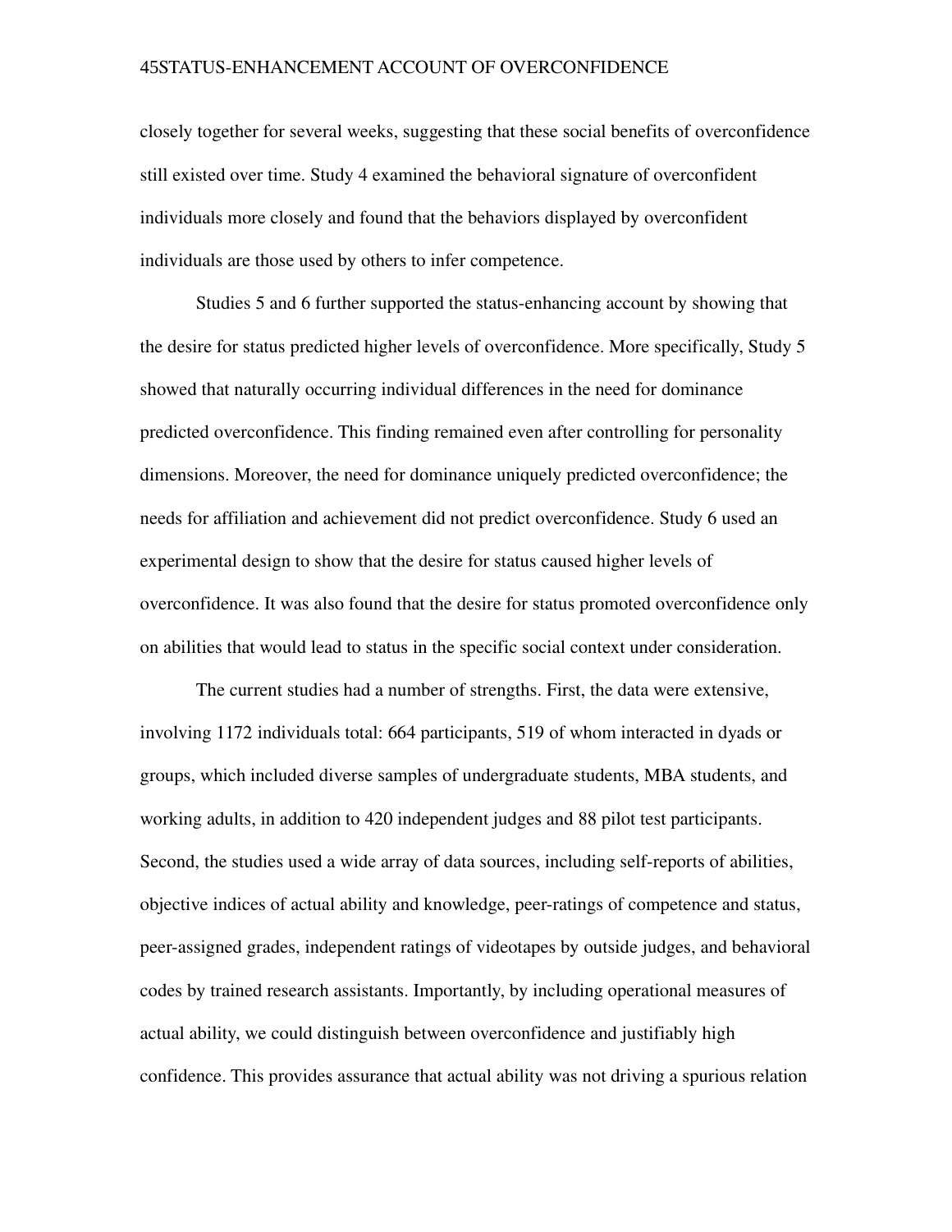closely together for several weeks, suggesting that these social benefits of overconfidence still existed over time. Study 4 examined the behavioral signature of overconfident individuals more closely and found that the behaviors displayed by overconfident individuals are those used by others to infer competence.

Studies 5 and 6 further supported the status-enhancing account by showing that the desire for status predicted higher levels of overconfidence. More specifically, Study 5 showed that naturally occurring individual differences in the need for dominance predicted overconfidence. This finding remained even after controlling for personality dimensions. Moreover, the need for dominance uniquely predicted overconfidence; the needs for affiliation and achievement did not predict overconfidence. Study 6 used an experimental design to show that the desire for status caused higher levels of overconfidence. It was also found that the desire for status promoted overconfidence only on abilities that would lead to status in the specific social context under consideration.

The current studies had a number of strengths. First, the data were extensive, involving 1172 individuals total: 664 participants, 519 of whom interacted in dyads or groups, which included diverse samples of undergraduate students, MBA students, and working adults, in addition to 420 independent judges and 88 pilot test participants. Second, the studies used a wide array of data sources, including self-reports of abilities, objective indices of actual ability and knowledge, peer-ratings of competence and status, peer-assigned grades, independent ratings of videotapes by outside judges, and behavioral codes by trained research assistants. Importantly, by including operational measures of actual ability, we could distinguish between overconfidence and justifiably high confidence. This provides assurance that actual ability was not driving a spurious relation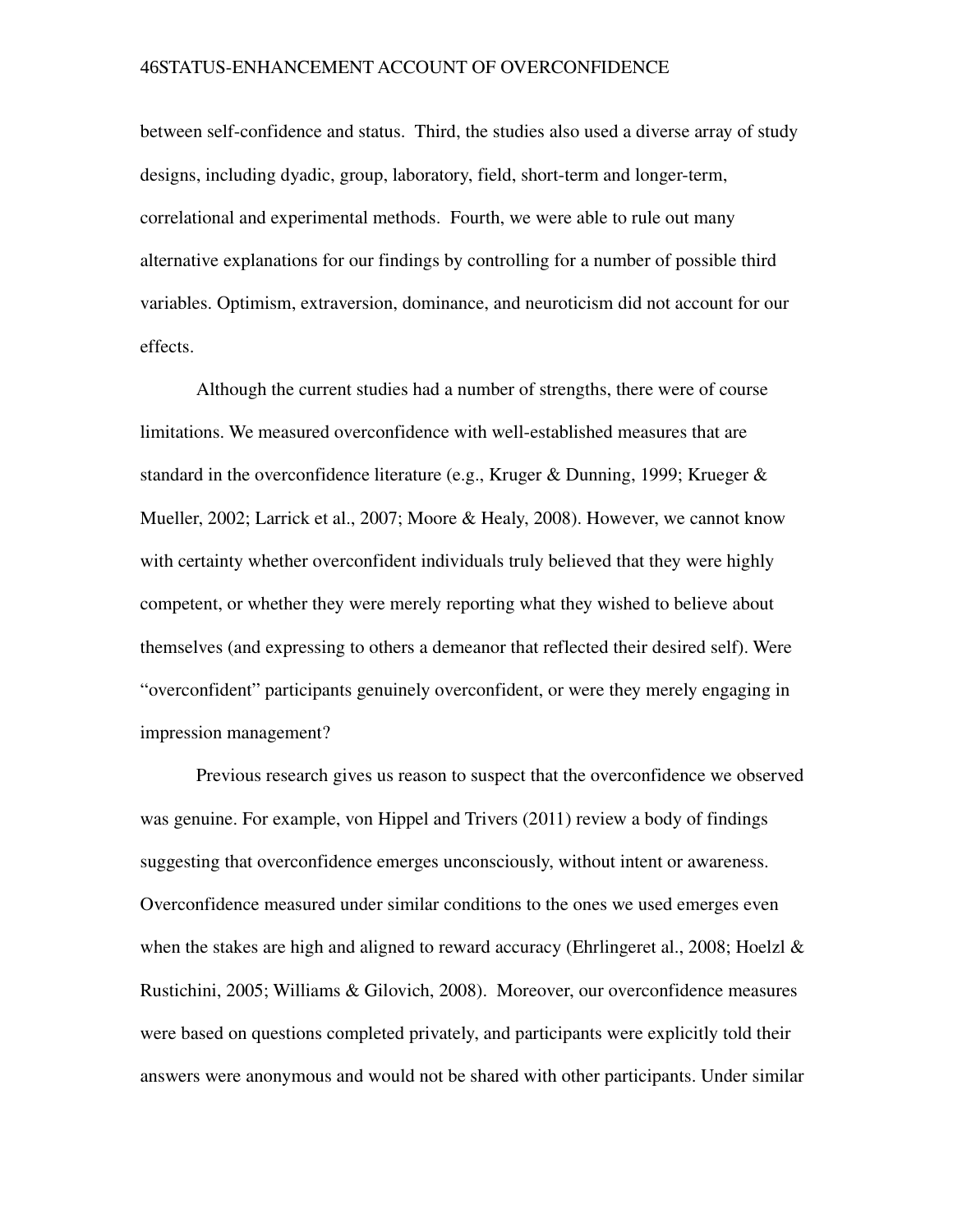between self-confidence and status. Third, the studies also used a diverse array of study designs, including dyadic, group, laboratory, field, short-term and longer-term, correlational and experimental methods. Fourth, we were able to rule out many alternative explanations for our findings by controlling for a number of possible third variables. Optimism, extraversion, dominance, and neuroticism did not account for our effects.

Although the current studies had a number of strengths, there were of course limitations. We measured overconfidence with well-established measures that are standard in the overconfidence literature (e.g., Kruger & Dunning, 1999; Krueger & Mueller, 2002; Larrick et al., 2007; Moore & Healy, 2008). However, we cannot know with certainty whether overconfident individuals truly believed that they were highly competent, or whether they were merely reporting what they wished to believe about themselves (and expressing to others a demeanor that reflected their desired self). Were "overconfident" participants genuinely overconfident, or were they merely engaging in impression management?

Previous research gives us reason to suspect that the overconfidence we observed was genuine. For example, von Hippel and Trivers (2011) review a body of findings suggesting that overconfidence emerges unconsciously, without intent or awareness. Overconfidence measured under similar conditions to the ones we used emerges even when the stakes are high and aligned to reward accuracy (Ehrlingeret al., 2008; Hoelzl & Rustichini, 2005; Williams & Gilovich, 2008). Moreover, our overconfidence measures were based on questions completed privately, and participants were explicitly told their answers were anonymous and would not be shared with other participants. Under similar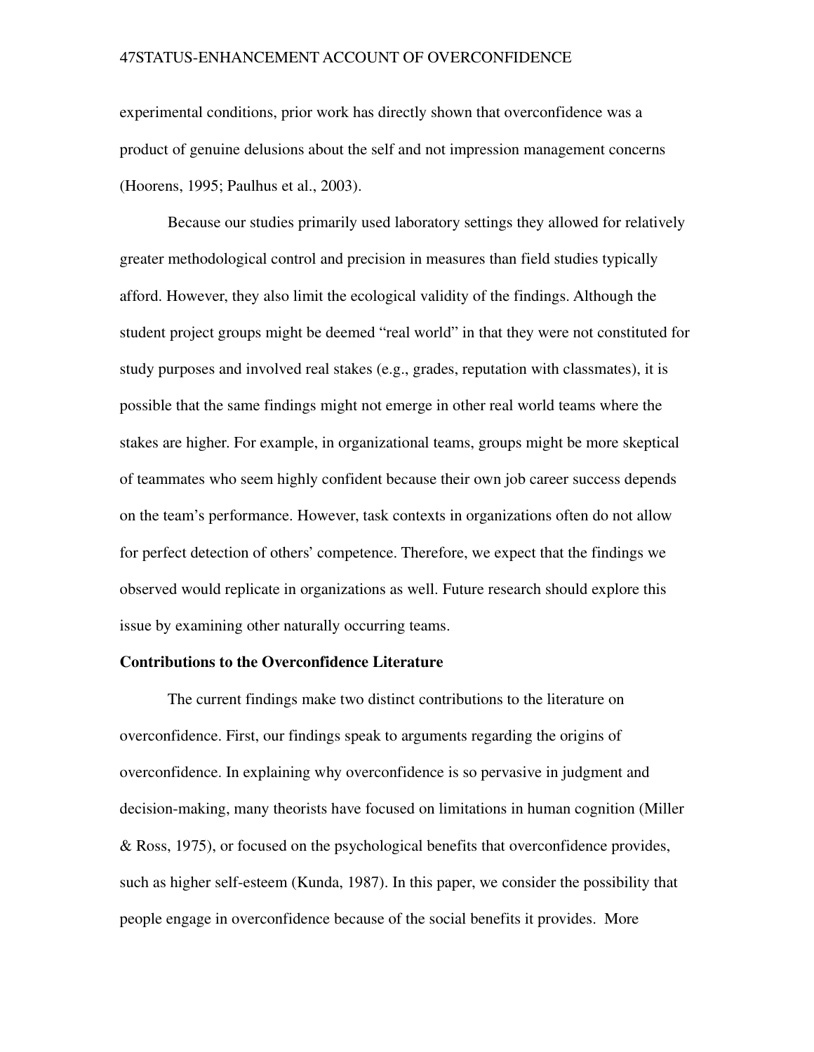experimental conditions, prior work has directly shown that overconfidence was a product of genuine delusions about the self and not impression management concerns (Hoorens, 1995; Paulhus et al., 2003).

Because our studies primarily used laboratory settings they allowed for relatively greater methodological control and precision in measures than field studies typically afford. However, they also limit the ecological validity of the findings. Although the student project groups might be deemed "real world" in that they were not constituted for study purposes and involved real stakes (e.g., grades, reputation with classmates), it is possible that the same findings might not emerge in other real world teams where the stakes are higher. For example, in organizational teams, groups might be more skeptical of teammates who seem highly confident because their own job career success depends on the team's performance. However, task contexts in organizations often do not allow for perfect detection of others' competence. Therefore, we expect that the findings we observed would replicate in organizations as well. Future research should explore this issue by examining other naturally occurring teams.

## Contributions to the Overconfidence Literature

The current findings make two distinct contributions to the literature on overconfidence. First, our findings speak to arguments regarding the origins of overconfidence. In explaining why overconfidence is so pervasive in judgment and decision-making, many theorists have focused on limitations in human cognition (Miller & Ross, 1975), or focused on the psychological benefits that overconfidence provides, such as higher self-esteem (Kunda, 1987). In this paper, we consider the possibility that people engage in overconfidence because of the social benefits it provides. More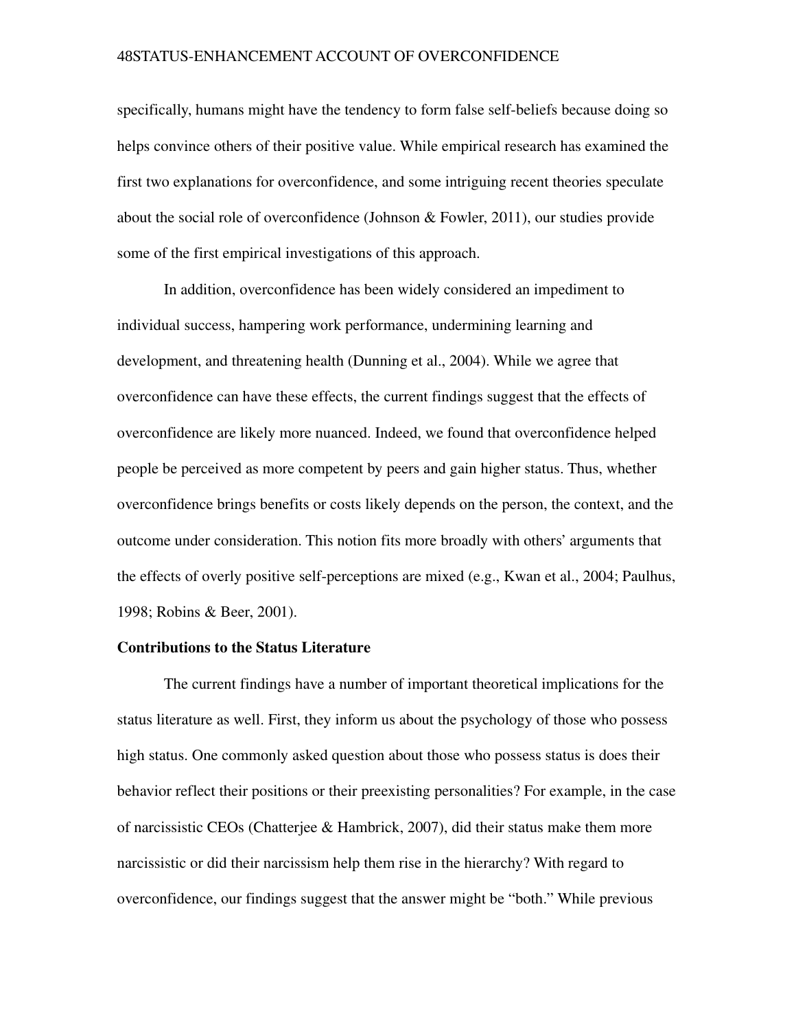specifically, humans might have the tendency to form false self-beliefs because doing so helps convince others of their positive value. While empirical research has examined the first two explanations for overconfidence, and some intriguing recent theories speculate about the social role of overconfidence (Johnson & Fowler, 2011), our studies provide some of the first empirical investigations of this approach.

In addition, overconfidence has been widely considered an impediment to individual success, hampering work performance, undermining learning and development, and threatening health (Dunning et al., 2004). While we agree that overconfidence can have these effects, the current findings suggest that the effects of overconfidence are likely more nuanced. Indeed, we found that overconfidence helped people be perceived as more competent by peers and gain higher status. Thus, whether overconfidence brings benefits or costs likely depends on the person, the context, and the outcome under consideration. This notion fits more broadly with others' arguments that the effects of overly positive self-perceptions are mixed (e.g., Kwan et al., 2004; Paulhus, 1998; Robins & Beer, 2001).

**Contributions to the Status Literature**

The current findings have a number of important theoretical implications for the status literature as well. First, they inform us about the psychology of those who possess high status. One commonly asked question about those who possess status is does their behavior reflect their positions or their preexisting personalities? For example, in the case of narcissistic CEOs (Chatterjee & Hambrick, 2007), did their status make them more narcissistic or did their narcissism help them rise in the hierarchy? With regard to overconfidence, our findings suggest that the answer might be "both." While previous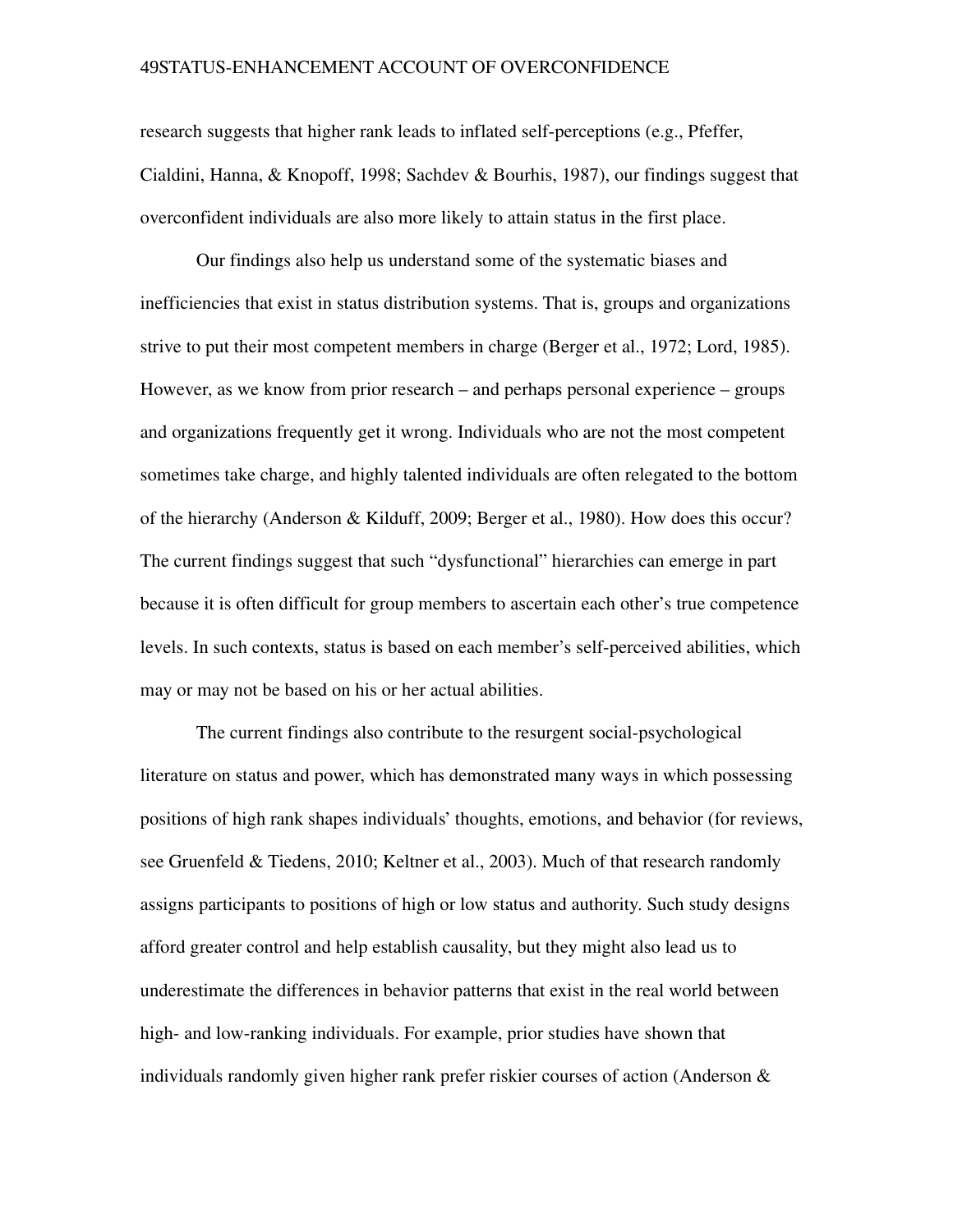research suggests that higher rank leads to inflated self-perceptions (e.g., Pfeffer, Cialdini, Hanna, & Knopoff, 1998; Sachdev & Bourhis, 1987), our findings suggest that overconfident individuals are also more likely to attain status in the first place.

Our findings also help us understand some of the systematic biases and inefficiencies that exist in status distribution systems. That is, groups and organizations strive to put their most competent members in charge (Berger et al., 1972; Lord, 1985). However, as we know from prior research – and perhaps personal experience – groups and organizations frequently get it wrong. Individuals who are not the most competent sometimes take charge, and highly talented individuals are often relegated to the bottom of the hierarchy (Anderson & Kilduff, 2009; Berger et al., 1980). How does this occur? The current findings suggest that such "dysfunctional" hierarchies can emerge in part because it is often difficult for group members to ascertain each other's true competence levels. In such contexts, status is based on each member's self-perceived abilities, which may or may not be based on his or her actual abilities.

The current findings also contribute to the resurgent social-psychological literature on status and power, which has demonstrated many ways in which possessing positions of high rank shapes individuals' thoughts, emotions, and behavior (for reviews, see Gruenfeld & Tiedens, 2010; Keltner et al., 2003). Much of that research randomly assigns participants to positions of high or low status and authority. Such study designs afford greater control and help establish causality, but they might also lead us to underestimate the differences in behavior patterns that exist in the real world between high- and low-ranking individuals. For example, prior studies have shown that individuals randomly given higher rank prefer riskier courses of action (Anderson &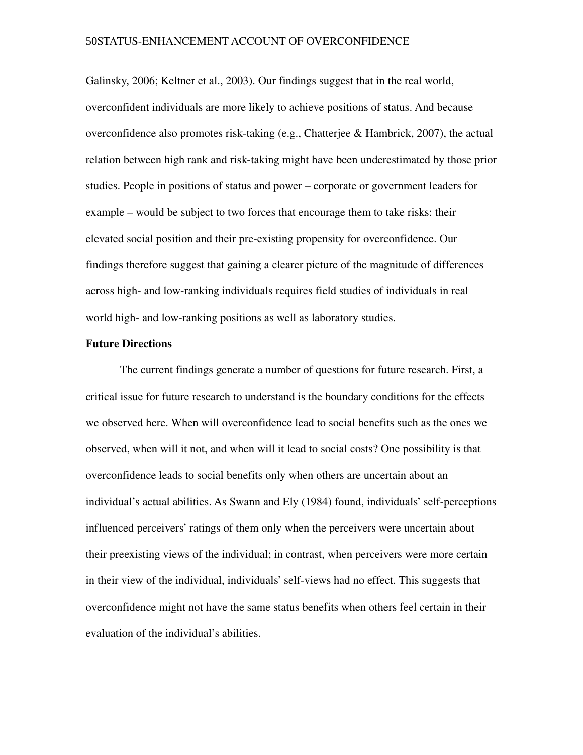Galinsky, 2006; Keltner et al., 2003). Our findings suggest that in the real world, overconfident individuals are more likely to achieve positions of status. And because overconfidence also promotes risk-taking (e.g., Chatterjee & Hambrick, 2007), the actual relation between high rank and risk-taking might have been underestimated by those prior studies. People in positions of status and power – corporate or government leaders for example – would be subject to two forces that encourage them to take risks: their elevated social position and their pre-existing propensity for overconfidence. Our findings therefore suggest that gaining a clearer picture of the magnitude of differences across high- and low-ranking individuals requires field studies of individuals in real world high- and low-ranking positions as well as laboratory studies.

**Future Directions**

The current findings generate a number of questions for future research. First, a critical issue for future research to understand is the boundary conditions for the effects we observed here. When will overconfidence lead to social benefits such as the ones we observed, when will it not, and when will it lead to social costs? One possibility is that overconfidence leads to social benefits only when others are uncertain about an individual's actual abilities. As Swann and Ely (1984) found, individuals' self-perceptions influenced perceivers' ratings of them only when the perceivers were uncertain about their preexisting views of the individual; in contrast, when perceivers were more certain in their view of the individual, individuals' self-views had no effect. This suggests that overconfidence might not have the same status benefits when others feel certain in their evaluation of the individual's abilities.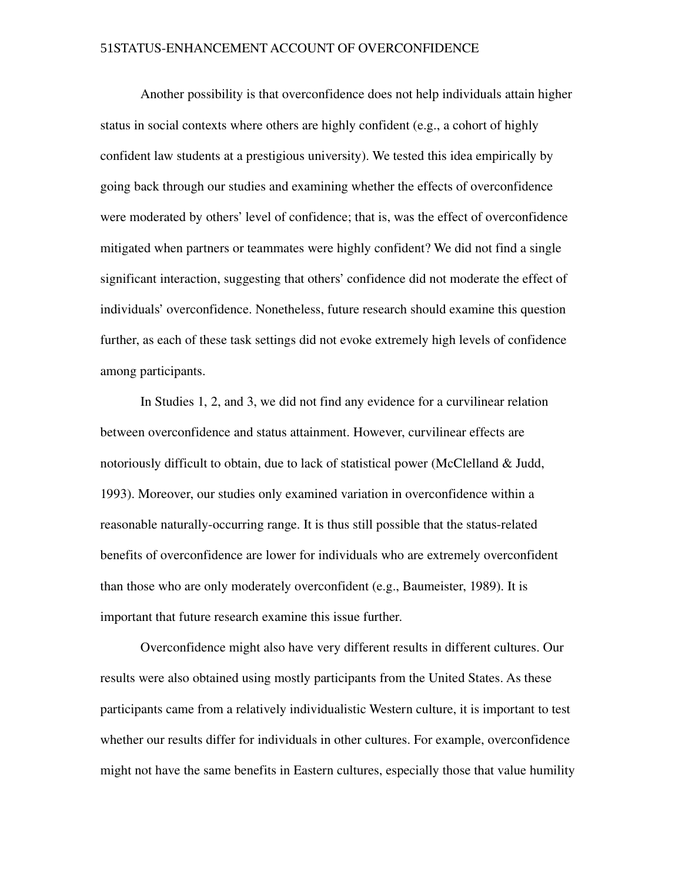Another possibility is that overconfidence does not help individuals attain higher status in social contexts where others are highly confident (e.g., a cohort of highly confident law students at a prestigious university). We tested this idea empirically by going back through our studies and examining whether the effects of overconfidence were moderated by others' level of confidence; that is, was the effect of overconfidence mitigated when partners or teammates were highly confident? We did not find a single significant interaction, suggesting that others' confidence did not moderate the effect of individuals' overconfidence. Nonetheless, future research should examine this question further, as each of these task settings did not evoke extremely high levels of confidence among participants.

In Studies 1, 2, and 3, we did not find any evidence for a curvilinear relation between overconfidence and status attainment. However, curvilinear effects are notoriously difficult to obtain, due to lack of statistical power (McClelland & Judd, 1993). Moreover, our studies only examined variation in overconfidence within a reasonable naturally-occurring range. It is thus still possible that the status-related benefits of overconfidence are lower for individuals who are extremely overconfident than those who are only moderately overconfident (e.g., Baumeister, 1989). It is important that future research examine this issue further.

Overconfidence might also have very different results in different cultures. Our results were also obtained using mostly participants from the United States. As these participants came from a relatively individualistic Western culture, it is important to test whether our results differ for individuals in other cultures. For example, overconfidence might not have the same benefits in Eastern cultures, especially those that value humility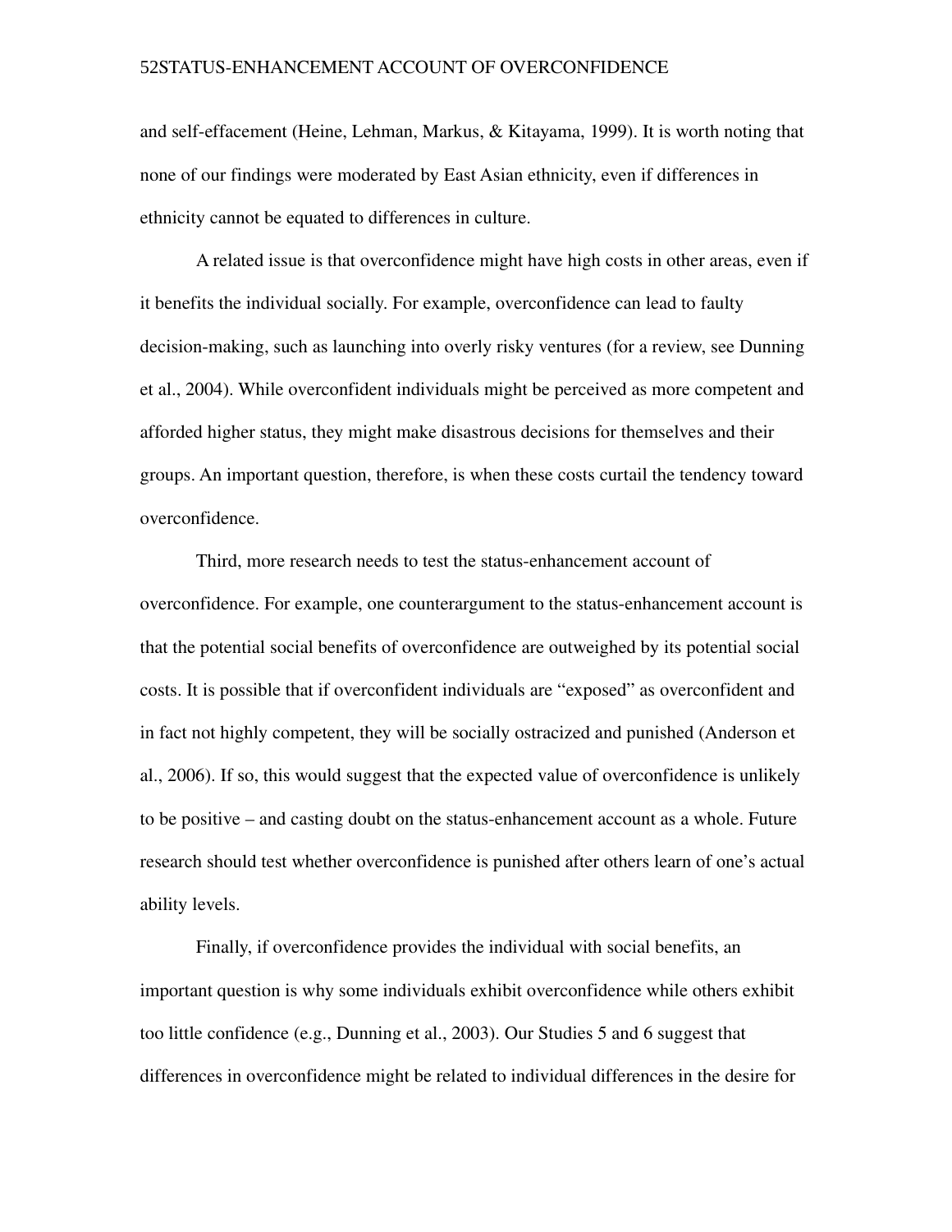and self-effacement (Heine, Lehman, Markus, & Kitayama, 1999). It is worth noting that none of our findings were moderated by East Asian ethnicity, even if differences in ethnicity cannot be equated to differences in culture.

A related issue is that overconfidence might have high costs in other areas, even if it benefits the individual socially. For example, overconfidence can lead to faulty decision-making, such as launching into overly risky ventures (for a review, see Dunning et al., 2004). While overconfident individuals might be perceived as more competent and afforded higher status, they might make disastrous decisions for themselves and their groups. An important question, therefore, is when these costs curtail the tendency toward overconfidence.

Third, more research needs to test the status-enhancement account of overconfidence. For example, one counterargument to the status-enhancement account is that the potential social benefits of overconfidence are outweighed by its potential social costs. It is possible that if overconfident individuals are "exposed" as overconfident and in fact not highly competent, they will be socially ostracized and punished (Anderson et al., 2006). If so, this would suggest that the expected value of overconfidence is unlikely to be positive – and casting doubt on the status-enhancement account as a whole. Future research should test whether overconfidence is punished after others learn of one's actual ability levels.

Finally, if overconfidence provides the individual with social benefits, an important question is why some individuals exhibit overconfidence while others exhibit too little confidence (e.g., Dunning et al., 2003). Our Studies 5 and 6 suggest that differences in overconfidence might be related to individual differences in the desire for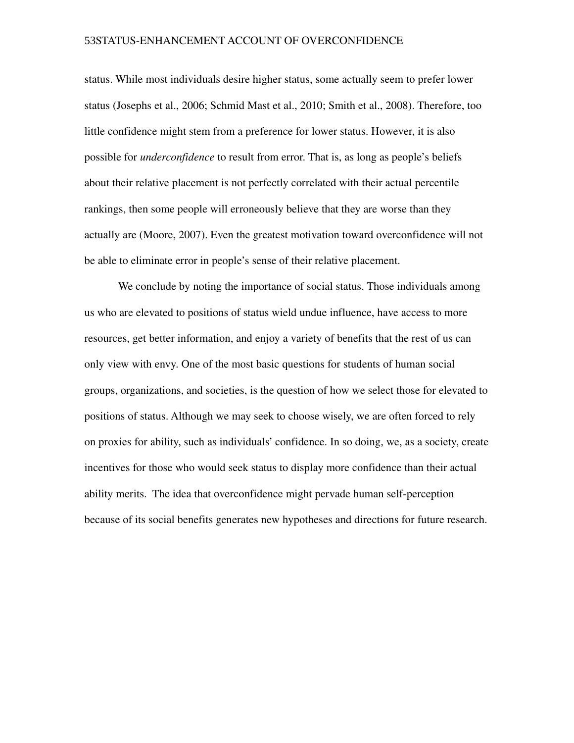status. While most individuals desire higher status, some actually seem to prefer lower status (Josephs et al., 2006; Schmid Mast et al., 2010; Smith et al., 2008). Therefore, too little confidence might stem from a preference for lower status. However, it is also possible for *underconfidence* to result from error. That is, as long as people's beliefs about their relative placement is not perfectly correlated with their actual percentile rankings, then some people will erroneously believe that they are worse than they actually are (Moore, 2007). Even the greatest motivation toward overconfidence will not be able to eliminate error in people's sense of their relative placement.

We conclude by noting the importance of social status. Those individuals among us who are elevated to positions of status wield undue influence, have access to more resources, get better information, and enjoy a variety of benefits that the rest of us can only view with envy. One of the most basic questions for students of human social groups, organizations, and societies, is the question of how we select those for elevated to positions of status. Although we may seek to choose wisely, we are often forced to rely on proxies for ability, such as individuals' confidence. In so doing, we, as a society, create incentives for those who would seek status to display more confidence than their actual ability merits. The idea that overconfidence might pervade human self-perception because of its social benefits generates new hypotheses and directions for future research.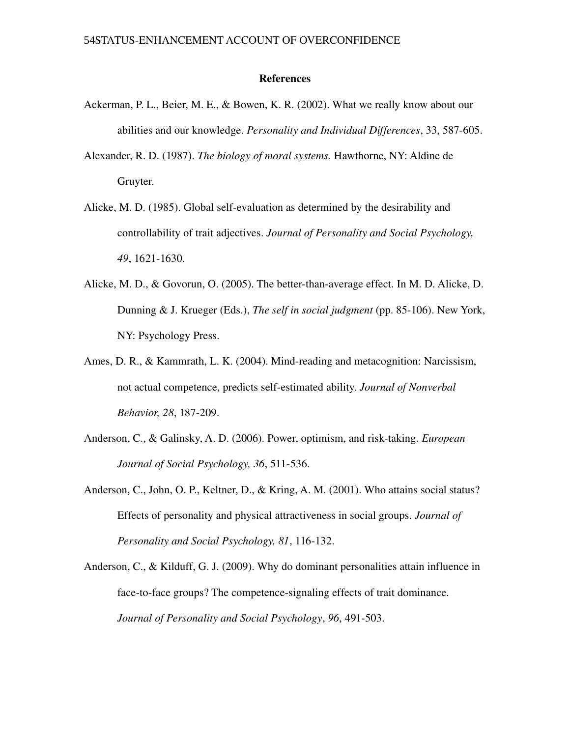## References

Ackerman, P. L., Beier, M. E., & Bowen, K. R. (2002). What we really know about our abilities and our knowledge. *Personality and Individual Differences*, 33, 587-605.

Alexander, R. D. (1987). *The biology of moral systems.* Hawthorne, NY: Aldine de Gruyter.

Alicke, M. D. (1985). Global self-evaluation as determined by the desirability and controllability of trait adjectives. *Journal of Personality and Social Psychology, 49*, 1621-1630.

Alicke, M. D., & Govorun, O. (2005). The better-than-average effect. In M. D. Alicke, D. Dunning & J. Krueger (Eds.), *The self in social judgment* (pp. 85-106). New York, NY: Psychology Press.

Ames, D. R., & Kammrath, L. K. (2004). Mind-reading and metacognition: Narcissism, not actual competence, predicts self-estimated ability. *Journal of Nonverbal Behavior, 28*, 187-209.

Anderson, C., & Galinsky, A. D. (2006). Power, optimism, and risk-taking. *European Journal of Social Psychology, 36*, 511-536.

Anderson, C., John, O. P., Keltner, D., & Kring, A. M. (2001). Who attains social status? Effects of personality and physical attractiveness in social groups. *Journal of Personality and Social Psychology, 81*, 116-132.

Anderson, C., & Kilduff, G. J. (2009). Why do dominant personalities attain influence in face-to-face groups? The competence-signaling effects of trait dominance. *Journal of Personality and Social Psychology*, *96*, 491-503.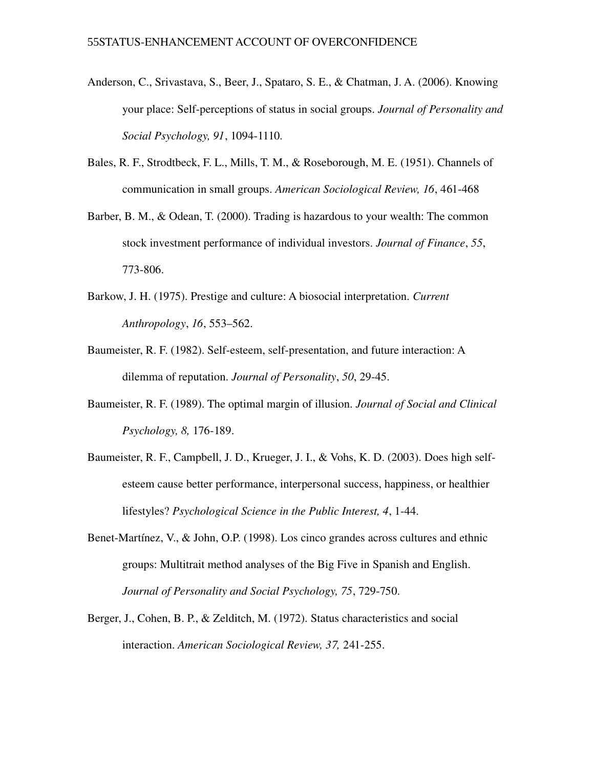Anderson, C., Srivastava, S., Beer, J., Spataro, S. E., & Chatman, J. A. (2006). Knowing your place: Self-perceptions of status in social groups. *Journal of Personality and Social Psychology, 91*, 1094-1110.

Bales, R. F., Strodtbeck, F. L., Mills, T. M., & Roseborough, M. E. (1951). Channels of communication in small groups. *American Sociological Review, 16*, 461-468

Barber, B. M., & Odean, T. (2000). Trading is hazardous to your wealth: The common stock investment performance of individual investors. *Journal of Finance*, *55*, 773-806.

Barkow, J. H. (1975). Prestige and culture: A biosocial interpretation. *Current Anthropology*, *16*, 553–562.

Baumeister, R. F. (1982). Self-esteem, self-presentation, and future interaction: A dilemma of reputation. *Journal of Personality*, *50*, 29-45.

Baumeister, R. F. (1989). The optimal margin of illusion. *Journal of Social and Clinical Psychology, 8,* 176-189.

Baumeister, R. F., Campbell, J. D., Krueger, J. I., & Vohs, K. D. (2003). Does high self-esteem cause better performance, interpersonal success, happiness, or healthier lifestyles? *Psychological Science in the Public Interest, 4*, 1-44.

Benet-Martínez, V., & John, O.P. (1998). Los cinco grandes across cultures and ethnic groups: Multitrait method analyses of the Big Five in Spanish and English. *Journal of Personality and Social Psychology, 75*, 729-750.

Berger, J., Cohen, B. P., & Zelditch, M. (1972). Status characteristics and social interaction. *American Sociological Review, 37,* 241-255.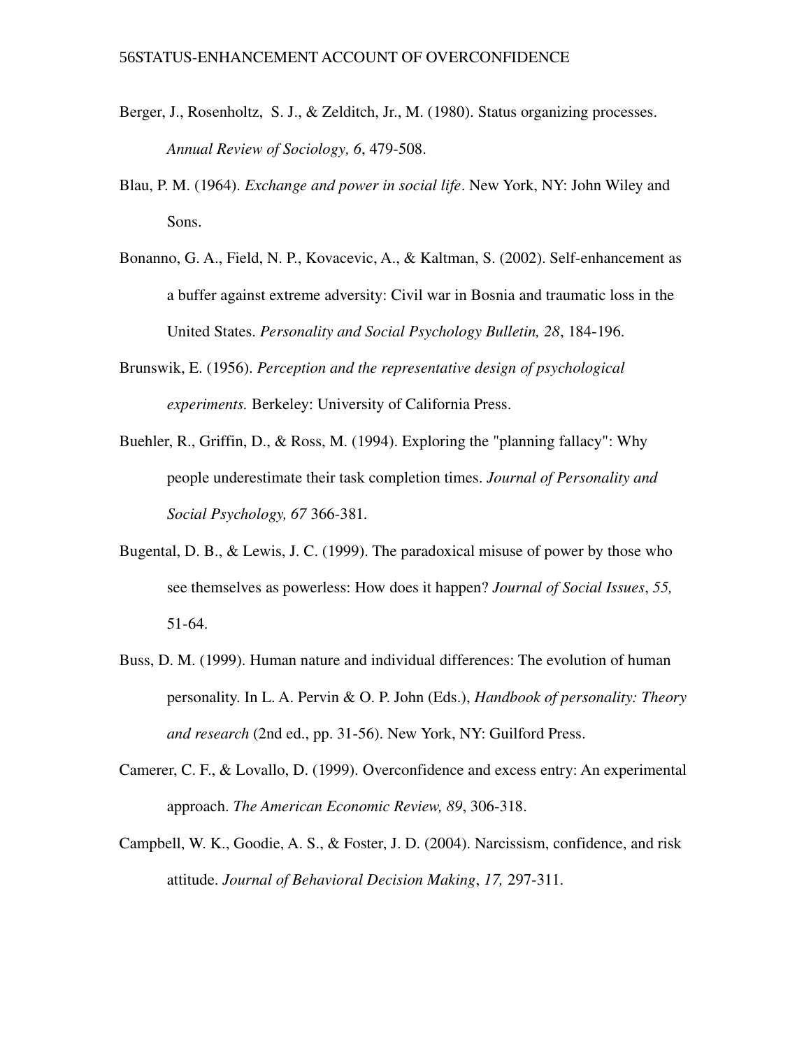Berger, J., Rosenholtz, S. J., & Zelditch, Jr., M. (1980). Status organizing processes. *Annual Review of Sociology, 6*, 479-508.

Blau, P. M. (1964). *Exchange and power in social life*. New York, NY: John Wiley and Sons.

Bonanno, G. A., Field, N. P., Kovacevic, A., & Kaltman, S. (2002). Self-enhancement as a buffer against extreme adversity: Civil war in Bosnia and traumatic loss in the United States. *Personality and Social Psychology Bulletin, 28*, 184-196.

Brunswik, E. (1956). *Perception and the representative design of psychological experiments.* Berkeley: University of California Press.

Buehler, R., Griffin, D., & Ross, M. (1994). Exploring the "planning fallacy": Why people underestimate their task completion times. *Journal of Personality and Social Psychology, 67* 366-381.

Bugental, D. B., & Lewis, J. C. (1999). The paradoxical misuse of power by those who see themselves as powerless: How does it happen? *Journal of Social Issues*, *55,* 51-64.

Buss, D. M. (1999). Human nature and individual differences: The evolution of human personality. In L. A. Pervin & O. P. John (Eds.), *Handbook of personality: Theory and research* (2nd ed., pp. 31-56). New York, NY: Guilford Press.

Camerer, C. F., & Lovallo, D. (1999). Overconfidence and excess entry: An experimental approach. *The American Economic Review, 89*, 306-318.

Campbell, W. K., Goodie, A. S., & Foster, J. D. (2004). Narcissism, confidence, and risk attitude. *Journal of Behavioral Decision Making*, *17,* 297-311.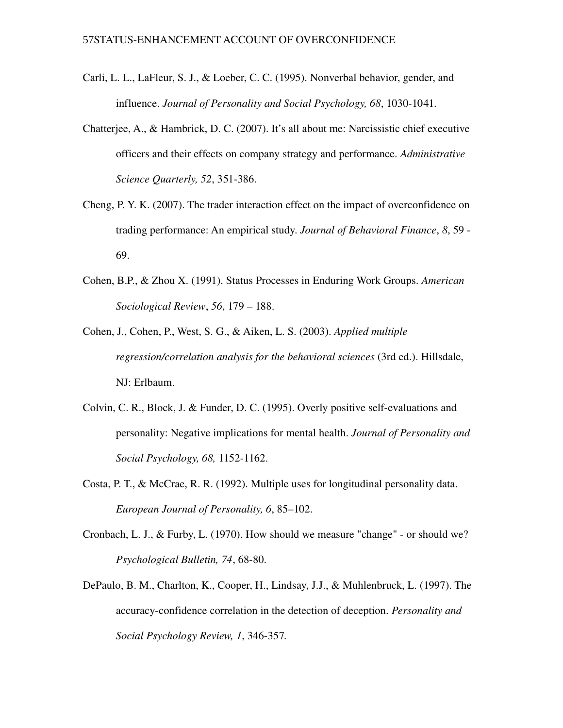Carli, L. L., LaFleur, S. J., & Loeber, C. C. (1995). Nonverbal behavior, gender, and influence. *Journal of Personality and Social Psychology, 68*, 1030-1041.

Chatterjee, A., & Hambrick, D. C. (2007). It's all about me: Narcissistic chief executive officers and their effects on company strategy and performance. *Administrative Science Quarterly, 52*, 351-386.

Cheng, P. Y. K. (2007). The trader interaction effect on the impact of overconfidence on trading performance: An empirical study. *Journal of Behavioral Finance*, *8*, 59 - 69.

Cohen, B.P., & Zhou X. (1991). Status Processes in Enduring Work Groups. *American Sociological Review*, *56*, 179 – 188.

Cohen, J., Cohen, P., West, S. G., & Aiken, L. S. (2003). *Applied multiple regression/correlation analysis for the behavioral sciences* (3rd ed.). Hillsdale, NJ: Erlbaum.

Colvin, C. R., Block, J. & Funder, D. C. (1995). Overly positive self-evaluations and personality: Negative implications for mental health. *Journal of Personality and Social Psychology, 68,* 1152-1162.

Costa, P. T., & McCrae, R. R. (1992). Multiple uses for longitudinal personality data. *European Journal of Personality, 6*, 85–102.

Cronbach, L. J., & Furby, L. (1970). How should we measure "change" - or should we? *Psychological Bulletin, 74*, 68-80.

DePaulo, B. M., Charlton, K., Cooper, H., Lindsay, J.J., & Muhlenbruck, L. (1997). The accuracy-confidence correlation in the detection of deception. *Personality and Social Psychology Review, 1*, 346-357.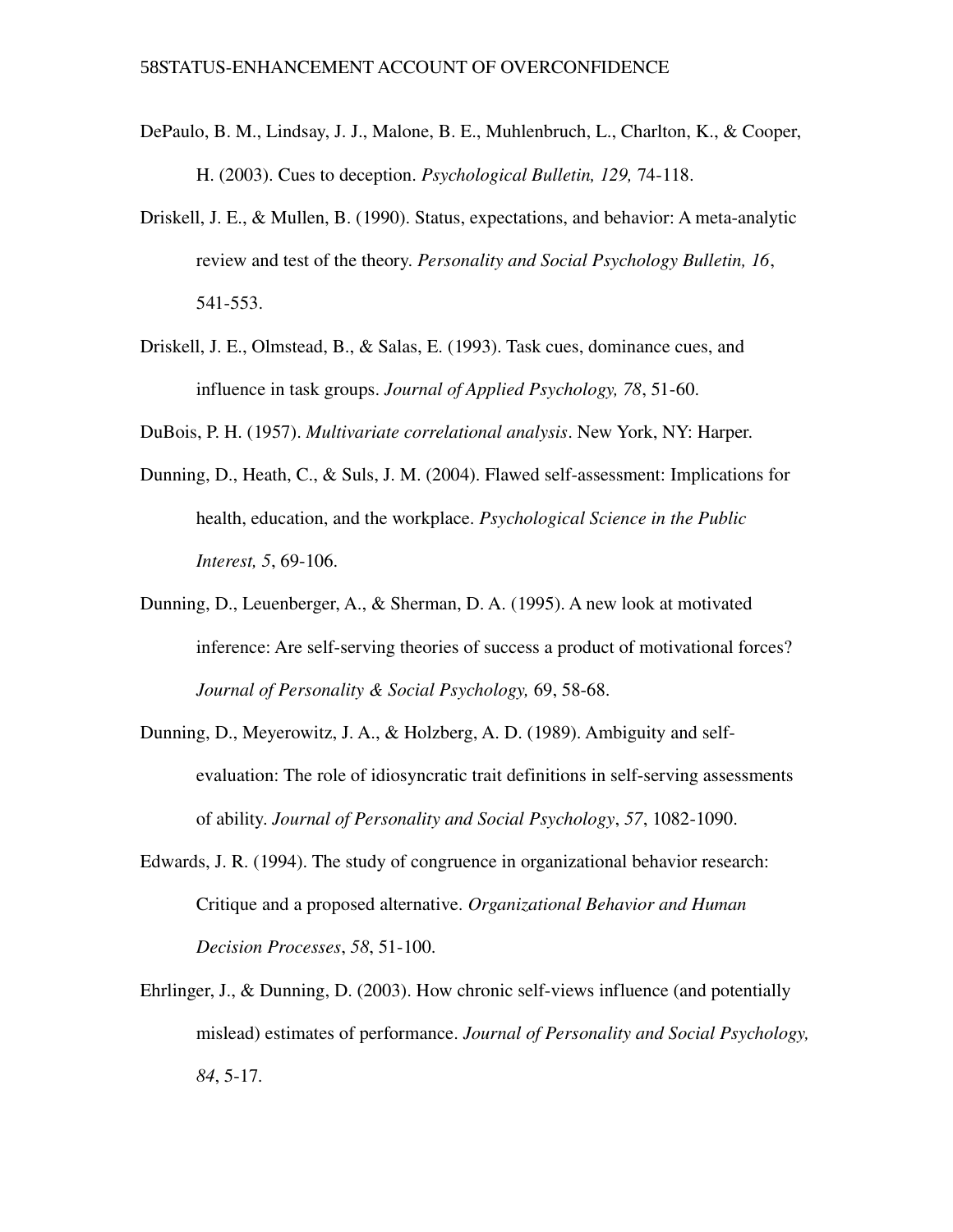DePaulo, B. M., Lindsay, J. J., Malone, B. E., Muhlenbruch, L., Charlton, K., & Cooper, H. (2003). Cues to deception. *Psychological Bulletin, 129,* 74-118.

Driskell, J. E., & Mullen, B. (1990). Status, expectations, and behavior: A meta-analytic review and test of the theory. *Personality and Social Psychology Bulletin, 16*, 541-553.

Driskell, J. E., Olmstead, B., & Salas, E. (1993). Task cues, dominance cues, and influence in task groups. *Journal of Applied Psychology, 78*, 51-60.

DuBois, P. H. (1957). *Multivariate correlational analysis*. New York, NY: Harper.

Dunning, D., Heath, C., & Suls, J. M. (2004). Flawed self-assessment: Implications for health, education, and the workplace. *Psychological Science in the Public Interest, 5*, 69-106.

Dunning, D., Leuenberger, A., & Sherman, D. A. (1995). A new look at motivated inference: Are self-serving theories of success a product of motivational forces? *Journal of Personality & Social Psychology,* 69, 58-68.

Dunning, D., Meyerowitz, J. A., & Holzberg, A. D. (1989). Ambiguity and self-evaluation: The role of idiosyncratic trait definitions in self-serving assessments of ability. *Journal of Personality and Social Psychology*, *57*, 1082-1090.

Edwards, J. R. (1994). The study of congruence in organizational behavior research: Critique and a proposed alternative. *Organizational Behavior and Human Decision Processes*, *58*, 51-100.

Ehrlinger, J., & Dunning, D. (2003). How chronic self-views influence (and potentially mislead) estimates of performance. *Journal of Personality and Social Psychology, 84*, 5-17.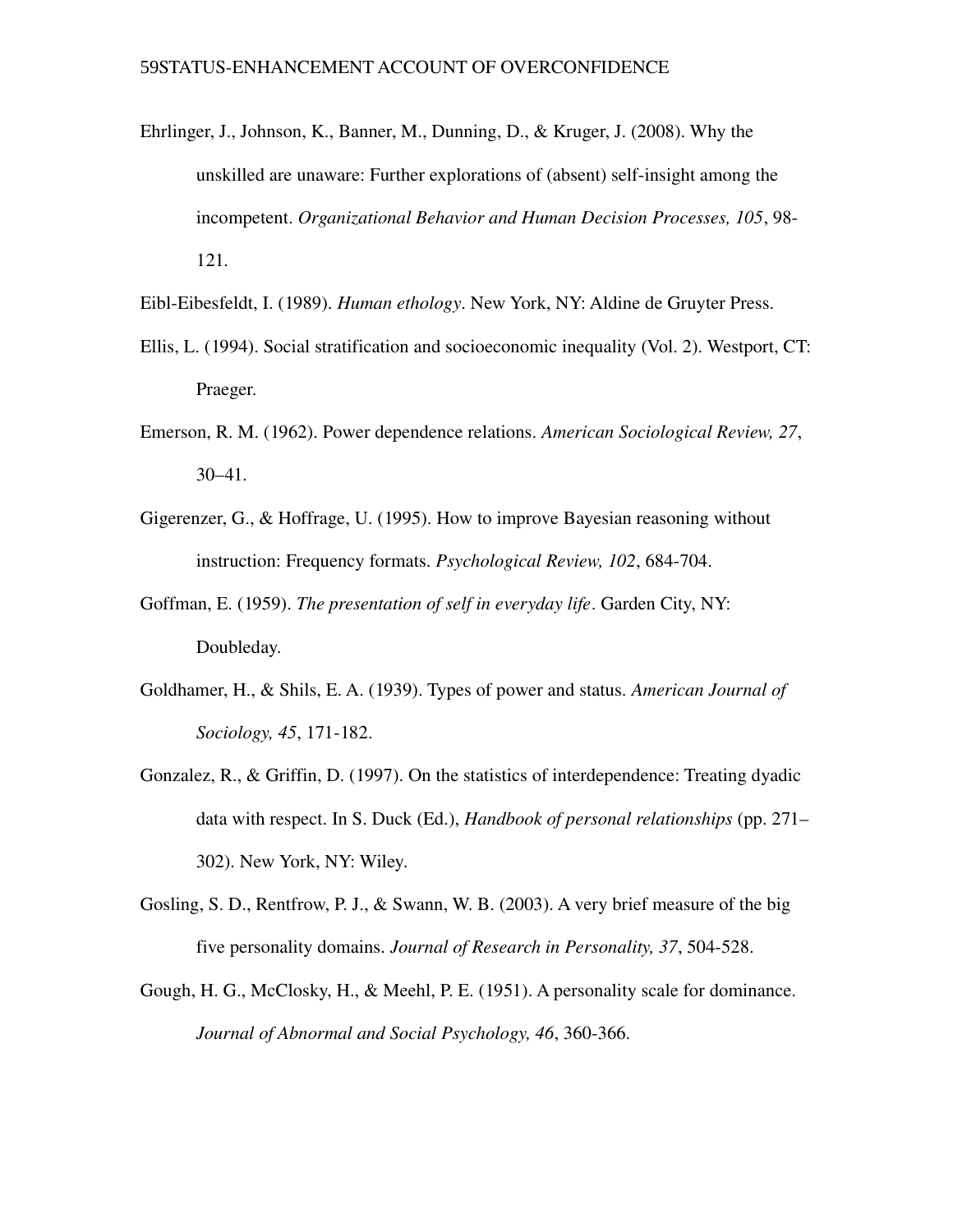Ehrlinger, J., Johnson, K., Banner, M., Dunning, D., & Kruger, J. (2008). Why the unskilled are unaware: Further explorations of (absent) self-insight among the incompetent. *Organizational Behavior and Human Decision Processes, 105*, 98-121.

Eibl-Eibesfeldt, I. (1989). *Human ethology*. New York, NY: Aldine de Gruyter Press.

Ellis, L. (1994). Social stratification and socioeconomic inequality (Vol. 2). Westport, CT: Praeger.

Emerson, R. M. (1962). Power dependence relations. *American Sociological Review, 27*, 30–41.

Gigerenzer, G., & Hoffrage, U. (1995). How to improve Bayesian reasoning without instruction: Frequency formats. *Psychological Review, 102*, 684-704.

Goffman, E. (1959). *The presentation of self in everyday life*. Garden City, NY: Doubleday.

Goldhamer, H., & Shils, E. A. (1939). Types of power and status. *American Journal of Sociology, 45*, 171-182.

Gonzalez, R., & Griffin, D. (1997). On the statistics of interdependence: Treating dyadic data with respect. In S. Duck (Ed.), *Handbook of personal relationships* (pp. 271–302). New York, NY: Wiley.

Gosling, S. D., Rentfrow, P. J., & Swann, W. B. (2003). A very brief measure of the big five personality domains. *Journal of Research in Personality, 37*, 504-528.

Gough, H. G., McClosky, H., & Meehl, P. E. (1951). A personality scale for dominance. *Journal of Abnormal and Social Psychology, 46*, 360-366.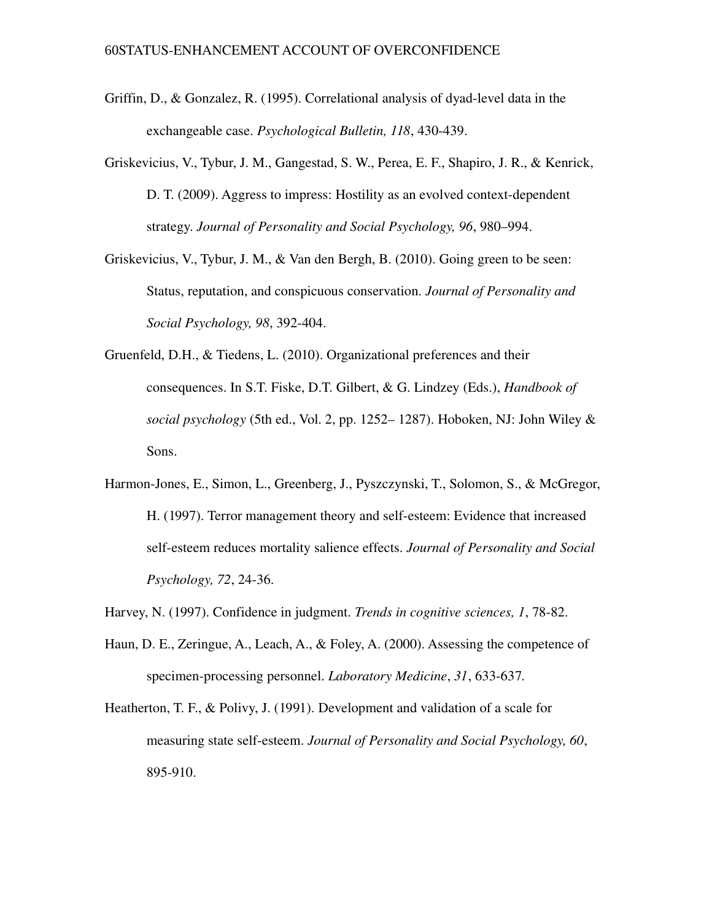Griffin, D., & Gonzalez, R. (1995). Correlational analysis of dyad-level data in the exchangeable case. *Psychological Bulletin, 118*, 430-439.

Griskevicius, V., Tybur, J. M., Gangestad, S. W., Perea, E. F., Shapiro, J. R., & Kenrick, D. T. (2009). Aggress to impress: Hostility as an evolved context-dependent strategy. *Journal of Personality and Social Psychology, 96*, 980–994.

Griskevicius, V., Tybur, J. M., & Van den Bergh, B. (2010). Going green to be seen: Status, reputation, and conspicuous conservation. *Journal of Personality and Social Psychology, 98*, 392-404.

Gruenfeld, D.H., & Tiedens, L. (2010). Organizational preferences and their consequences. In S.T. Fiske, D.T. Gilbert, & G. Lindzey (Eds.), *Handbook of social psychology* (5th ed., Vol. 2, pp. 1252– 1287). Hoboken, NJ: John Wiley & Sons.

Harmon-Jones, E., Simon, L., Greenberg, J., Pyszczynski, T., Solomon, S., & McGregor, H. (1997). Terror management theory and self-esteem: Evidence that increased self-esteem reduces mortality salience effects. *Journal of Personality and Social Psychology, 72*, 24-36.

Harvey, N. (1997). Confidence in judgment. *Trends in cognitive sciences, 1*, 78-82.

Haun, D. E., Zeringue, A., Leach, A., & Foley, A. (2000). Assessing the competence of specimen-processing personnel. *Laboratory Medicine*, *31*, 633-637.

Heatherton, T. F., & Polivy, J. (1991). Development and validation of a scale for measuring state self-esteem. *Journal of Personality and Social Psychology, 60*, 895-910.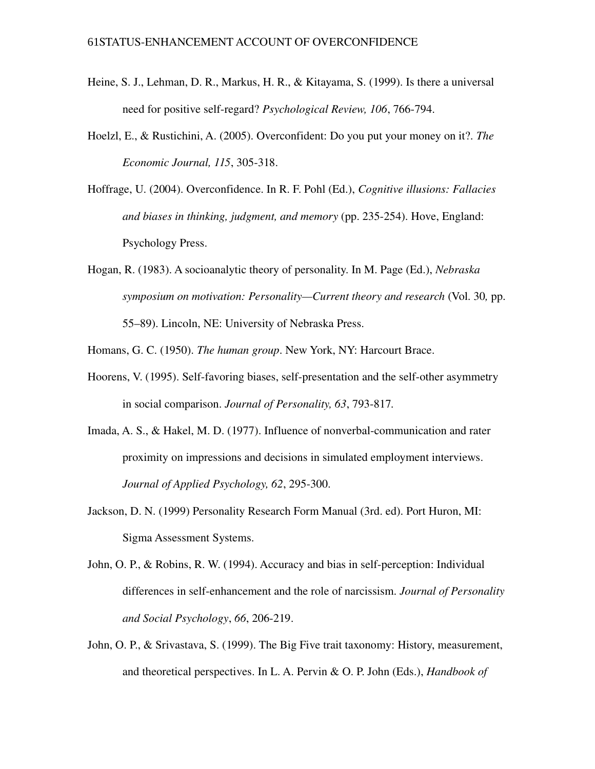Heine, S. J., Lehman, D. R., Markus, H. R., & Kitayama, S. (1999). Is there a universal need for positive self-regard? *Psychological Review, 106*, 766-794.

Hoelzl, E., & Rustichini, A. (2005). Overconfident: Do you put your money on it?. *The Economic Journal, 115*, 305-318.

Hoffrage, U. (2004). Overconfidence. In R. F. Pohl (Ed.), *Cognitive illusions: Fallacies and biases in thinking, judgment, and memory* (pp. 235-254). Hove, England: Psychology Press.

Hogan, R. (1983). A socioanalytic theory of personality. In M. Page (Ed.), *Nebraska symposium on motivation: Personality—Current theory and research* (Vol. 30*,* pp. 55–89). Lincoln, NE: University of Nebraska Press.

Homans, G. C. (1950). *The human group*. New York, NY: Harcourt Brace.

Hoorens, V. (1995). Self-favoring biases, self-presentation and the self-other asymmetry in social comparison. *Journal of Personality, 63*, 793-817.

Imada, A. S., & Hakel, M. D. (1977). Influence of nonverbal-communication and rater proximity on impressions and decisions in simulated employment interviews. *Journal of Applied Psychology, 62*, 295-300.

Jackson, D. N. (1999) Personality Research Form Manual (3rd. ed). Port Huron, MI: Sigma Assessment Systems.

John, O. P., & Robins, R. W. (1994). Accuracy and bias in self-perception: Individual differences in self-enhancement and the role of narcissism. *Journal of Personality and Social Psychology*, *66*, 206-219.

John, O. P., & Srivastava, S. (1999). The Big Five trait taxonomy: History, measurement, and theoretical perspectives. In L. A. Pervin & O. P. John (Eds.), *Handbook of*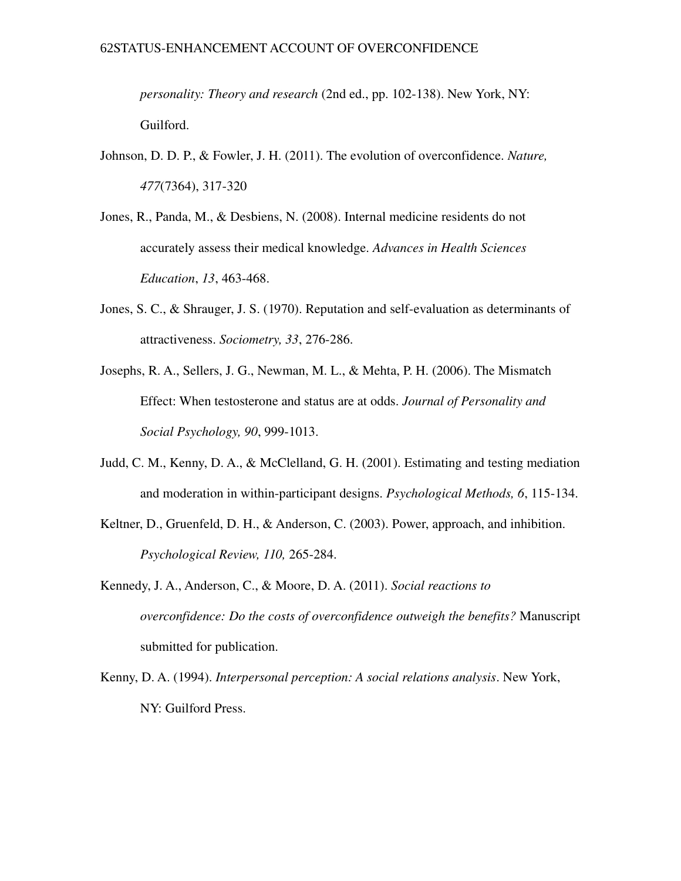*personality: Theory and research* (2nd ed., pp. 102-138). New York, NY: Guilford.

Johnson, D. D. P., & Fowler, J. H. (2011). The evolution of overconfidence. *Nature, 477*(7364), 317-320

Jones, R., Panda, M., & Desbiens, N. (2008). Internal medicine residents do not accurately assess their medical knowledge. *Advances in Health Sciences Education*, *13*, 463-468.

Jones, S. C., & Shrauger, J. S. (1970). Reputation and self-evaluation as determinants of attractiveness. *Sociometry, 33*, 276-286.

Josephs, R. A., Sellers, J. G., Newman, M. L., & Mehta, P. H. (2006). The Mismatch Effect: When testosterone and status are at odds. *Journal of Personality and Social Psychology, 90*, 999-1013.

Judd, C. M., Kenny, D. A., & McClelland, G. H. (2001). Estimating and testing mediation and moderation in within-participant designs. *Psychological Methods, 6*, 115-134.

Keltner, D., Gruenfeld, D. H., & Anderson, C. (2003). Power, approach, and inhibition. *Psychological Review, 110,* 265-284.

Kennedy, J. A., Anderson, C., & Moore, D. A. (2011). *Social reactions to overconfidence: Do the costs of overconfidence outweigh the benefits?* Manuscript submitted for publication.

Kenny, D. A. (1994). *Interpersonal perception: A social relations analysis*. New York, NY: Guilford Press.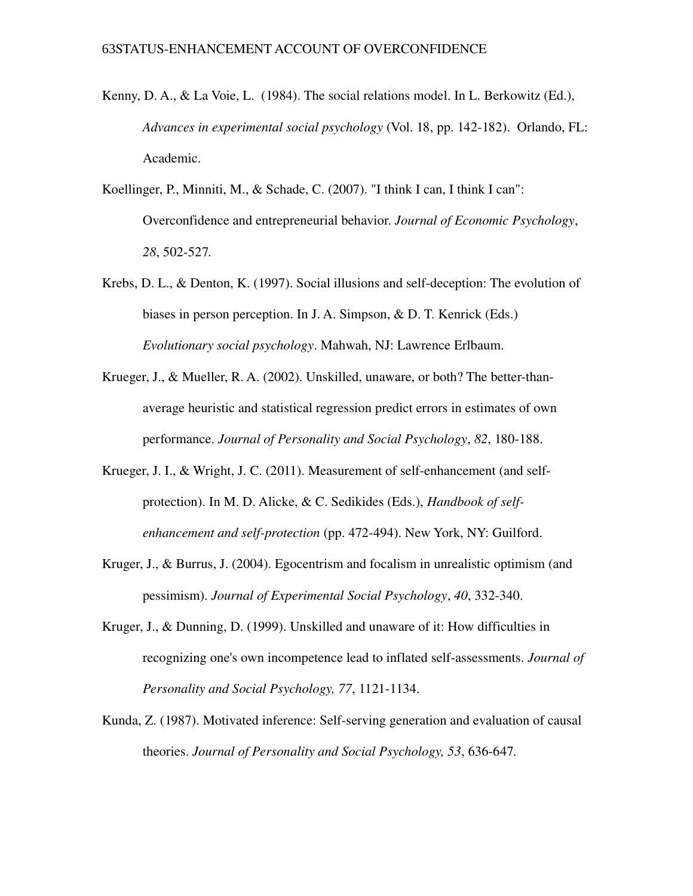Kenny, D. A., & La Voie, L. (1984). The social relations model. In L. Berkowitz (Ed.), *Advances in experimental social psychology* (Vol. 18, pp. 142-182). Orlando, FL: Academic.

Koellinger, P., Minniti, M., & Schade, C. (2007). "I think I can, I think I can": Overconfidence and entrepreneurial behavior. *Journal of Economic Psychology*, *28*, 502-527.

Krebs, D. L., & Denton, K. (1997). Social illusions and self-deception: The evolution of biases in person perception. In J. A. Simpson, & D. T. Kenrick (Eds.) *Evolutionary social psychology*. Mahwah, NJ: Lawrence Erlbaum.

Krueger, J., & Mueller, R. A. (2002). Unskilled, unaware, or both? The better-than-average heuristic and statistical regression predict errors in estimates of own performance. *Journal of Personality and Social Psychology*, *82*, 180-188.

Krueger, J. I., & Wright, J. C. (2011). Measurement of self-enhancement (and self-protection). In M. D. Alicke, & C. Sedikides (Eds.), *Handbook of self-enhancement and self-protection* (pp. 472-494). New York, NY: Guilford.

Kruger, J., & Burrus, J. (2004). Egocentrism and focalism in unrealistic optimism (and pessimism). *Journal of Experimental Social Psychology*, *40*, 332-340.

Kruger, J., & Dunning, D. (1999). Unskilled and unaware of it: How difficulties in recognizing one's own incompetence lead to inflated self-assessments. *Journal of Personality and Social Psychology, 77*, 1121-1134.

Kunda, Z. (1987). Motivated inference: Self-serving generation and evaluation of causal theories. *Journal of Personality and Social Psychology, 53*, 636-647.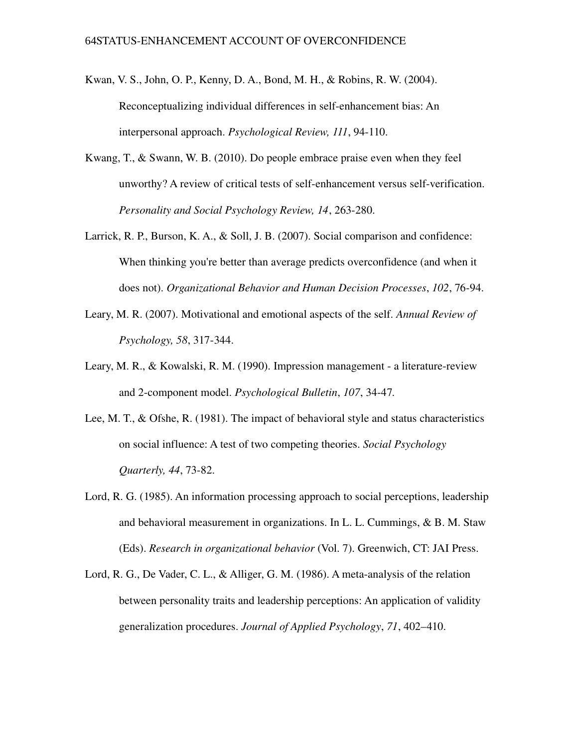Kwan, V. S., John, O. P., Kenny, D. A., Bond, M. H., & Robins, R. W. (2004). Reconceptualizing individual differences in self-enhancement bias: An interpersonal approach. *Psychological Review, 111*, 94-110.

Kwang, T., & Swann, W. B. (2010). Do people embrace praise even when they feel unworthy? A review of critical tests of self-enhancement versus self-verification. *Personality and Social Psychology Review, 14*, 263-280.

Larrick, R. P., Burson, K. A., & Soll, J. B. (2007). Social comparison and confidence: When thinking you're better than average predicts overconfidence (and when it does not). *Organizational Behavior and Human Decision Processes*, *102*, 76-94.

Leary, M. R. (2007). Motivational and emotional aspects of the self. *Annual Review of Psychology, 58*, 317-344.

Leary, M. R., & Kowalski, R. M. (1990). Impression management - a literature-review and 2-component model. *Psychological Bulletin*, *107*, 34-47.

Lee, M. T., & Ofshe, R. (1981). The impact of behavioral style and status characteristics on social influence: A test of two competing theories. *Social Psychology Quarterly, 44*, 73-82.

Lord, R. G. (1985). An information processing approach to social perceptions, leadership and behavioral measurement in organizations. In L. L. Cummings, & B. M. Staw (Eds). *Research in organizational behavior* (Vol. 7). Greenwich, CT: JAI Press.

Lord, R. G., De Vader, C. L., & Alliger, G. M. (1986). A meta-analysis of the relation between personality traits and leadership perceptions: An application of validity generalization procedures. *Journal of Applied Psychology*, *71*, 402–410.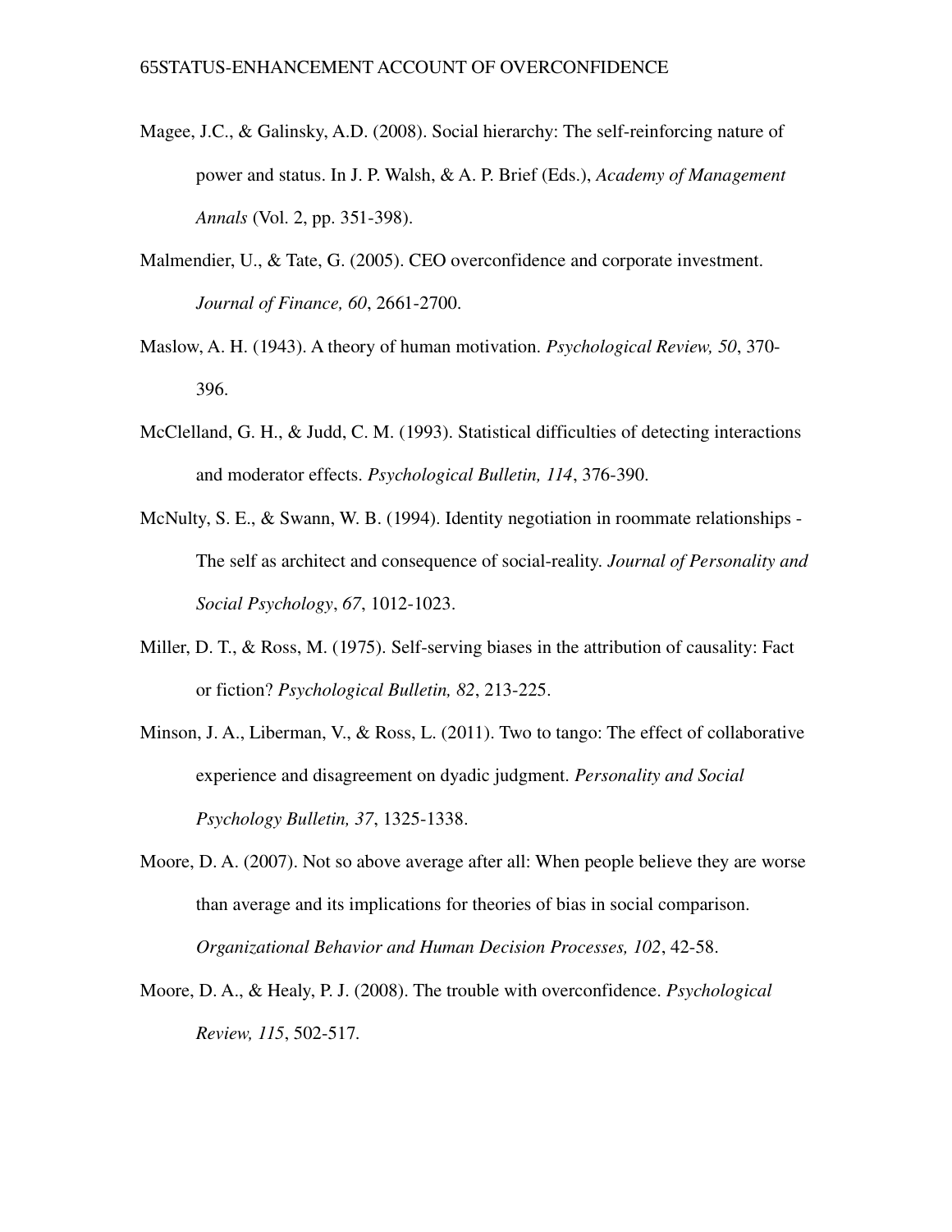Magee, J.C., & Galinsky, A.D. (2008). Social hierarchy: The self-reinforcing nature of power and status. In J. P. Walsh, & A. P. Brief (Eds.), *Academy of Management Annals* (Vol. 2, pp. 351-398).

Malmendier, U., & Tate, G. (2005). CEO overconfidence and corporate investment. *Journal of Finance, 60*, 2661-2700.

Maslow, A. H. (1943). A theory of human motivation. *Psychological Review, 50*, 370-396.

McClelland, G. H., & Judd, C. M. (1993). Statistical difficulties of detecting interactions and moderator effects. *Psychological Bulletin, 114*, 376-390.

McNulty, S. E., & Swann, W. B. (1994). Identity negotiation in roommate relationships - The self as architect and consequence of social-reality. *Journal of Personality and Social Psychology*, *67*, 1012-1023.

Miller, D. T., & Ross, M. (1975). Self-serving biases in the attribution of causality: Fact or fiction? *Psychological Bulletin, 82*, 213-225.

Minson, J. A., Liberman, V., & Ross, L. (2011). Two to tango: The effect of collaborative experience and disagreement on dyadic judgment. *Personality and Social Psychology Bulletin, 37*, 1325-1338.

Moore, D. A. (2007). Not so above average after all: When people believe they are worse than average and its implications for theories of bias in social comparison. *Organizational Behavior and Human Decision Processes, 102*, 42-58.

Moore, D. A., & Healy, P. J. (2008). The trouble with overconfidence. *Psychological Review, 115*, 502-517.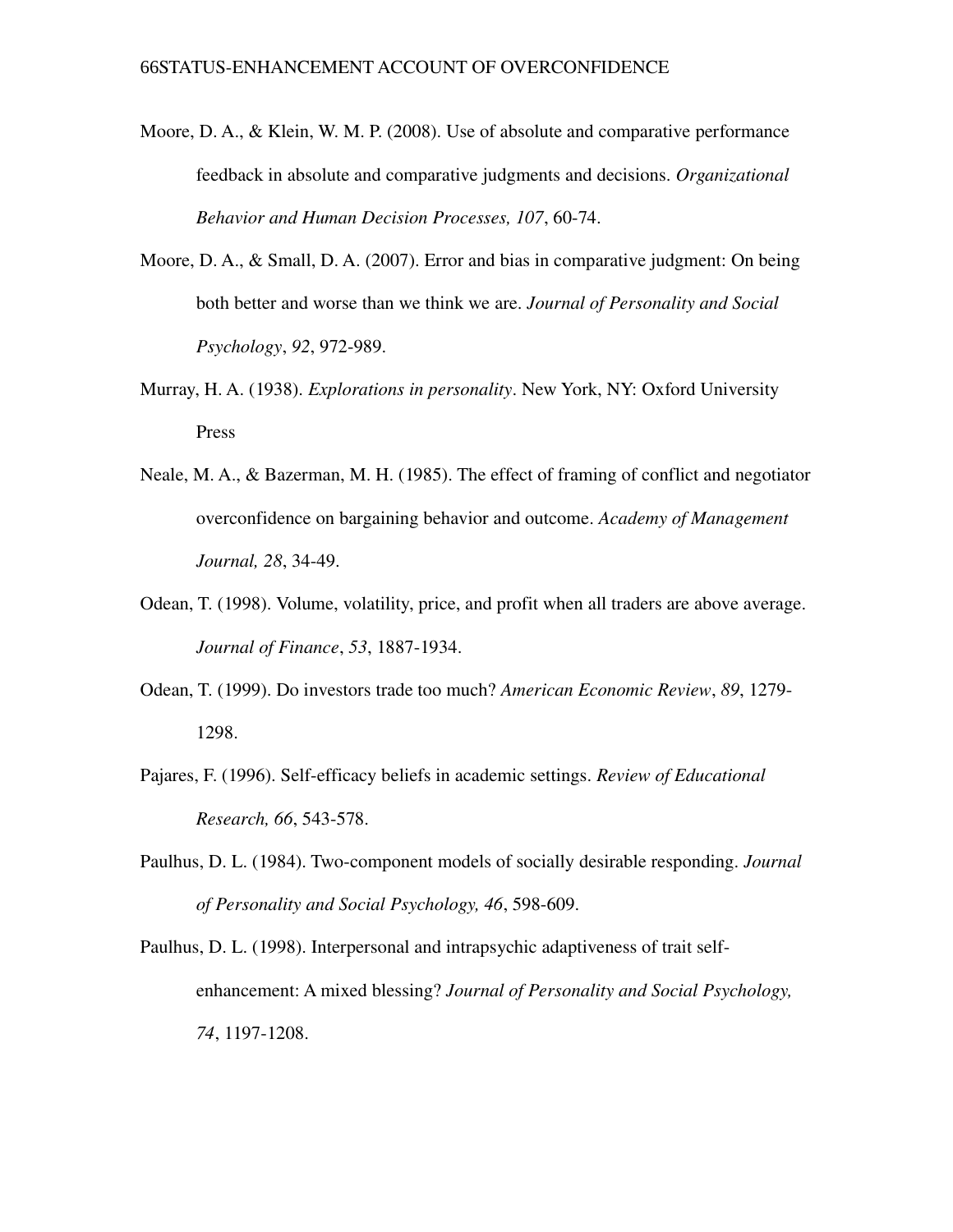Moore, D. A., & Klein, W. M. P. (2008). Use of absolute and comparative performance feedback in absolute and comparative judgments and decisions. *Organizational Behavior and Human Decision Processes, 107*, 60-74.

Moore, D. A., & Small, D. A. (2007). Error and bias in comparative judgment: On being both better and worse than we think we are. *Journal of Personality and Social Psychology*, *92*, 972-989.

Murray, H. A. (1938). *Explorations in personality*. New York, NY: Oxford University Press

Neale, M. A., & Bazerman, M. H. (1985). The effect of framing of conflict and negotiator overconfidence on bargaining behavior and outcome. *Academy of Management Journal, 28*, 34-49.

Odean, T. (1998). Volume, volatility, price, and profit when all traders are above average. *Journal of Finance*, *53*, 1887-1934.

Odean, T. (1999). Do investors trade too much? *American Economic Review*, *89*, 1279-1298.

Pajares, F. (1996). Self-efficacy beliefs in academic settings. *Review of Educational Research, 66*, 543-578.

Paulhus, D. L. (1984). Two-component models of socially desirable responding. *Journal of Personality and Social Psychology, 46*, 598-609.

Paulhus, D. L. (1998). Interpersonal and intrapsychic adaptiveness of trait self-enhancement: A mixed blessing? *Journal of Personality and Social Psychology, 74*, 1197-1208.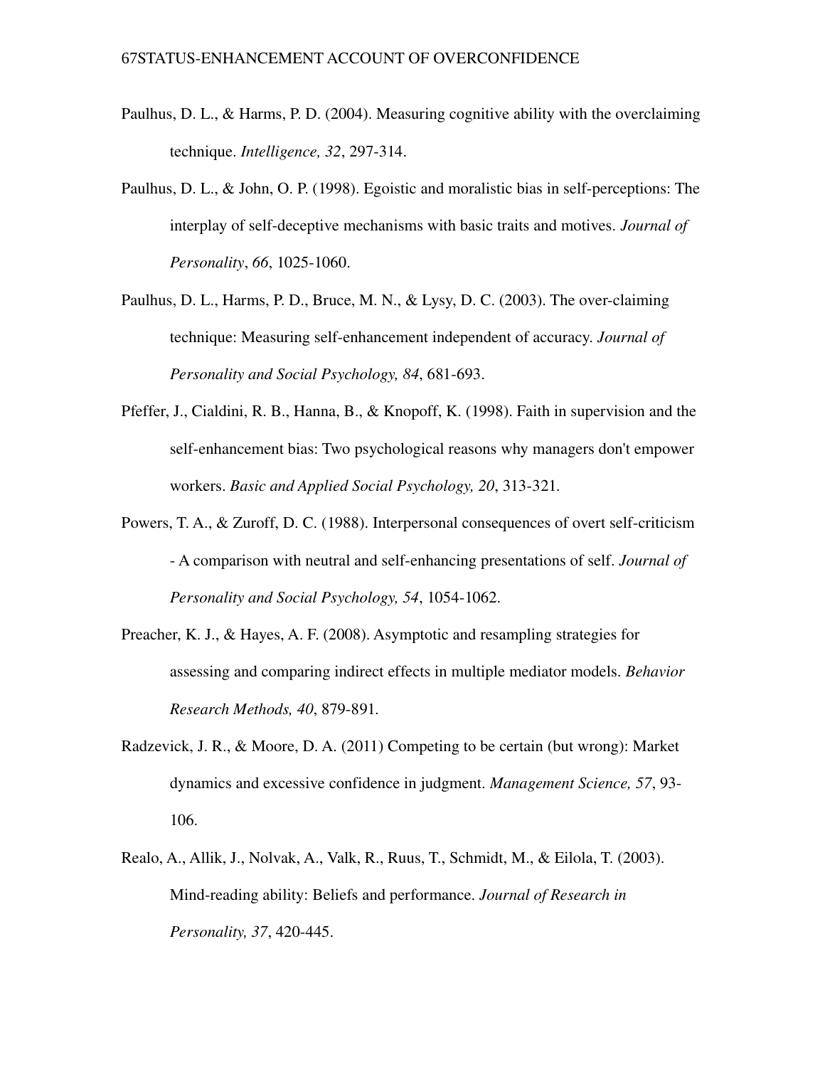Paulhus, D. L., & Harms, P. D. (2004). Measuring cognitive ability with the overclaiming technique. *Intelligence, 32*, 297-314.

Paulhus, D. L., & John, O. P. (1998). Egoistic and moralistic bias in self-perceptions: The interplay of self-deceptive mechanisms with basic traits and motives. *Journal of Personality*, *66*, 1025-1060.

Paulhus, D. L., Harms, P. D., Bruce, M. N., & Lysy, D. C. (2003). The over-claiming technique: Measuring self-enhancement independent of accuracy. *Journal of Personality and Social Psychology, 84*, 681-693.

Pfeffer, J., Cialdini, R. B., Hanna, B., & Knopoff, K. (1998). Faith in supervision and the self-enhancement bias: Two psychological reasons why managers don't empower workers. *Basic and Applied Social Psychology, 20*, 313-321.

Powers, T. A., & Zuroff, D. C. (1988). Interpersonal consequences of overt self-criticism - A comparison with neutral and self-enhancing presentations of self. *Journal of Personality and Social Psychology, 54*, 1054-1062.

Preacher, K. J., & Hayes, A. F. (2008). Asymptotic and resampling strategies for assessing and comparing indirect effects in multiple mediator models. *Behavior Research Methods, 40*, 879-891.

Radzevick, J. R., & Moore, D. A. (2011) Competing to be certain (but wrong): Market dynamics and excessive confidence in judgment. *Management Science, 57*, 93-106.

Realo, A., Allik, J., Nolvak, A., Valk, R., Ruus, T., Schmidt, M., & Eilola, T. (2003). Mind-reading ability: Beliefs and performance. *Journal of Research in Personality, 37*, 420-445.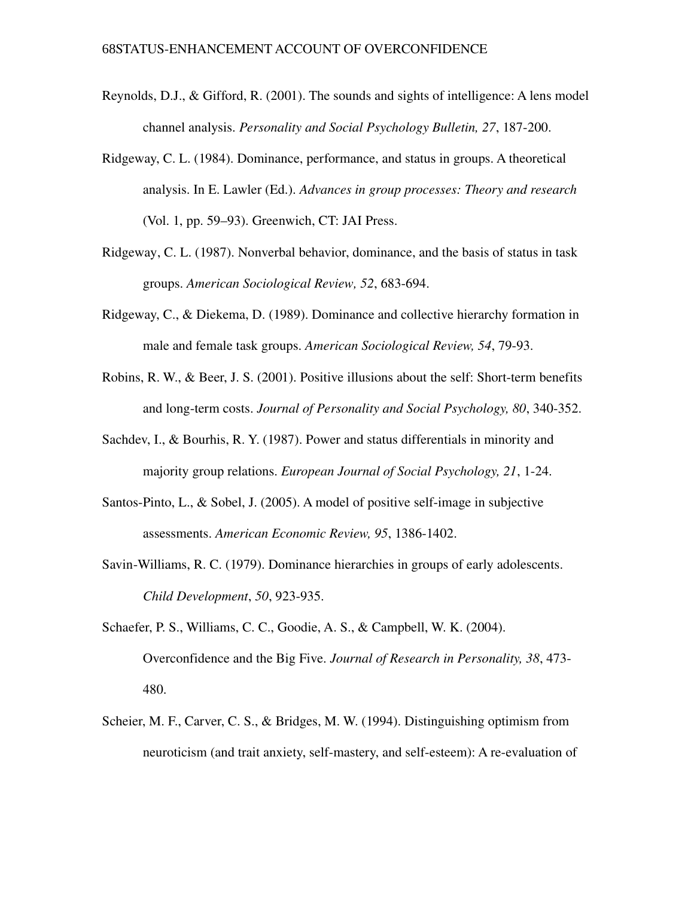Reynolds, D.J., & Gifford, R. (2001). The sounds and sights of intelligence: A lens model channel analysis. *Personality and Social Psychology Bulletin, 27*, 187-200.

Ridgeway, C. L. (1984). Dominance, performance, and status in groups. A theoretical analysis. In E. Lawler (Ed.). *Advances in group processes: Theory and research* (Vol. 1, pp. 59–93). Greenwich, CT: JAI Press.

Ridgeway, C. L. (1987). Nonverbal behavior, dominance, and the basis of status in task groups. *American Sociological Review, 52*, 683-694.

Ridgeway, C., & Diekema, D. (1989). Dominance and collective hierarchy formation in male and female task groups. *American Sociological Review, 54*, 79-93.

Robins, R. W., & Beer, J. S. (2001). Positive illusions about the self: Short-term benefits and long-term costs. *Journal of Personality and Social Psychology, 80*, 340-352.

Sachdev, I., & Bourhis, R. Y. (1987). Power and status differentials in minority and majority group relations. *European Journal of Social Psychology, 21*, 1-24.

Santos-Pinto, L., & Sobel, J. (2005). A model of positive self-image in subjective assessments. *American Economic Review, 95*, 1386-1402.

Savin-Williams, R. C. (1979). Dominance hierarchies in groups of early adolescents. *Child Development*, *50*, 923-935.

Schaefer, P. S., Williams, C. C., Goodie, A. S., & Campbell, W. K. (2004). Overconfidence and the Big Five. *Journal of Research in Personality, 38*, 473-480.

Scheier, M. F., Carver, C. S., & Bridges, M. W. (1994). Distinguishing optimism from neuroticism (and trait anxiety, self-mastery, and self-esteem): A re-evaluation of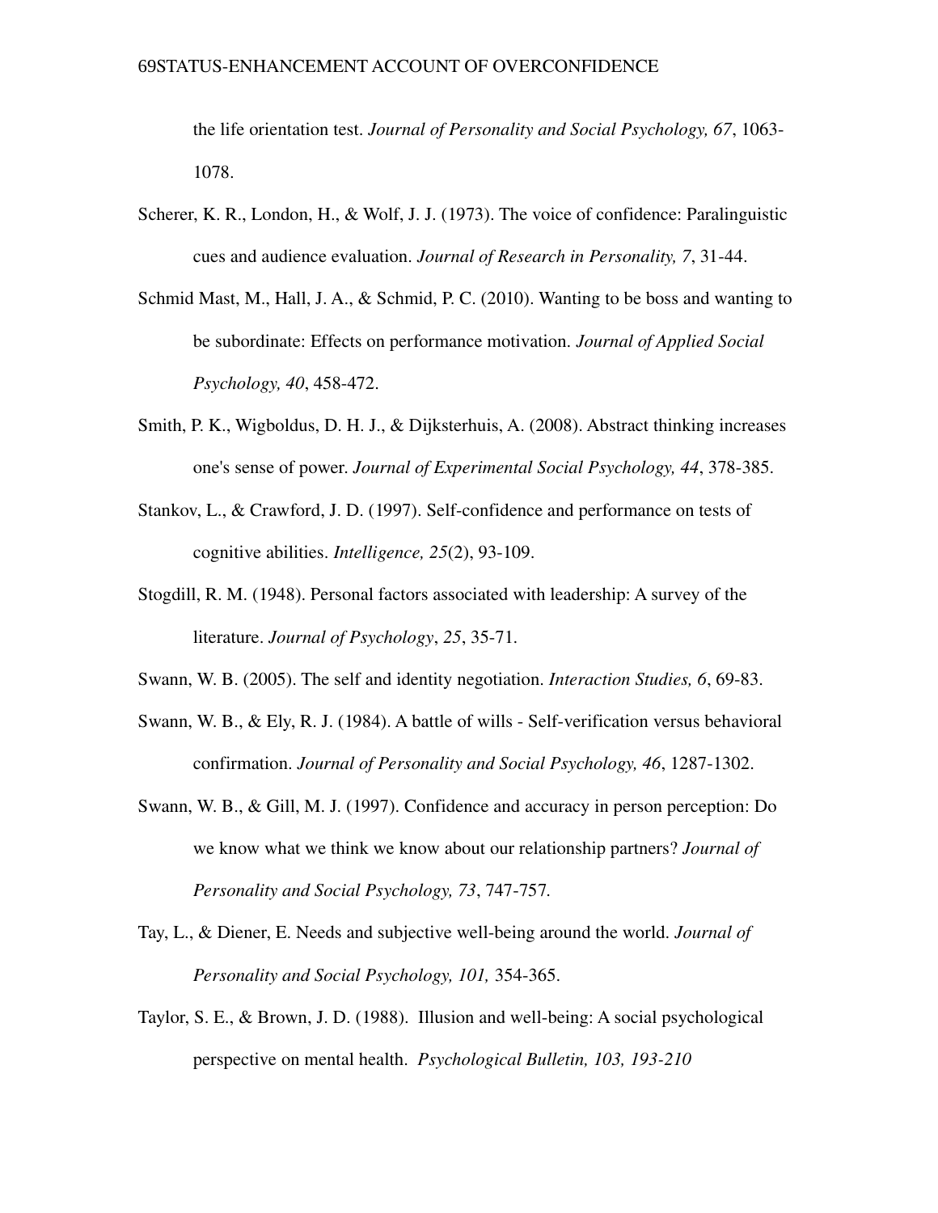the life orientation test. *Journal of Personality and Social Psychology, 67*, 1063-1078.

Scherer, K. R., London, H., & Wolf, J. J. (1973). The voice of confidence: Paralinguistic cues and audience evaluation. *Journal of Research in Personality, 7*, 31-44.

Schmid Mast, M., Hall, J. A., & Schmid, P. C. (2010). Wanting to be boss and wanting to be subordinate: Effects on performance motivation. *Journal of Applied Social Psychology, 40*, 458-472.

Smith, P. K., Wigboldus, D. H. J., & Dijksterhuis, A. (2008). Abstract thinking increases one's sense of power. *Journal of Experimental Social Psychology, 44*, 378-385.

Stankov, L., & Crawford, J. D. (1997). Self-confidence and performance on tests of cognitive abilities. *Intelligence, 25*(2), 93-109.

Stogdill, R. M. (1948). Personal factors associated with leadership: A survey of the literature. *Journal of Psychology*, *25*, 35-71.

Swann, W. B. (2005). The self and identity negotiation. *Interaction Studies, 6*, 69-83.

Swann, W. B., & Ely, R. J. (1984). A battle of wills - Self-verification versus behavioral confirmation. *Journal of Personality and Social Psychology, 46*, 1287-1302.

Swann, W. B., & Gill, M. J. (1997). Confidence and accuracy in person perception: Do we know what we think we know about our relationship partners? *Journal of Personality and Social Psychology, 73*, 747-757.

Tay, L., & Diener, E. Needs and subjective well-being around the world. *Journal of Personality and Social Psychology, 101,* 354-365.

Taylor, S. E., & Brown, J. D. (1988). Illusion and well-being: A social psychological perspective on mental health. *Psychological Bulletin, 103, 193-210*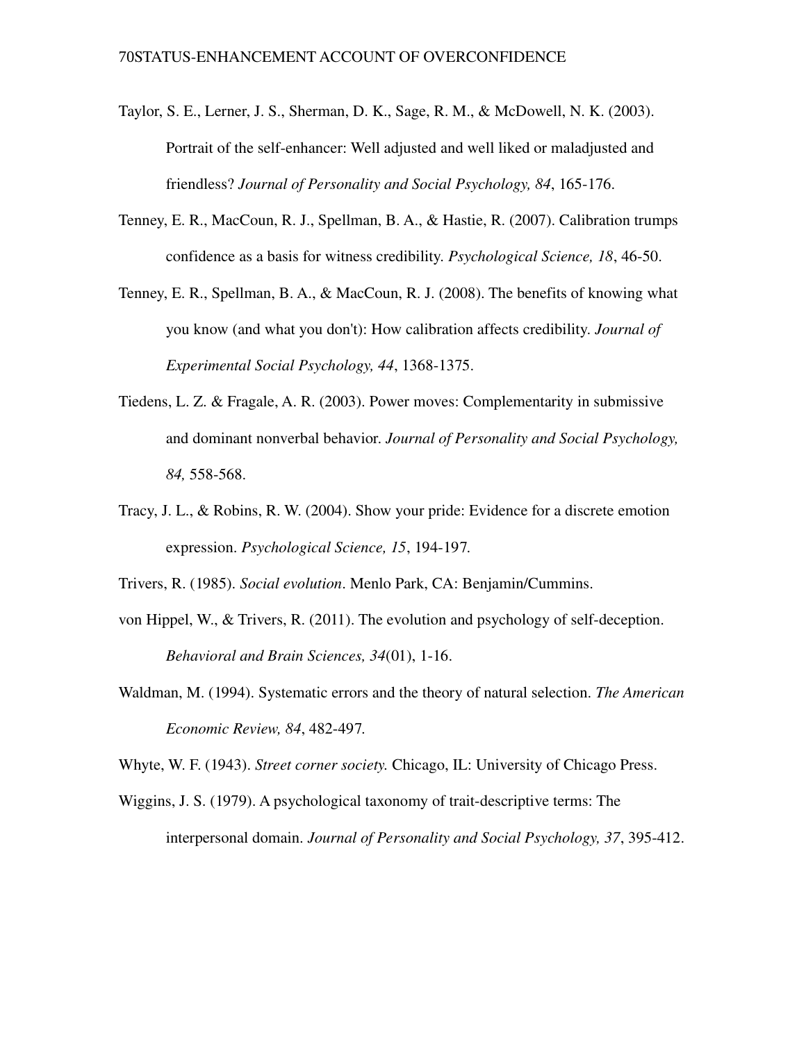Taylor, S. E., Lerner, J. S., Sherman, D. K., Sage, R. M., & McDowell, N. K. (2003). Portrait of the self-enhancer: Well adjusted and well liked or maladjusted and friendless? *Journal of Personality and Social Psychology, 84*, 165-176.

Tenney, E. R., MacCoun, R. J., Spellman, B. A., & Hastie, R. (2007). Calibration trumps confidence as a basis for witness credibility. *Psychological Science, 18*, 46-50.

Tenney, E. R., Spellman, B. A., & MacCoun, R. J. (2008). The benefits of knowing what you know (and what you don't): How calibration affects credibility. *Journal of Experimental Social Psychology, 44*, 1368-1375.

Tiedens, L. Z. & Fragale, A. R. (2003). Power moves: Complementarity in submissive and dominant nonverbal behavior. *Journal of Personality and Social Psychology, 84,* 558-568.

Tracy, J. L., & Robins, R. W. (2004). Show your pride: Evidence for a discrete emotion expression. *Psychological Science, 15*, 194-197.

Trivers, R. (1985). *Social evolution*. Menlo Park, CA: Benjamin/Cummins.

von Hippel, W., & Trivers, R. (2011). The evolution and psychology of self-deception. *Behavioral and Brain Sciences, 34*(01), 1-16.

Waldman, M. (1994). Systematic errors and the theory of natural selection. *The American Economic Review, 84*, 482-497.

Whyte, W. F. (1943). *Street corner society.* Chicago, IL: University of Chicago Press.

Wiggins, J. S. (1979). A psychological taxonomy of trait-descriptive terms: The interpersonal domain. *Journal of Personality and Social Psychology, 37*, 395-412.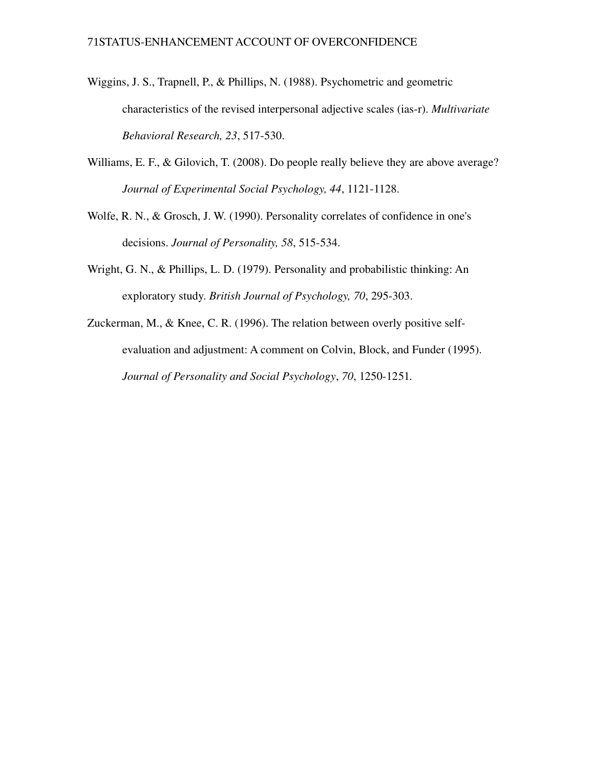Wiggins, J. S., Trapnell, P., & Phillips, N. (1988). Psychometric and geometric characteristics of the revised interpersonal adjective scales (ias-r). *Multivariate Behavioral Research, 23*, 517-530.

Williams, E. F., & Gilovich, T. (2008). Do people really believe they are above average? *Journal of Experimental Social Psychology, 44*, 1121-1128.

Wolfe, R. N., & Grosch, J. W. (1990). Personality correlates of confidence in one's decisions. *Journal of Personality, 58*, 515-534.

Wright, G. N., & Phillips, L. D. (1979). Personality and probabilistic thinking: An exploratory study. *British Journal of Psychology, 70*, 295-303.

Zuckerman, M., & Knee, C. R. (1996). The relation between overly positive self-evaluation and adjustment: A comment on Colvin, Block, and Funder (1995). *Journal of Personality and Social Psychology*, *70*, 1250-1251.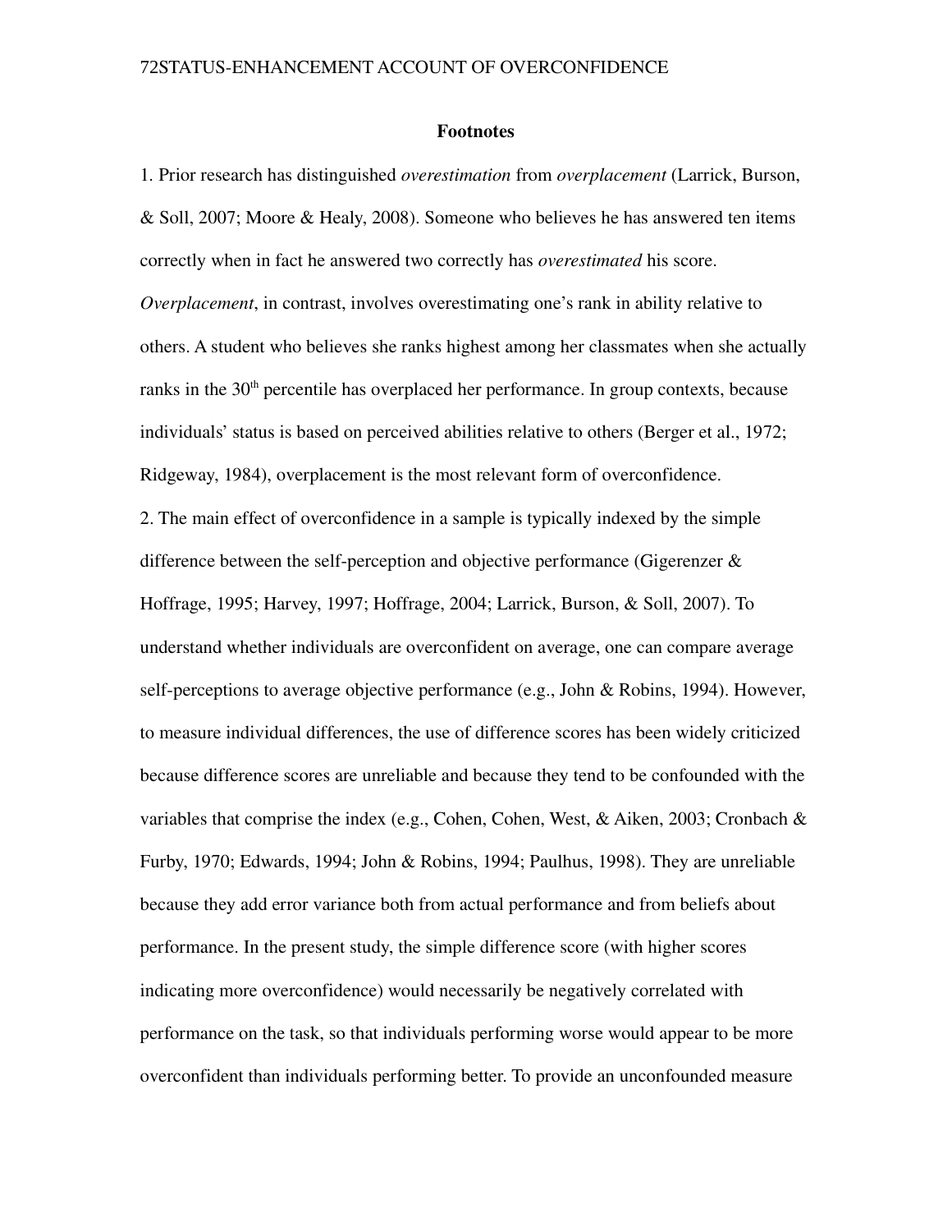## Footnotes

1. Prior research has distinguished *overestimation* from *overplacement* (Larrick, Burson, & Soll, 2007; Moore & Healy, 2008). Someone who believes he has answered ten items correctly when in fact he answered two correctly has *overestimated* his score. *Overplacement*, in contrast, involves overestimating one's rank in ability relative to others. A student who believes she ranks highest among her classmates when she actually ranks in the 30th percentile has overplaced her performance. In group contexts, because individuals' status is based on perceived abilities relative to others (Berger et al., 1972; Ridgeway, 1984), overplacement is the most relevant form of overconfidence.

2. The main effect of overconfidence in a sample is typically indexed by the simple difference between the self-perception and objective performance (Gigerenzer & Hoffrage, 1995; Harvey, 1997; Hoffrage, 2004; Larrick, Burson, & Soll, 2007). To understand whether individuals are overconfident on average, one can compare average self-perceptions to average objective performance (e.g., John & Robins, 1994). However, to measure individual differences, the use of difference scores has been widely criticized because difference scores are unreliable and because they tend to be confounded with the variables that comprise the index (e.g., Cohen, Cohen, West, & Aiken, 2003; Cronbach & Furby, 1970; Edwards, 1994; John & Robins, 1994; Paulhus, 1998). They are unreliable because they add error variance both from actual performance and from beliefs about performance. In the present study, the simple difference score (with higher scores indicating more overconfidence) would necessarily be negatively correlated with performance on the task, so that individuals performing worse would appear to be more overconfident than individuals performing better. To provide an unconfounded measure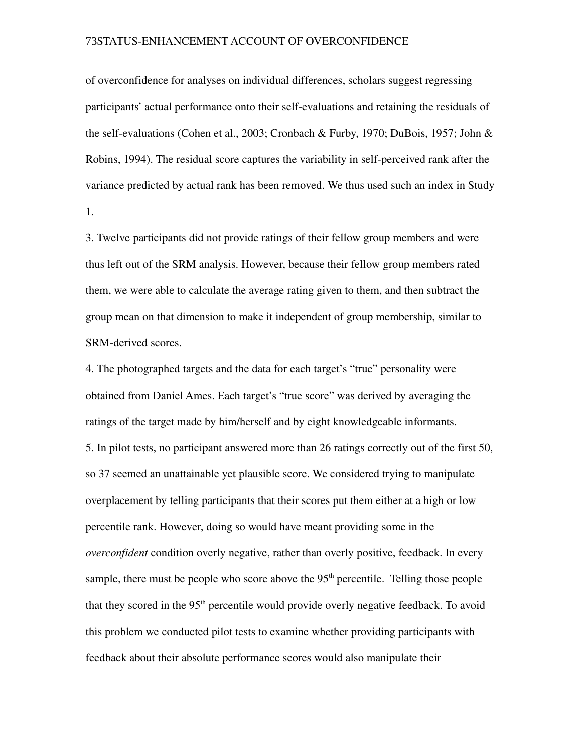of overconfidence for analyses on individual differences, scholars suggest regressing participants' actual performance onto their self-evaluations and retaining the residuals of the self-evaluations (Cohen et al., 2003; Cronbach & Furby, 1970; DuBois, 1957; John & Robins, 1994). The residual score captures the variability in self-perceived rank after the variance predicted by actual rank has been removed. We thus used such an index in Study 1.

3. Twelve participants did not provide ratings of their fellow group members and were thus left out of the SRM analysis. However, because their fellow group members rated them, we were able to calculate the average rating given to them, and then subtract the group mean on that dimension to make it independent of group membership, similar to SRM-derived scores.

4. The photographed targets and the data for each target's "true" personality were obtained from Daniel Ames. Each target's "true score" was derived by averaging the ratings of the target made by him/herself and by eight knowledgeable informants.

5. In pilot tests, no participant answered more than 26 ratings correctly out of the first 50, so 37 seemed an unattainable yet plausible score. We considered trying to manipulate overplacement by telling participants that their scores put them either at a high or low percentile rank. However, doing so would have meant providing some in the *overconfident* condition overly negative, rather than overly positive, feedback. In every sample, there must be people who score above the 95th percentile. Telling those people that they scored in the 95th percentile would provide overly negative feedback. To avoid this problem we conducted pilot tests to examine whether providing participants with feedback about their absolute performance scores would also manipulate their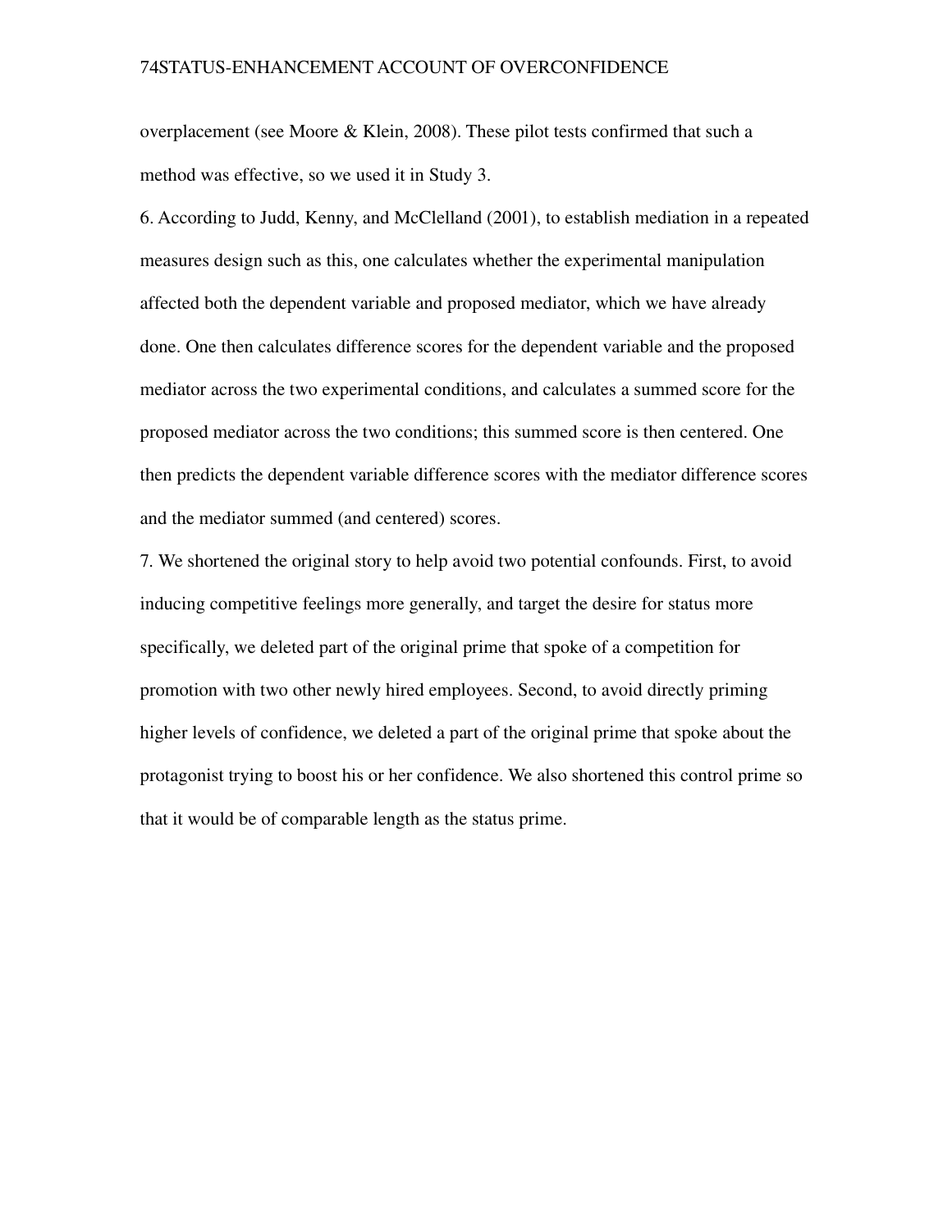overplacement (see Moore & Klein, 2008). These pilot tests confirmed that such a method was effective, so we used it in Study 3.

6. According to Judd, Kenny, and McClelland (2001), to establish mediation in a repeated measures design such as this, one calculates whether the experimental manipulation affected both the dependent variable and proposed mediator, which we have already done. One then calculates difference scores for the dependent variable and the proposed mediator across the two experimental conditions, and calculates a summed score for the proposed mediator across the two conditions; this summed score is then centered. One then predicts the dependent variable difference scores with the mediator difference scores and the mediator summed (and centered) scores.

7. We shortened the original story to help avoid two potential confounds. First, to avoid inducing competitive feelings more generally, and target the desire for status more specifically, we deleted part of the original prime that spoke of a competition for promotion with two other newly hired employees. Second, to avoid directly priming higher levels of confidence, we deleted a part of the original prime that spoke about the protagonist trying to boost his or her confidence. We also shortened this control prime so that it would be of comparable length as the status prime.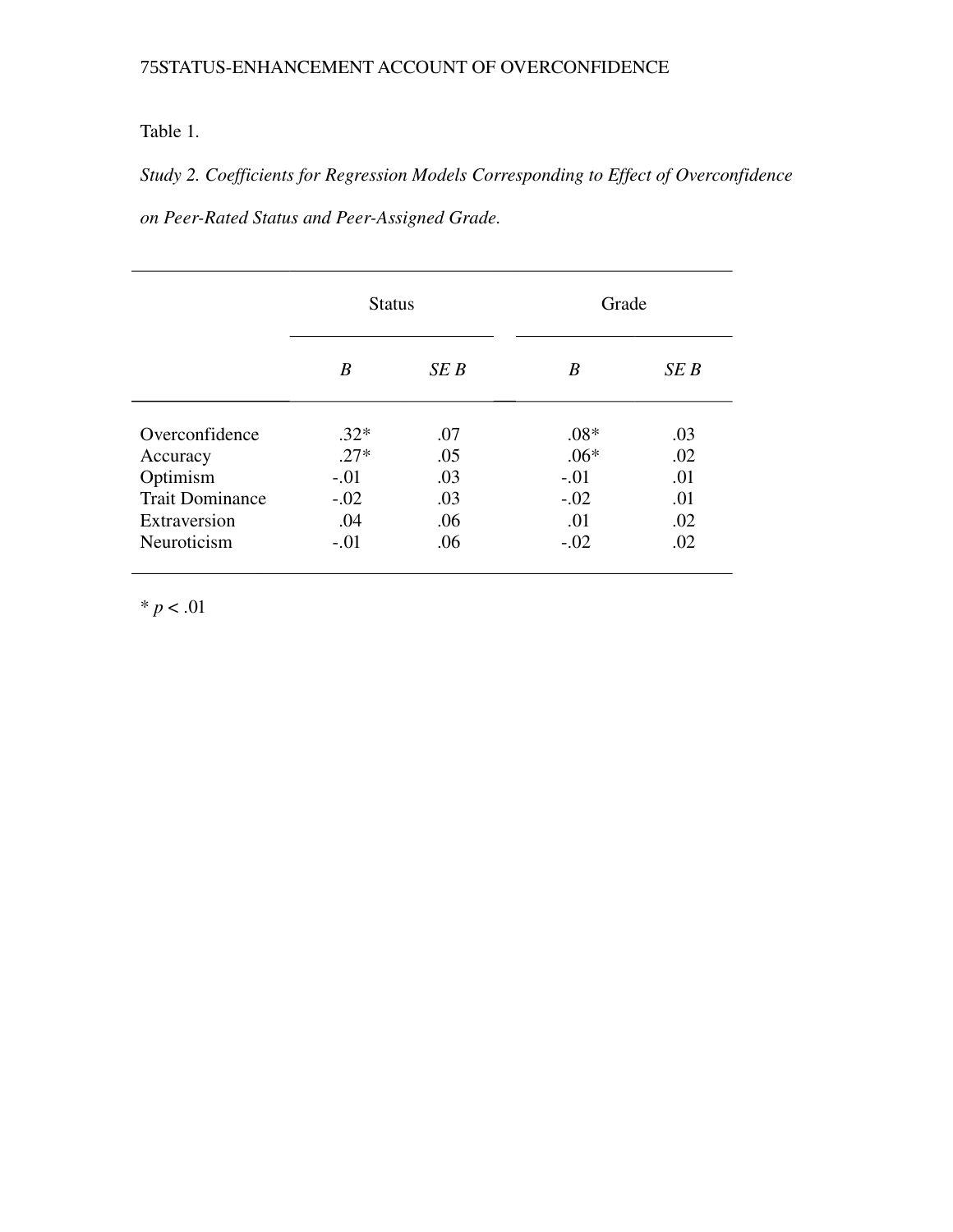Table 1.

*Study 2. Coefficients for Regression Models Corresponding to Effect of Overconfidence on Peer-Rated Status and Peer-Assigned Grade.*

| | Status | | Grade | |
|---|---|---|---|---|
| | *B* | *SE B* | *B* | *SE B* |
| Overconfidence | .32* | .07 | .08* | .03 |
| Accuracy | .27* | .05 | .06* | .02 |
| Optimism | -.01 | .03 | -.01 | .01 |
| Trait Dominance | -.02 | .03 | -.02 | .01 |
| Extraversion | .04 | .06 | .01 | .02 |
| Neuroticism | -.01 | .06 | -.02 | .02 |

\* $p < .01$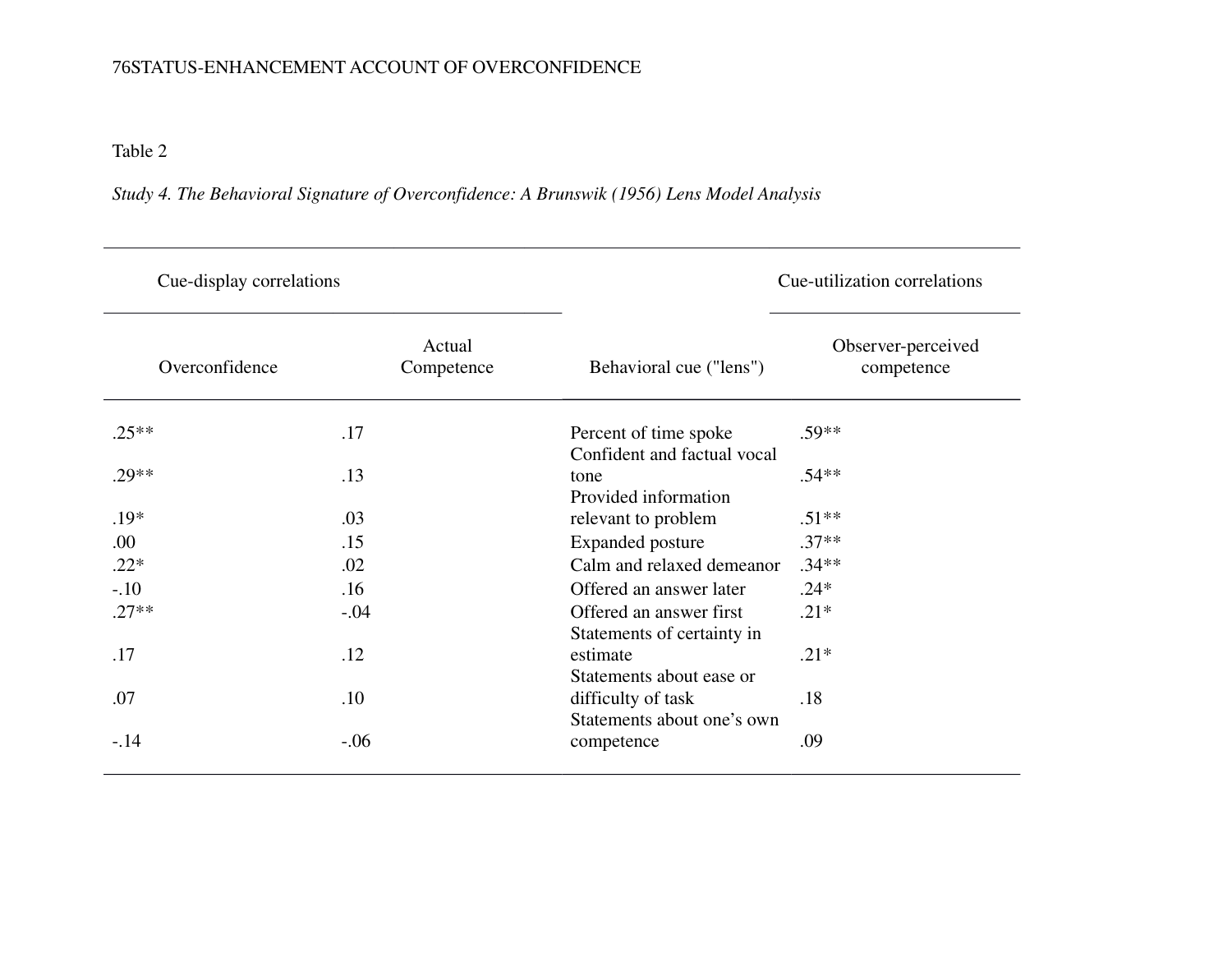Table 2

*Study 4. The Behavioral Signature of Overconfidence: A Brunswik (1956) Lens Model Analysis*

| Cue-display correlations | | | Cue-utilization correlations |
|---|---|---|---|
| Overconfidence | Actual Competence | Behavioral cue ("lens") | Observer-perceived competence |
| .25** | .17 | Percent of time spoke | .59** |
| .29** | .13 | Confident and factual vocal tone | .54** |
| .19* | .03 | Provided information relevant to problem | .51** |
| .00 | .15 | Expanded posture | .37** |
| .22* | .02 | Calm and relaxed demeanor | .34** |
| -.10 | .16 | Offered an answer later | .24* |
| .27** | -.04 | Offered an answer first | .21* |
| .17 | .12 | Statements of certainty in estimate | .21* |
| .07 | .10 | Statements about ease or difficulty of task | .18 |
| -.14 | -.06 | Statements about one's own competence | .09 |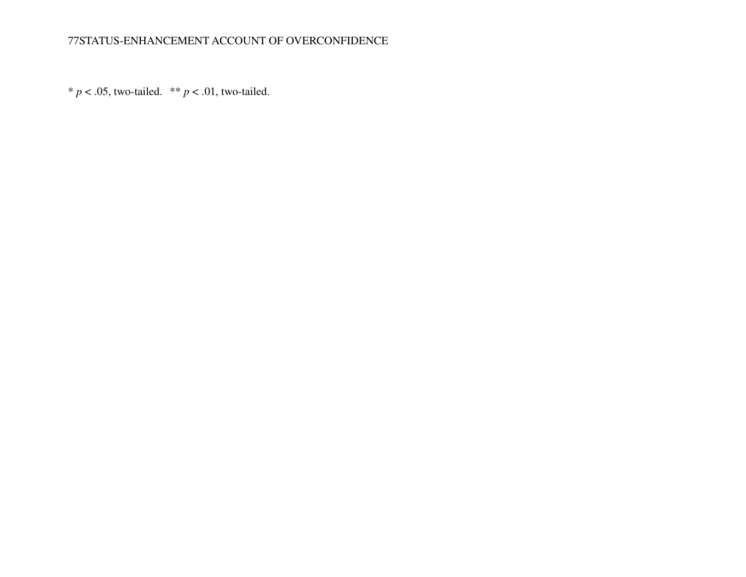* $p < .05$, two-tailed. ** $p < .01$, two-tailed.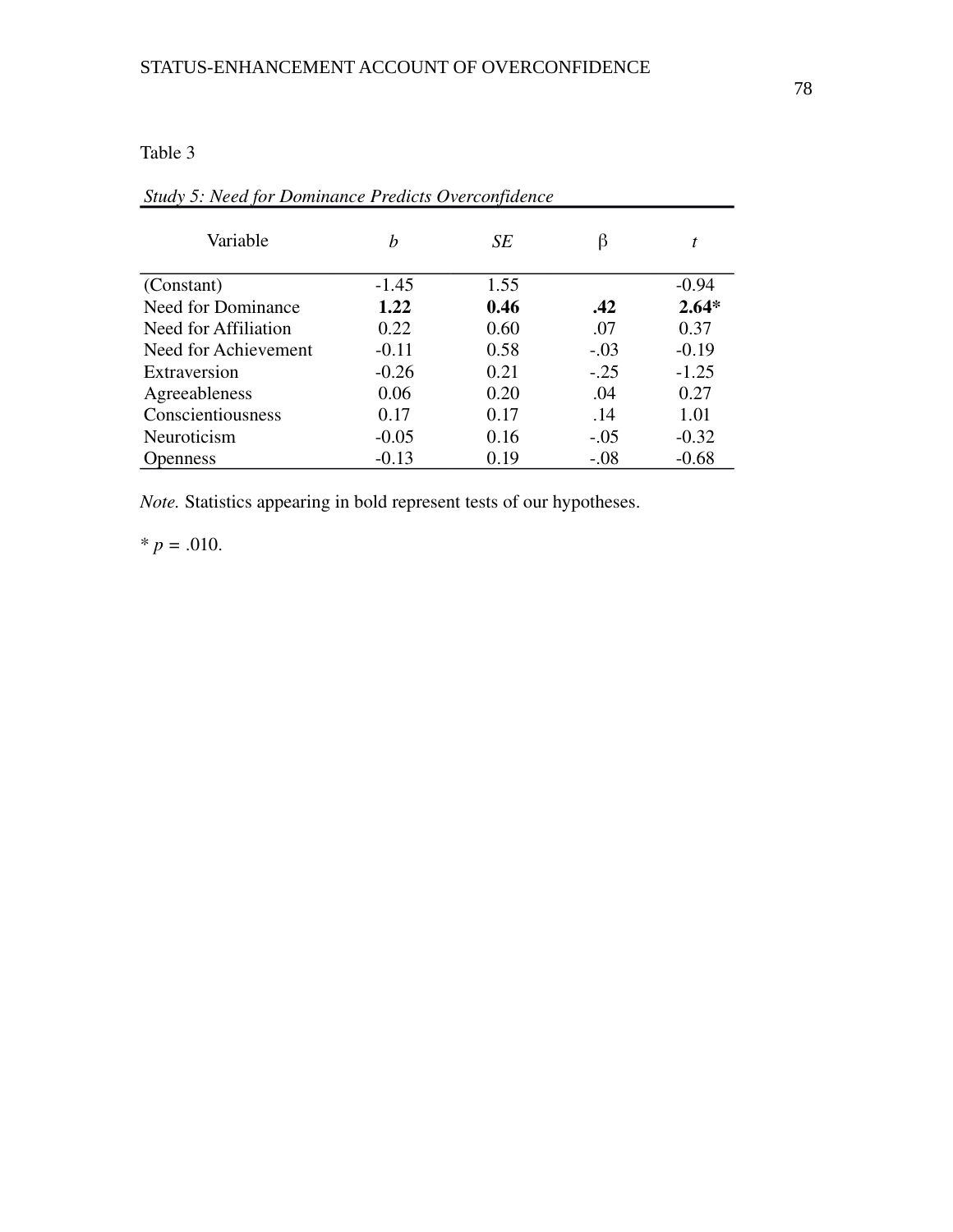Table 3

*Study 5: Need for Dominance Predicts Overconfidence*

| Variable | *b* | *SE* | β | *t* |
|---|---|---|---|---|
| (Constant) | -1.45 | 1.55 | | -0.94 |
| Need for Dominance | **1.22** | **0.46** | **.42** | **2.64*** |
| Need for Affiliation | 0.22 | 0.60 | .07 | 0.37 |
| Need for Achievement | -0.11 | 0.58 | -.03 | -0.19 |
| Extraversion | -0.26 | 0.21 | -.25 | -1.25 |
| Agreeableness | 0.06 | 0.20 | .04 | 0.27 |
| Conscientiousness | 0.17 | 0.17 | .14 | 1.01 |
| Neuroticism | -0.05 | 0.16 | -.05 | -0.32 |
| Openness | -0.13 | 0.19 | -.08 | -0.68 |

*Note.* Statistics appearing in bold represent tests of our hypotheses.

\* $p = .010$.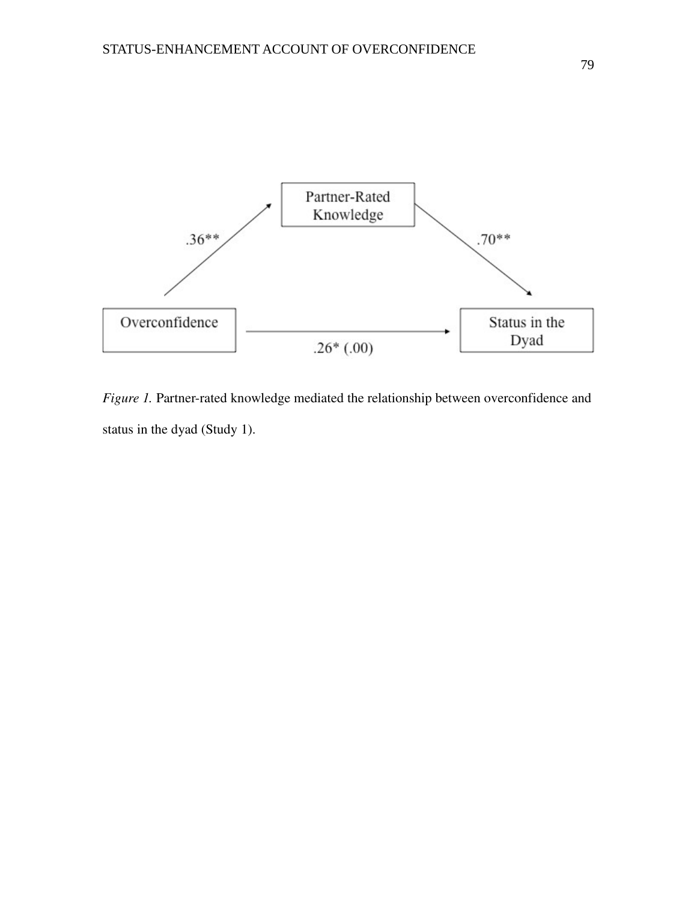Partner-Rated Knowledge

.36**

.70**

Overconfidence

Status in the Dyad

.26* (.00)

*Figure 1.* Partner-rated knowledge mediated the relationship between overconfidence and status in the dyad (Study 1).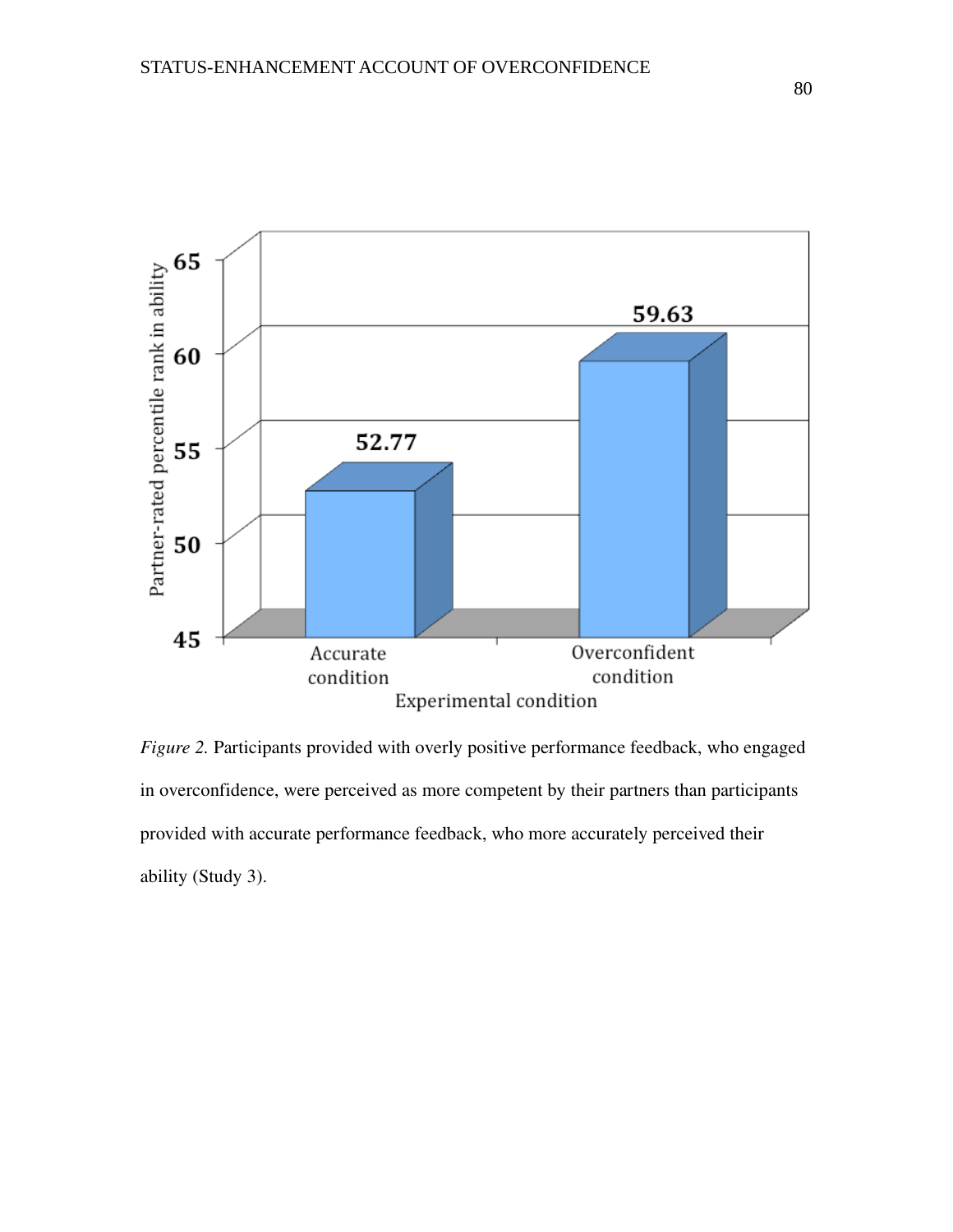*Figure 2.* Participants provided with overly positive performance feedback, who engaged in overconfidence, were perceived as more competent by their partners than participants provided with accurate performance feedback, who more accurately perceived their ability (Study 3).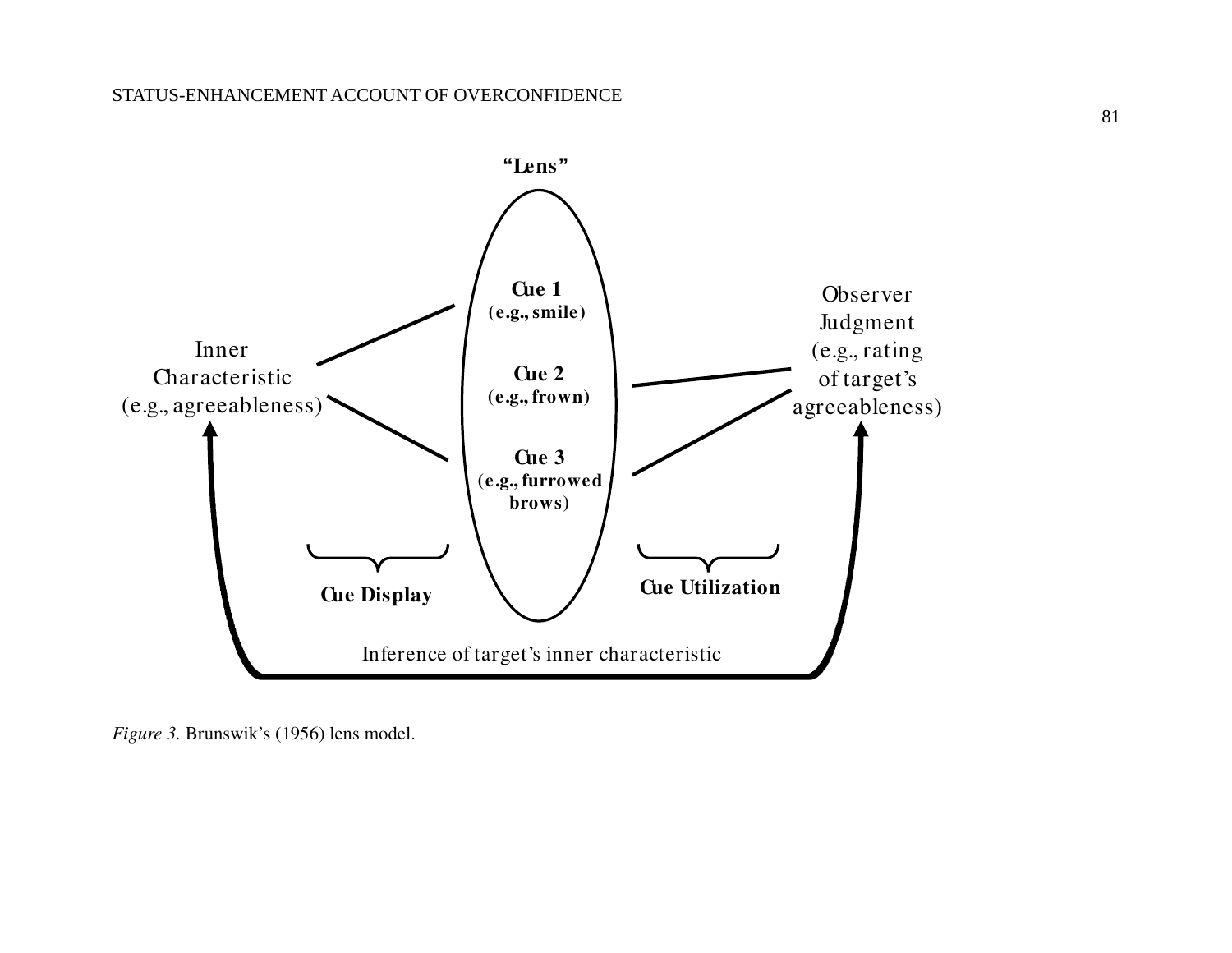"Lens"

Cue 1
(e.g., smile)

Cue 2
(e.g., frown)

Cue 3
(e.g., furrowed brows)

Inner Characteristic
(e.g., agreeableness)

Observer Judgment
(e.g., rating of target's agreeableness)

Cue Display

Cue Utilization

Inference of target's inner characteristic

*Figure 3.* Brunswik's (1956) lens model.